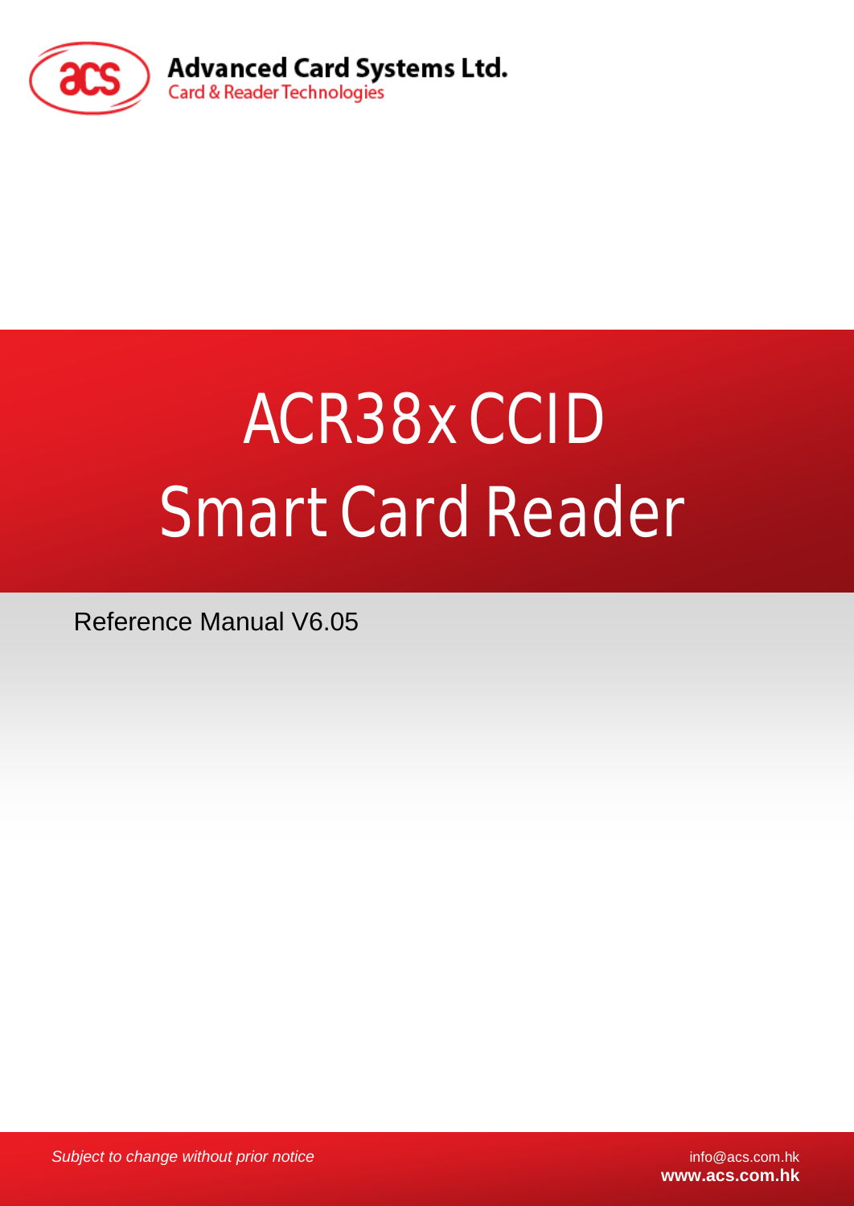Advanced Card Systems Ltd.
Card & Reader Technologies

# ACR38x CCID Smart Card Reader

Reference Manual V6.05

*Subject to change without prior notice*

info@acs.com.hk
**www.acs.com.hk**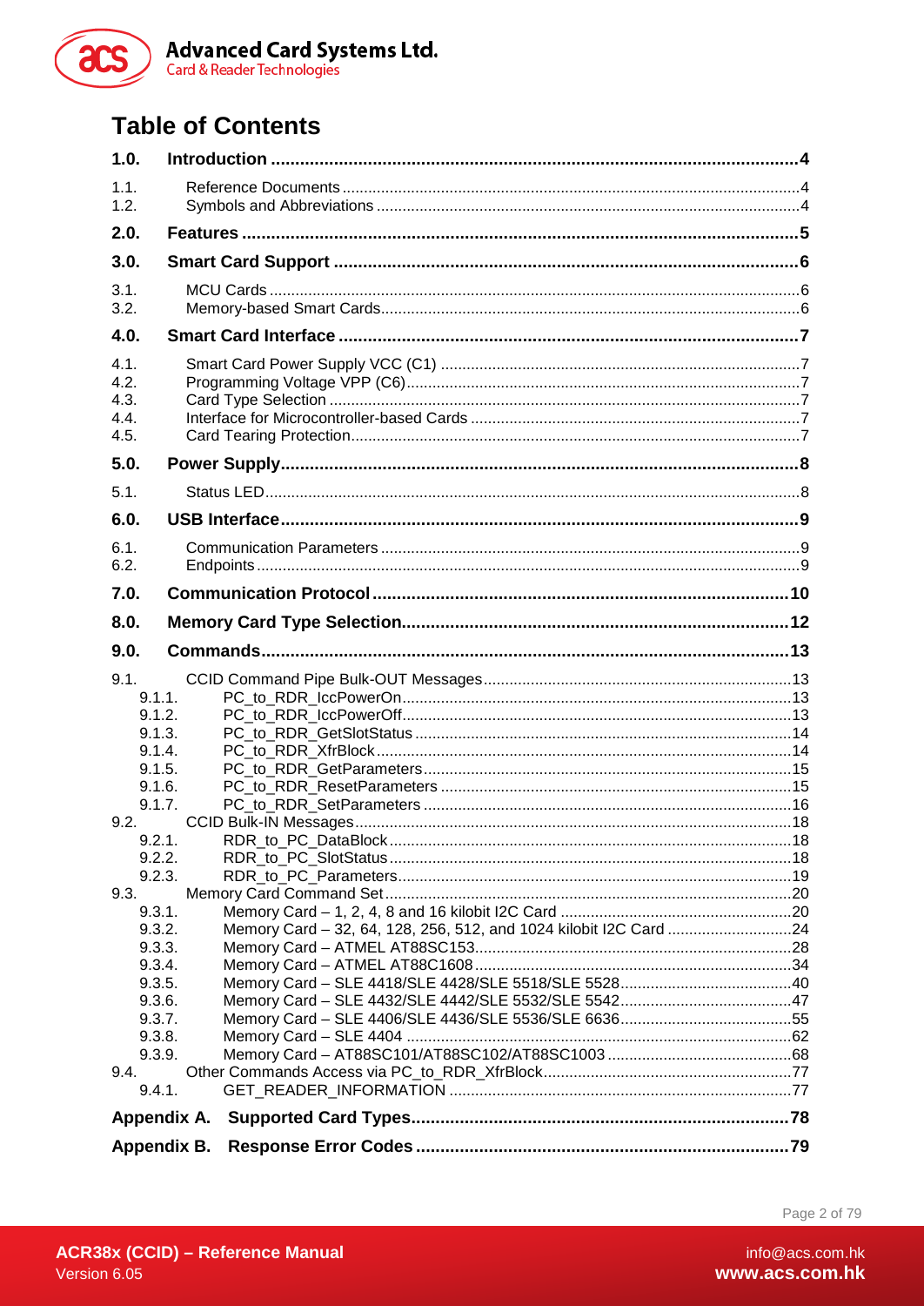# Table of Contents

**1.0. Introduction ... 4**

- 1.1. Reference Documents ... 4
- 1.2. Symbols and Abbreviations ... 4

**2.0. Features ... 5**

**3.0. Smart Card Support ... 6**

- 3.1. MCU Cards ... 6
- 3.2. Memory-based Smart Cards ... 6

**4.0. Smart Card Interface ... 7**

- 4.1. Smart Card Power Supply VCC (C1) ... 7
- 4.2. Programming Voltage VPP (C6) ... 7
- 4.3. Card Type Selection ... 7
- 4.4. Interface for Microcontroller-based Cards ... 7
- 4.5. Card Tearing Protection ... 7

**5.0. Power Supply ... 8**

- 5.1. Status LED ... 8

**6.0. USB Interface ... 9**

- 6.1. Communication Parameters ... 9
- 6.2. Endpoints ... 9

**7.0. Communication Protocol ... 10**

**8.0. Memory Card Type Selection ... 12**

**9.0. Commands ... 13**

- 9.1. CCID Command Pipe Bulk-OUT Messages ... 13
  - 9.1.1. PC_to_RDR_IccPowerOn ... 13
  - 9.1.2. PC_to_RDR_IccPowerOff ... 13
  - 9.1.3. PC_to_RDR_GetSlotStatus ... 14
  - 9.1.4. PC_to_RDR_XfrBlock ... 14
  - 9.1.5. PC_to_RDR_GetParameters ... 15
  - 9.1.6. PC_to_RDR_ResetParameters ... 15
  - 9.1.7. PC_to_RDR_SetParameters ... 16
- 9.2. CCID Bulk-IN Messages ... 18
  - 9.2.1. RDR_to_PC_DataBlock ... 18
  - 9.2.2. RDR_to_PC_SlotStatus ... 18
  - 9.2.3. RDR_to_PC_Parameters ... 19
- 9.3. Memory Card Command Set ... 20
  - 9.3.1. Memory Card – 1, 2, 4, 8 and 16 kilobit I2C Card ... 20
  - 9.3.2. Memory Card – 32, 64, 128, 256, 512, and 1024 kilobit I2C Card ... 24
  - 9.3.3. Memory Card – ATMEL AT88SC153 ... 28
  - 9.3.4. Memory Card – ATMEL AT88C1608 ... 34
  - 9.3.5. Memory Card – SLE 4418/SLE 4428/SLE 5518/SLE 5528 ... 40
  - 9.3.6. Memory Card – SLE 4432/SLE 4442/SLE 5532/SLE 5542 ... 47
  - 9.3.7. Memory Card – SLE 4406/SLE 4436/SLE 5536/SLE 6636 ... 55
  - 9.3.8. Memory Card – SLE 4404 ... 62
  - 9.3.9. Memory Card – AT88SC101/AT88SC102/AT88SC1003 ... 68
- 9.4. Other Commands Access via PC_to_RDR_XfrBlock ... 77
  - 9.4.1. GET_READER_INFORMATION ... 77

**Appendix A. Supported Card Types ... 78**

**Appendix B. Response Error Codes ... 79**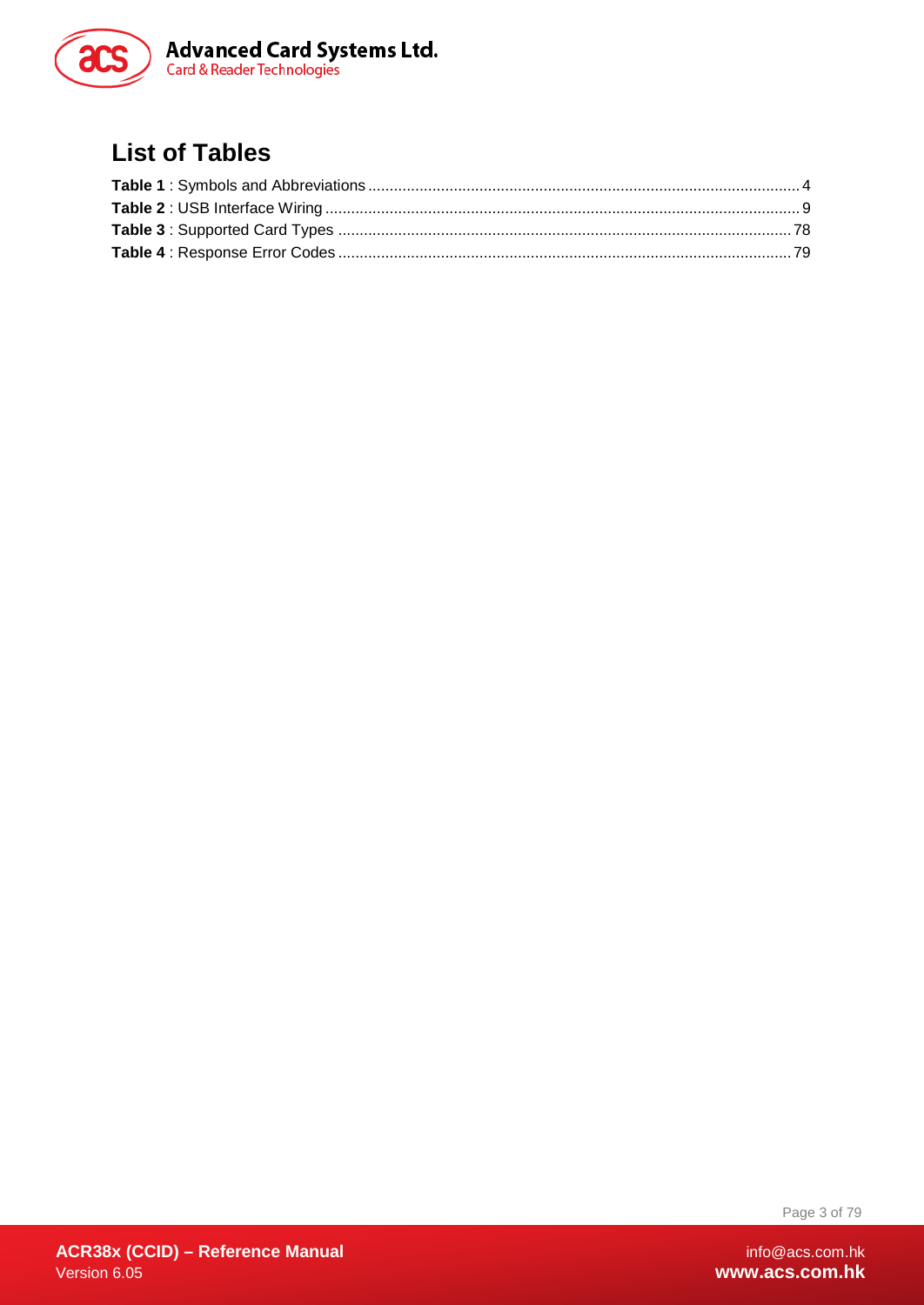## List of Tables

**Table 1** : Symbols and Abbreviations ........................................................................................................ 4

**Table 2** : USB Interface Wiring .................................................................................................................. 9

**Table 3** : Supported Card Types ............................................................................................................ 78

**Table 4** : Response Error Codes ............................................................................................................ 79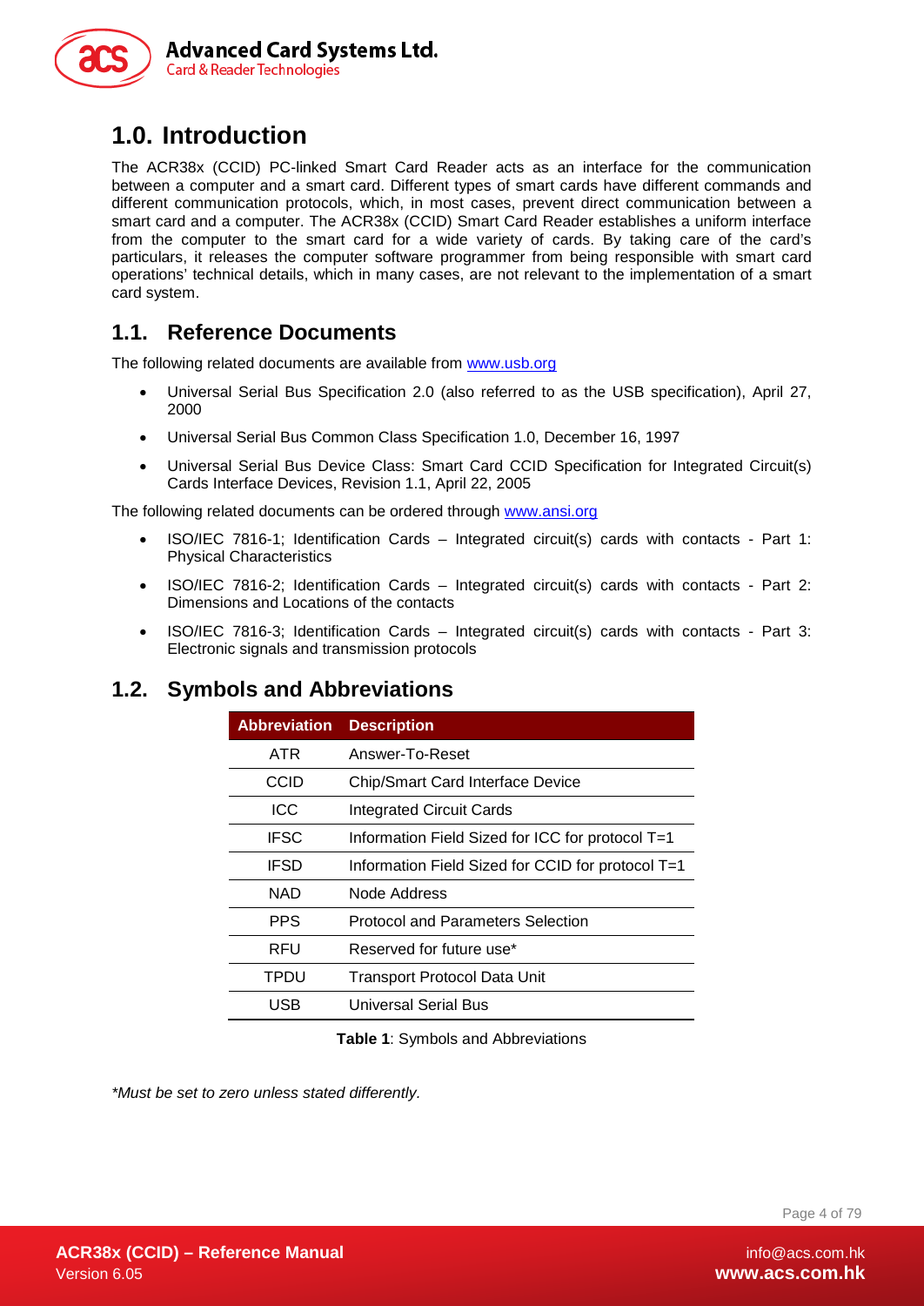# 1.0. Introduction

The ACR38x (CCID) PC-linked Smart Card Reader acts as an interface for the communication between a computer and a smart card. Different types of smart cards have different commands and different communication protocols, which, in most cases, prevent direct communication between a smart card and a computer. The ACR38x (CCID) Smart Card Reader establishes a uniform interface from the computer to the smart card for a wide variety of cards. By taking care of the card's particulars, it releases the computer software programmer from being responsible with smart card operations' technical details, which in many cases, are not relevant to the implementation of a smart card system.

## 1.1. Reference Documents

The following related documents are available from www.usb.org

- Universal Serial Bus Specification 2.0 (also referred to as the USB specification), April 27, 2000
- Universal Serial Bus Common Class Specification 1.0, December 16, 1997
- Universal Serial Bus Device Class: Smart Card CCID Specification for Integrated Circuit(s) Cards Interface Devices, Revision 1.1, April 22, 2005

The following related documents can be ordered through www.ansi.org

- ISO/IEC 7816-1; Identification Cards – Integrated circuit(s) cards with contacts - Part 1: Physical Characteristics
- ISO/IEC 7816-2; Identification Cards – Integrated circuit(s) cards with contacts - Part 2: Dimensions and Locations of the contacts
- ISO/IEC 7816-3; Identification Cards – Integrated circuit(s) cards with contacts - Part 3: Electronic signals and transmission protocols

## 1.2. Symbols and Abbreviations

| Abbreviation | Description |
|---|---|
| ATR | Answer-To-Reset |
| CCID | Chip/Smart Card Interface Device |
| ICC | Integrated Circuit Cards |
| IFSC | Information Field Sized for ICC for protocol T=1 |
| IFSD | Information Field Sized for CCID for protocol T=1 |
| NAD | Node Address |
| PPS | Protocol and Parameters Selection |
| RFU | Reserved for future use* |
| TPDU | Transport Protocol Data Unit |
| USB | Universal Serial Bus |

**Table 1**: Symbols and Abbreviations

*\*Must be set to zero unless stated differently.*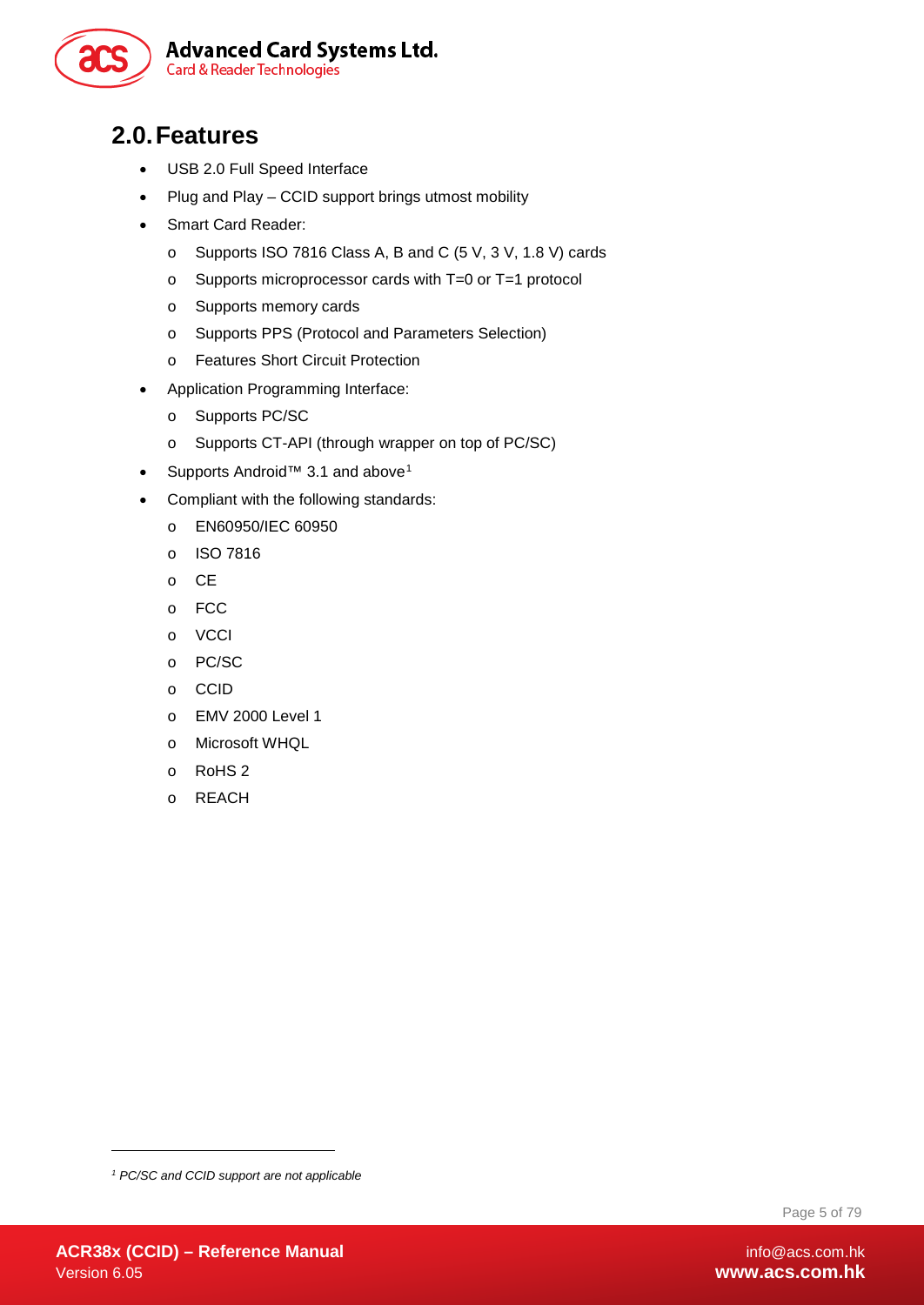# 2.0. Features

- USB 2.0 Full Speed Interface
- Plug and Play – CCID support brings utmost mobility
- Smart Card Reader:
    - Supports ISO 7816 Class A, B and C (5 V, 3 V, 1.8 V) cards
    - Supports microprocessor cards with T=0 or T=1 protocol
    - Supports memory cards
    - Supports PPS (Protocol and Parameters Selection)
    - Features Short Circuit Protection
- Application Programming Interface:
    - Supports PC/SC
    - Supports CT-API (through wrapper on top of PC/SC)
- Supports Android™ 3.1 and above[1]
- Compliant with the following standards:
    - EN60950/IEC 60950
    - ISO 7816
    - CE
    - FCC
    - VCCI
    - PC/SC
    - CCID
    - EMV 2000 Level 1
    - Microsoft WHQL
    - RoHS 2
    - REACH

---

[1] *PC/SC and CCID support are not applicable*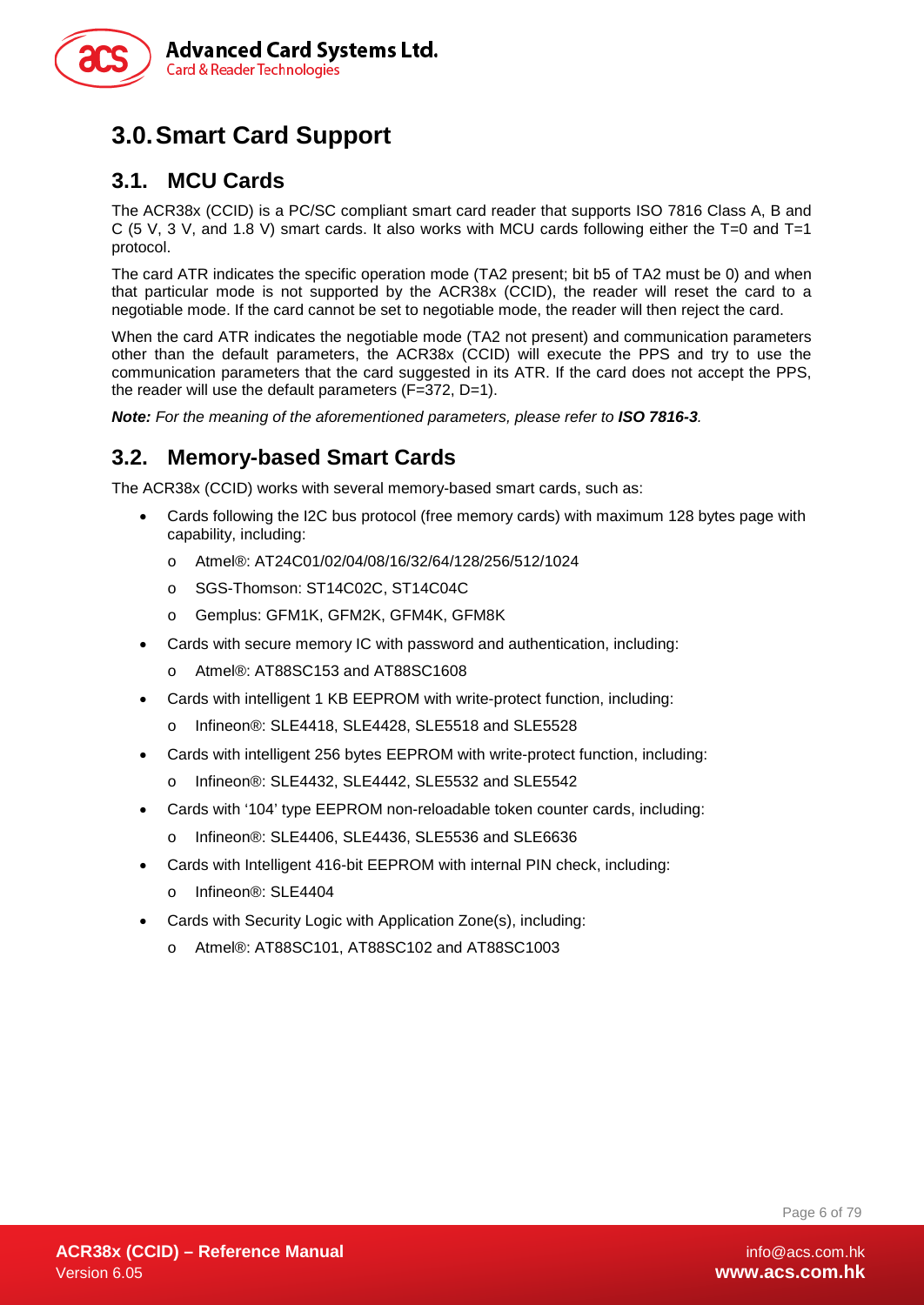# 3.0. Smart Card Support

## 3.1. MCU Cards

The ACR38x (CCID) is a PC/SC compliant smart card reader that supports ISO 7816 Class A, B and C (5 V, 3 V, and 1.8 V) smart cards. It also works with MCU cards following either the T=0 and T=1 protocol.

The card ATR indicates the specific operation mode (TA2 present; bit b5 of TA2 must be 0) and when that particular mode is not supported by the ACR38x (CCID), the reader will reset the card to a negotiable mode. If the card cannot be set to negotiable mode, the reader will then reject the card.

When the card ATR indicates the negotiable mode (TA2 not present) and communication parameters other than the default parameters, the ACR38x (CCID) will execute the PPS and try to use the communication parameters that the card suggested in its ATR. If the card does not accept the PPS, the reader will use the default parameters (F=372, D=1).

***Note:*** *For the meaning of the aforementioned parameters, please refer to* ***ISO 7816-3****.*

## 3.2. Memory-based Smart Cards

The ACR38x (CCID) works with several memory-based smart cards, such as:

- Cards following the I2C bus protocol (free memory cards) with maximum 128 bytes page with capability, including:
  - Atmel®: AT24C01/02/04/08/16/32/64/128/256/512/1024
  - SGS-Thomson: ST14C02C, ST14C04C
  - Gemplus: GFM1K, GFM2K, GFM4K, GFM8K
- Cards with secure memory IC with password and authentication, including:
  - Atmel®: AT88SC153 and AT88SC1608
- Cards with intelligent 1 KB EEPROM with write-protect function, including:
  - Infineon®: SLE4418, SLE4428, SLE5518 and SLE5528
- Cards with intelligent 256 bytes EEPROM with write-protect function, including:
  - Infineon®: SLE4432, SLE4442, SLE5532 and SLE5542
- Cards with '104' type EEPROM non-reloadable token counter cards, including:
  - Infineon®: SLE4406, SLE4436, SLE5536 and SLE6636
- Cards with Intelligent 416-bit EEPROM with internal PIN check, including:
  - Infineon®: SLE4404
- Cards with Security Logic with Application Zone(s), including:
  - Atmel®: AT88SC101, AT88SC102 and AT88SC1003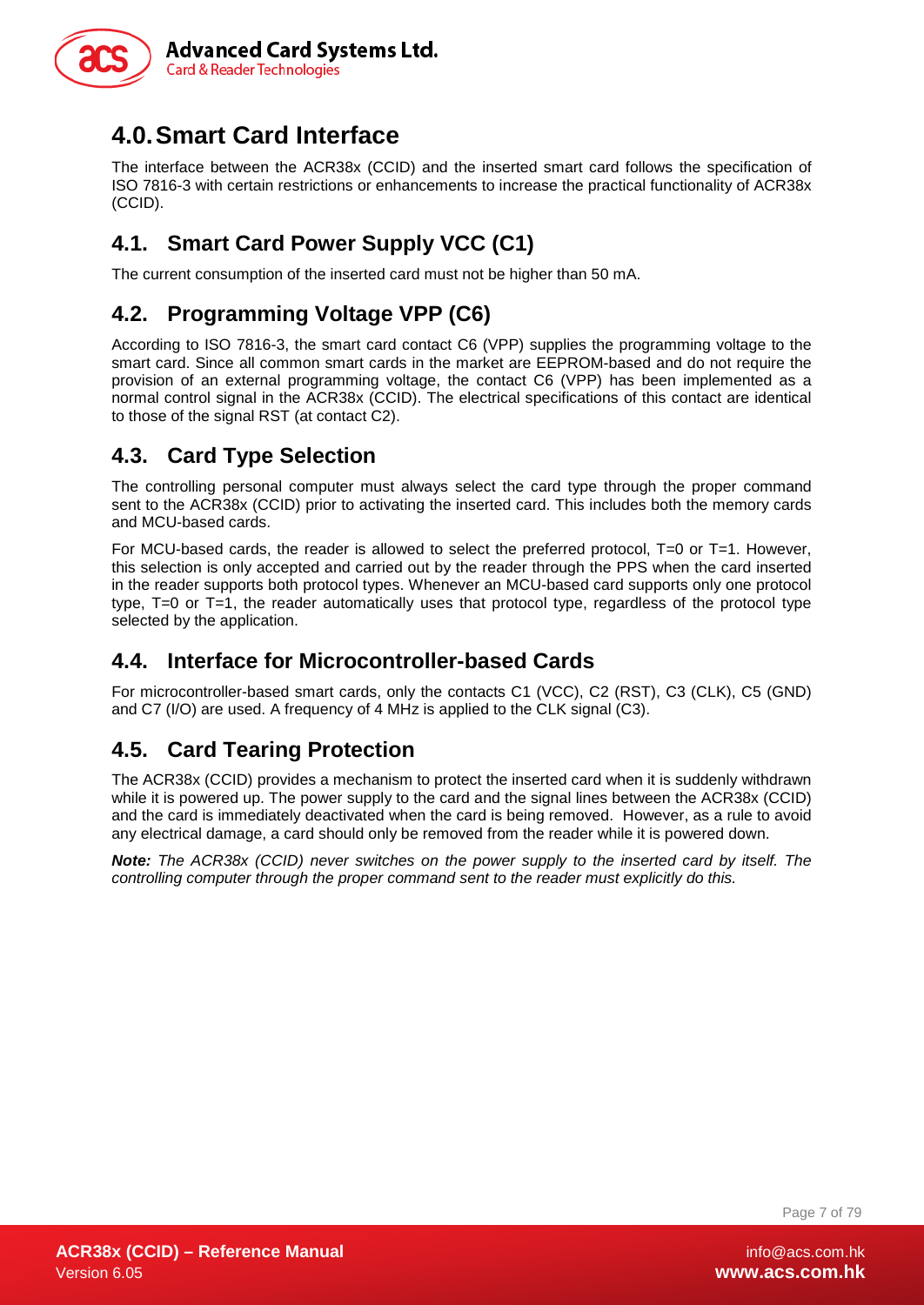# 4.0. Smart Card Interface

The interface between the ACR38x (CCID) and the inserted smart card follows the specification of ISO 7816-3 with certain restrictions or enhancements to increase the practical functionality of ACR38x (CCID).

## 4.1. Smart Card Power Supply VCC (C1)

The current consumption of the inserted card must not be higher than 50 mA.

## 4.2. Programming Voltage VPP (C6)

According to ISO 7816-3, the smart card contact C6 (VPP) supplies the programming voltage to the smart card. Since all common smart cards in the market are EEPROM-based and do not require the provision of an external programming voltage, the contact C6 (VPP) has been implemented as a normal control signal in the ACR38x (CCID). The electrical specifications of this contact are identical to those of the signal RST (at contact C2).

## 4.3. Card Type Selection

The controlling personal computer must always select the card type through the proper command sent to the ACR38x (CCID) prior to activating the inserted card. This includes both the memory cards and MCU-based cards.

For MCU-based cards, the reader is allowed to select the preferred protocol, T=0 or T=1. However, this selection is only accepted and carried out by the reader through the PPS when the card inserted in the reader supports both protocol types. Whenever an MCU-based card supports only one protocol type, T=0 or T=1, the reader automatically uses that protocol type, regardless of the protocol type selected by the application.

## 4.4. Interface for Microcontroller-based Cards

For microcontroller-based smart cards, only the contacts C1 (VCC), C2 (RST), C3 (CLK), C5 (GND) and C7 (I/O) are used. A frequency of 4 MHz is applied to the CLK signal (C3).

## 4.5. Card Tearing Protection

The ACR38x (CCID) provides a mechanism to protect the inserted card when it is suddenly withdrawn while it is powered up. The power supply to the card and the signal lines between the ACR38x (CCID) and the card is immediately deactivated when the card is being removed. However, as a rule to avoid any electrical damage, a card should only be removed from the reader while it is powered down.

***Note:*** *The ACR38x (CCID) never switches on the power supply to the inserted card by itself. The controlling computer through the proper command sent to the reader must explicitly do this.*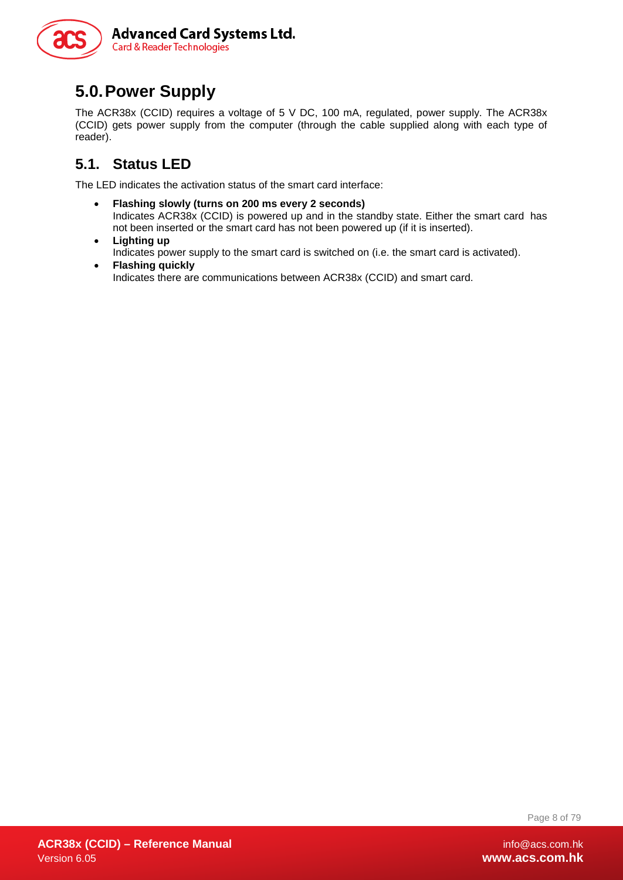# 5.0. Power Supply

The ACR38x (CCID) requires a voltage of 5 V DC, 100 mA, regulated, power supply. The ACR38x (CCID) gets power supply from the computer (through the cable supplied along with each type of reader).

## 5.1. Status LED

The LED indicates the activation status of the smart card interface:

- **Flashing slowly (turns on 200 ms every 2 seconds)**
  Indicates ACR38x (CCID) is powered up and in the standby state. Either the smart card has not been inserted or the smart card has not been powered up (if it is inserted).
- **Lighting up**
  Indicates power supply to the smart card is switched on (i.e. the smart card is activated).
- **Flashing quickly**
  Indicates there are communications between ACR38x (CCID) and smart card.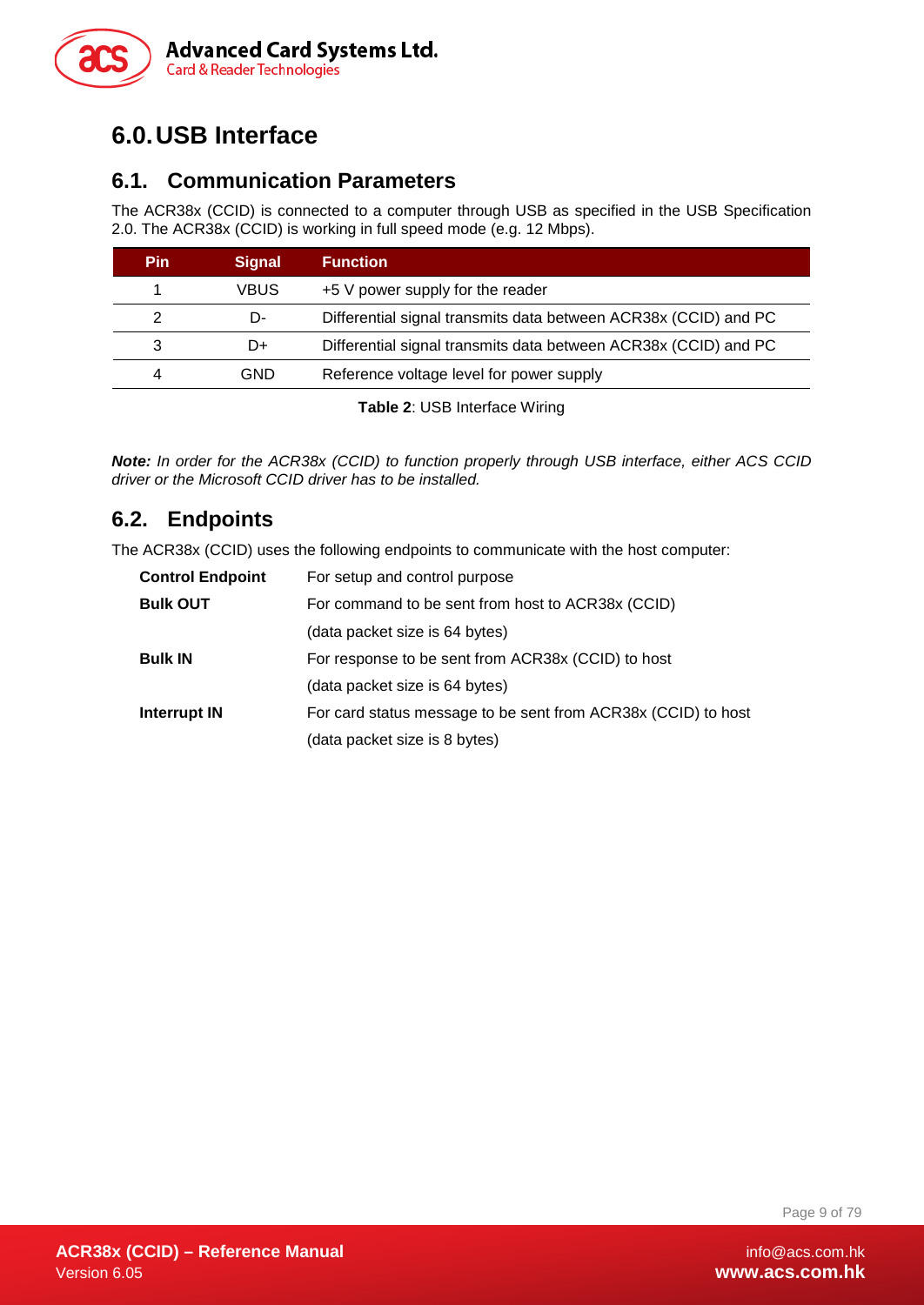# 6.0. USB Interface

## 6.1. Communication Parameters

The ACR38x (CCID) is connected to a computer through USB as specified in the USB Specification 2.0. The ACR38x (CCID) is working in full speed mode (e.g. 12 Mbps).

| Pin | Signal | Function |
|---|---|---|
| 1 | VBUS | +5 V power supply for the reader |
| 2 | D- | Differential signal transmits data between ACR38x (CCID) and PC |
| 3 | D+ | Differential signal transmits data between ACR38x (CCID) and PC |
| 4 | GND | Reference voltage level for power supply |

**Table 2**: USB Interface Wiring

***Note:*** *In order for the ACR38x (CCID) to function properly through USB interface, either ACS CCID driver or the Microsoft CCID driver has to be installed.*

## 6.2. Endpoints

The ACR38x (CCID) uses the following endpoints to communicate with the host computer:

**Control Endpoint** For setup and control purpose

**Bulk OUT** For command to be sent from host to ACR38x (CCID)
(data packet size is 64 bytes)

**Bulk IN** For response to be sent from ACR38x (CCID) to host
(data packet size is 64 bytes)

**Interrupt IN** For card status message to be sent from ACR38x (CCID) to host
(data packet size is 8 bytes)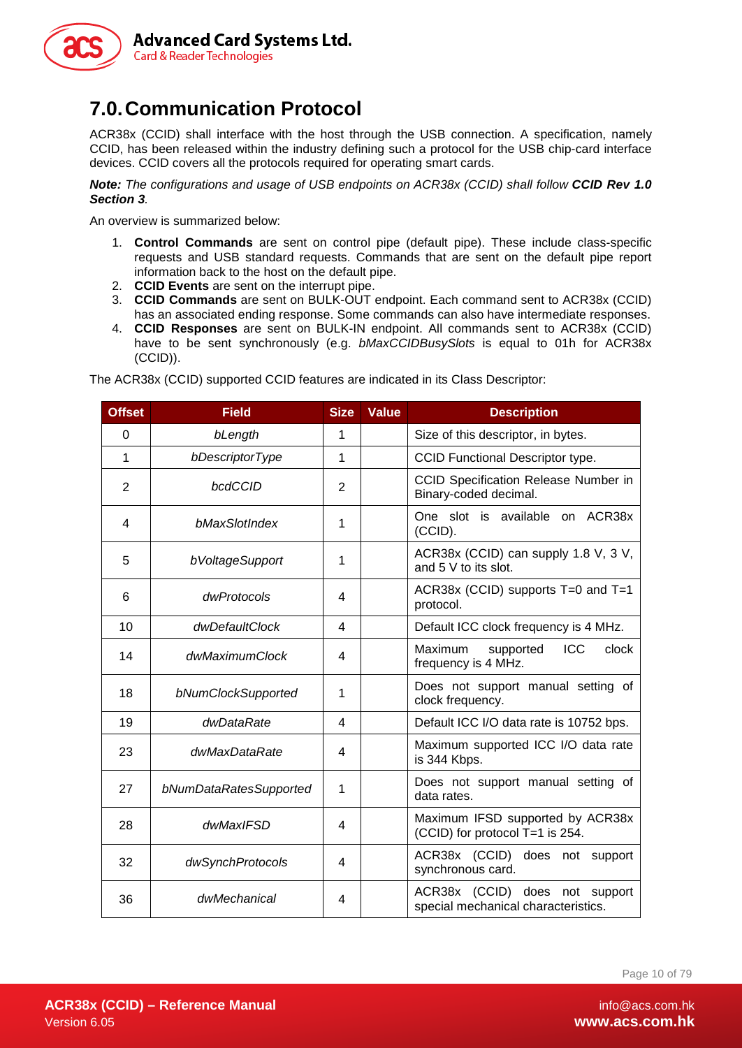# 7.0. Communication Protocol

ACR38x (CCID) shall interface with the host through the USB connection. A specification, namely CCID, has been released within the industry defining such a protocol for the USB chip-card interface devices. CCID covers all the protocols required for operating smart cards.

***Note:** The configurations and usage of USB endpoints on ACR38x (CCID) shall follow **CCID Rev 1.0 Section 3**.*

An overview is summarized below:

1. **Control Commands** are sent on control pipe (default pipe). These include class-specific requests and USB standard requests. Commands that are sent on the default pipe report information back to the host on the default pipe.
2. **CCID Events** are sent on the interrupt pipe.
3. **CCID Commands** are sent on BULK-OUT endpoint. Each command sent to ACR38x (CCID) has an associated ending response. Some commands can also have intermediate responses.
4. **CCID Responses** are sent on BULK-IN endpoint. All commands sent to ACR38x (CCID) have to be sent synchronously (e.g. *bMaxCCIDBusySlots* is equal to 01h for ACR38x (CCID)).

The ACR38x (CCID) supported CCID features are indicated in its Class Descriptor:

| Offset | Field | Size | Value | Description |
|---|---|---|---|---|
| 0 | *bLength* | 1 | | Size of this descriptor, in bytes. |
| 1 | *bDescriptorType* | 1 | | CCID Functional Descriptor type. |
| 2 | *bcdCCID* | 2 | | CCID Specification Release Number in Binary-coded decimal. |
| 4 | *bMaxSlotIndex* | 1 | | One slot is available on ACR38x (CCID). |
| 5 | *bVoltageSupport* | 1 | | ACR38x (CCID) can supply 1.8 V, 3 V, and 5 V to its slot. |
| 6 | *dwProtocols* | 4 | | ACR38x (CCID) supports T=0 and T=1 protocol. |
| 10 | *dwDefaultClock* | 4 | | Default ICC clock frequency is 4 MHz. |
| 14 | *dwMaximumClock* | 4 | | Maximum supported ICC clock frequency is 4 MHz. |
| 18 | *bNumClockSupported* | 1 | | Does not support manual setting of clock frequency. |
| 19 | *dwDataRate* | 4 | | Default ICC I/O data rate is 10752 bps. |
| 23 | *dwMaxDataRate* | 4 | | Maximum supported ICC I/O data rate is 344 Kbps. |
| 27 | *bNumDataRatesSupported* | 1 | | Does not support manual setting of data rates. |
| 28 | *dwMaxIFSD* | 4 | | Maximum IFSD supported by ACR38x (CCID) for protocol T=1 is 254. |
| 32 | *dwSynchProtocols* | 4 | | ACR38x (CCID) does not support synchronous card. |
| 36 | *dwMechanical* | 4 | | ACR38x (CCID) does not support special mechanical characteristics. |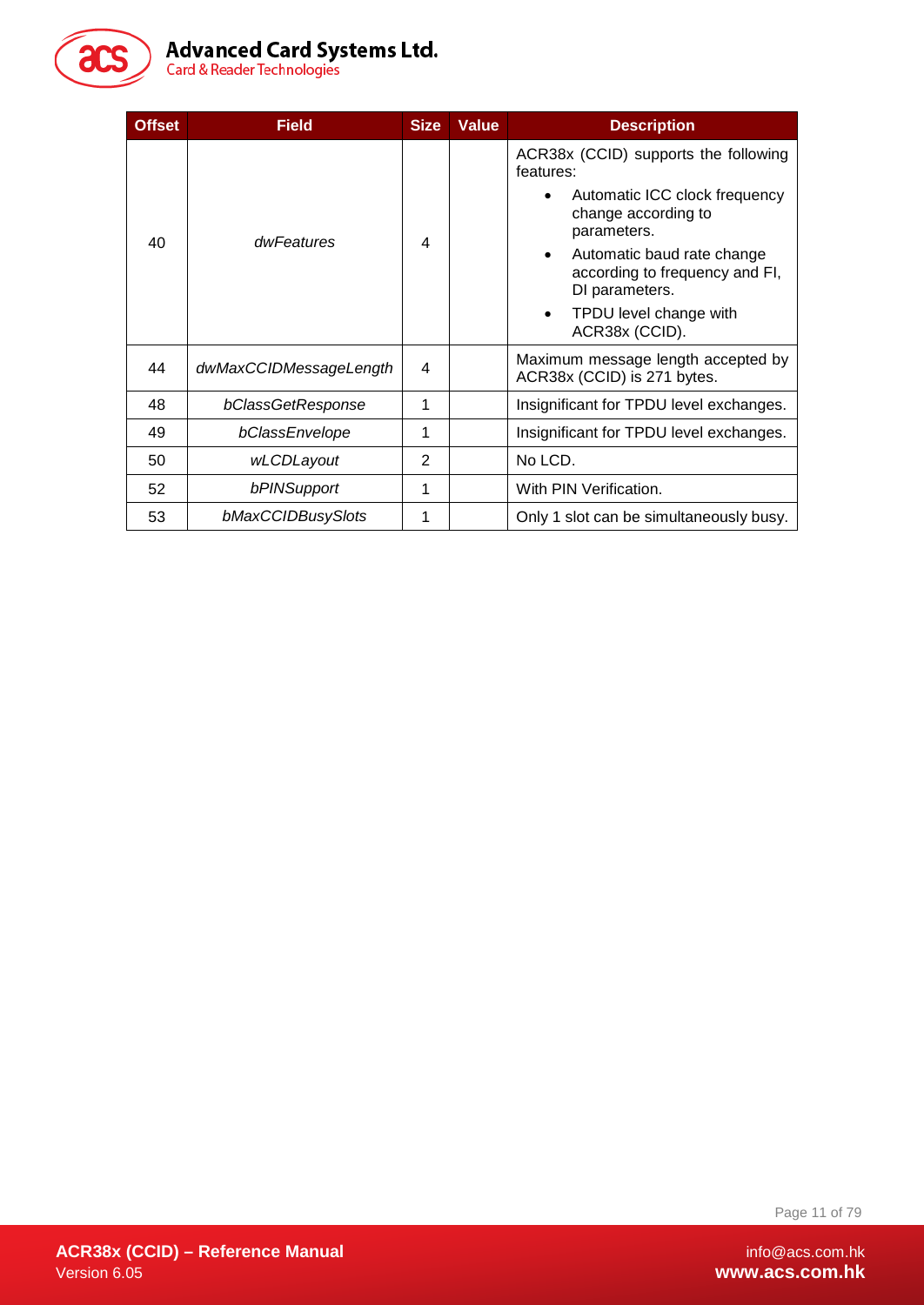| Offset | Field | Size | Value | Description |
|---|---|---|---|---|
| 40 | *dwFeatures* | 4 | | ACR38x (CCID) supports the following features:<br>• Automatic ICC clock frequency change according to parameters.<br>• Automatic baud rate change according to frequency and FI, DI parameters.<br>• TPDU level change with ACR38x (CCID). |
| 44 | *dwMaxCCIDMessageLength* | 4 | | Maximum message length accepted by ACR38x (CCID) is 271 bytes. |
| 48 | *bClassGetResponse* | 1 | | Insignificant for TPDU level exchanges. |
| 49 | *bClassEnvelope* | 1 | | Insignificant for TPDU level exchanges. |
| 50 | *wLCDLayout* | 2 | | No LCD. |
| 52 | *bPINSupport* | 1 | | With PIN Verification. |
| 53 | *bMaxCCIDBusySlots* | 1 | | Only 1 slot can be simultaneously busy. |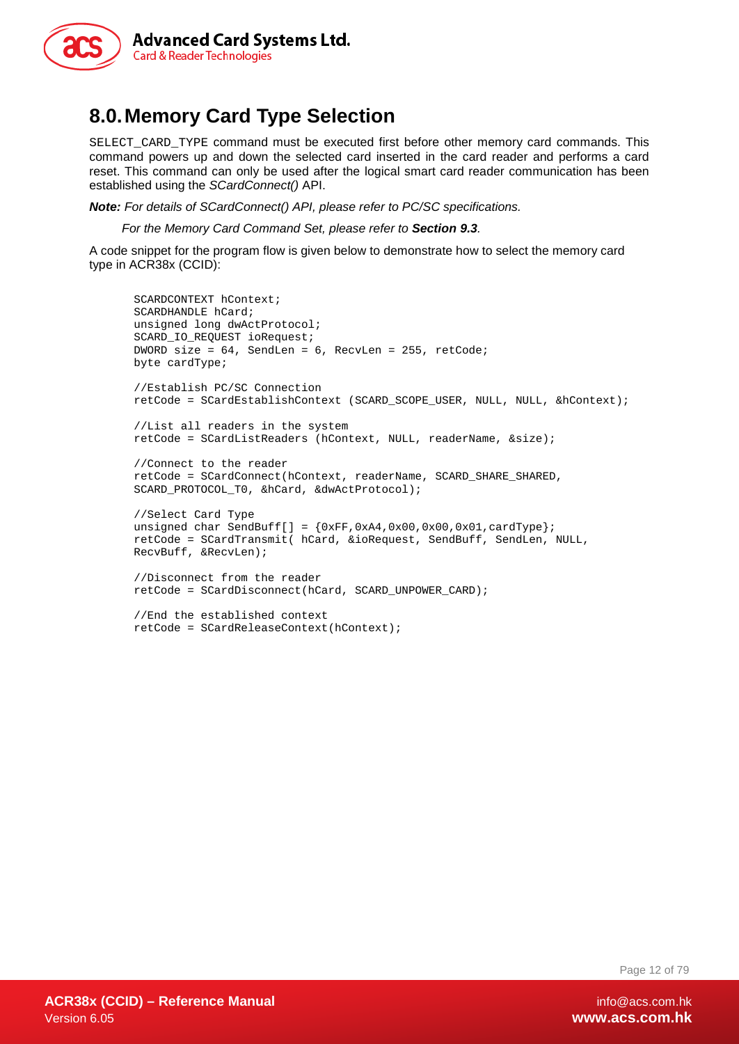# 8.0. Memory Card Type Selection

SELECT_CARD_TYPE command must be executed first before other memory card commands. This command powers up and down the selected card inserted in the card reader and performs a card reset. This command can only be used after the logical smart card reader communication has been established using the *SCardConnect()* API.

***Note:*** *For details of SCardConnect() API, please refer to PC/SC specifications.*

*For the Memory Card Command Set, please refer to **Section 9.3**.*

A code snippet for the program flow is given below to demonstrate how to select the memory card type in ACR38x (CCID):

```
SCARDCONTEXT hContext;
SCARDHANDLE hCard;
unsigned long dwActProtocol;
SCARD_IO_REQUEST ioRequest;
DWORD size = 64, SendLen = 6, RecvLen = 255, retCode;
byte cardType;

//Establish PC/SC Connection
retCode = SCardEstablishContext (SCARD_SCOPE_USER, NULL, NULL, &hContext);

//List all readers in the system
retCode = SCardListReaders (hContext, NULL, readerName, &size);

//Connect to the reader
retCode = SCardConnect(hContext, readerName, SCARD_SHARE_SHARED,
SCARD_PROTOCOL_T0, &hCard, &dwActProtocol);

//Select Card Type
unsigned char SendBuff[] = {0xFF,0xA4,0x00,0x00,0x01,cardType};
retCode = SCardTransmit( hCard, &ioRequest, SendBuff, SendLen, NULL,
RecvBuff, &RecvLen);

//Disconnect from the reader
retCode = SCardDisconnect(hCard, SCARD_UNPOWER_CARD);

//End the established context
retCode = SCardReleaseContext(hContext);
```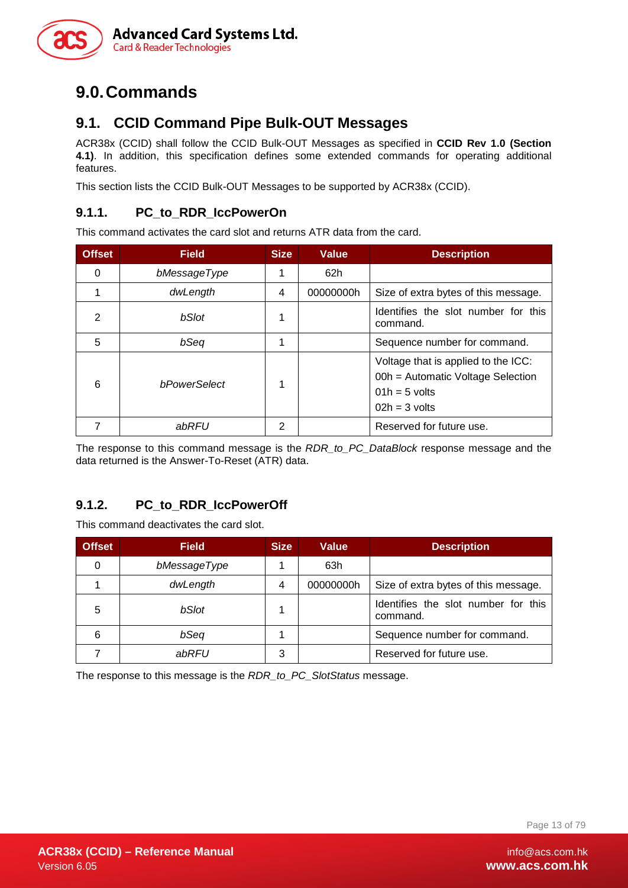# 9.0. Commands

## 9.1. CCID Command Pipe Bulk-OUT Messages

ACR38x (CCID) shall follow the CCID Bulk-OUT Messages as specified in **CCID Rev 1.0 (Section 4.1)**. In addition, this specification defines some extended commands for operating additional features.

This section lists the CCID Bulk-OUT Messages to be supported by ACR38x (CCID).

### 9.1.1. PC_to_RDR_IccPowerOn

This command activates the card slot and returns ATR data from the card.

| Offset | Field | Size | Value | Description |
|---|---|---|---|---|
| 0 | *bMessageType* | 1 | 62h | |
| 1 | *dwLength* | 4 | 00000000h | Size of extra bytes of this message. |
| 2 | *bSlot* | 1 | | Identifies the slot number for this command. |
| 5 | *bSeq* | 1 | | Sequence number for command. |
| 6 | *bPowerSelect* | 1 | | Voltage that is applied to the ICC:<br>00h = Automatic Voltage Selection<br>01h = 5 volts<br>02h = 3 volts |
| 7 | *abRFU* | 2 | | Reserved for future use. |

The response to this command message is the *RDR_to_PC_DataBlock* response message and the data returned is the Answer-To-Reset (ATR) data.

### 9.1.2. PC_to_RDR_IccPowerOff

This command deactivates the card slot.

| Offset | Field | Size | Value | Description |
|---|---|---|---|---|
| 0 | *bMessageType* | 1 | 63h | |
| 1 | *dwLength* | 4 | 00000000h | Size of extra bytes of this message. |
| 5 | *bSlot* | 1 | | Identifies the slot number for this command. |
| 6 | *bSeq* | 1 | | Sequence number for command. |
| 7 | *abRFU* | 3 | | Reserved for future use. |

The response to this message is the *RDR_to_PC_SlotStatus* message.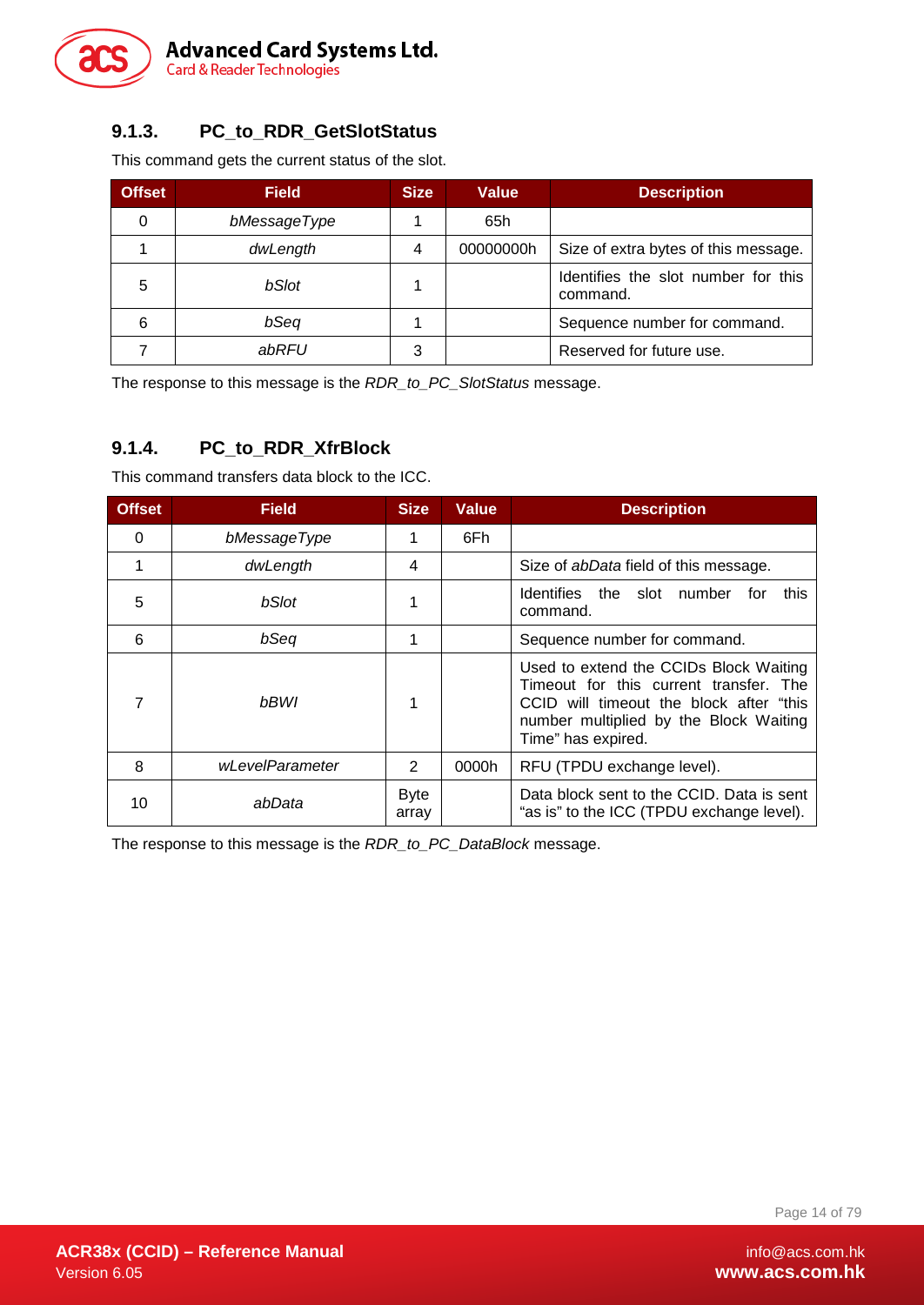### 9.1.3. PC_to_RDR_GetSlotStatus

This command gets the current status of the slot.

| Offset | Field | Size | Value | Description |
|---|---|---|---|---|
| 0 | *bMessageType* | 1 | 65h | |
| 1 | *dwLength* | 4 | 00000000h | Size of extra bytes of this message. |
| 5 | *bSlot* | 1 | | Identifies the slot number for this command. |
| 6 | *bSeq* | 1 | | Sequence number for command. |
| 7 | *abRFU* | 3 | | Reserved for future use. |

The response to this message is the *RDR_to_PC_SlotStatus* message.

### 9.1.4. PC_to_RDR_XfrBlock

This command transfers data block to the ICC.

| Offset | Field | Size | Value | Description |
|---|---|---|---|---|
| 0 | *bMessageType* | 1 | 6Fh | |
| 1 | *dwLength* | 4 | | Size of *abData* field of this message. |
| 5 | *bSlot* | 1 | | Identifies the slot number for this command. |
| 6 | *bSeq* | 1 | | Sequence number for command. |
| 7 | *bBWI* | 1 | | Used to extend the CCIDs Block Waiting Timeout for this current transfer. The CCID will timeout the block after "this number multiplied by the Block Waiting Time" has expired. |
| 8 | *wLevelParameter* | 2 | 0000h | RFU (TPDU exchange level). |
| 10 | *abData* | Byte array | | Data block sent to the CCID. Data is sent "as is" to the ICC (TPDU exchange level). |

The response to this message is the *RDR_to_PC_DataBlock* message.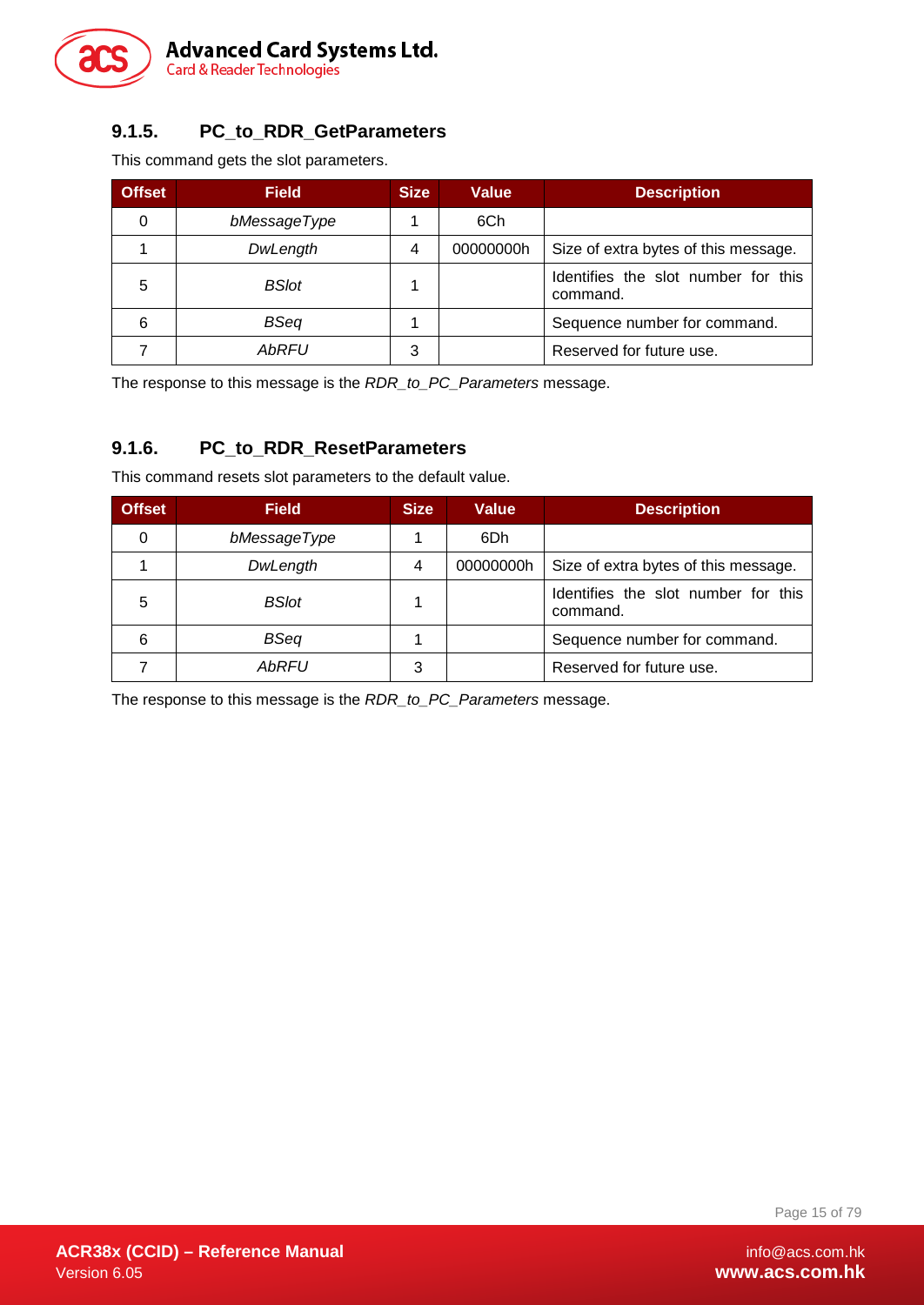### 9.1.5. PC_to_RDR_GetParameters

This command gets the slot parameters.

| Offset | Field | Size | Value | Description |
|---|---|---|---|---|
| 0 | *bMessageType* | 1 | 6Ch | |
| 1 | *DwLength* | 4 | 00000000h | Size of extra bytes of this message. |
| 5 | *BSlot* | 1 | | Identifies the slot number for this command. |
| 6 | *BSeq* | 1 | | Sequence number for command. |
| 7 | *AbRFU* | 3 | | Reserved for future use. |

The response to this message is the *RDR_to_PC_Parameters* message.

### 9.1.6. PC_to_RDR_ResetParameters

This command resets slot parameters to the default value.

| Offset | Field | Size | Value | Description |
|---|---|---|---|---|
| 0 | *bMessageType* | 1 | 6Dh | |
| 1 | *DwLength* | 4 | 00000000h | Size of extra bytes of this message. |
| 5 | *BSlot* | 1 | | Identifies the slot number for this command. |
| 6 | *BSeq* | 1 | | Sequence number for command. |
| 7 | *AbRFU* | 3 | | Reserved for future use. |

The response to this message is the *RDR_to_PC_Parameters* message.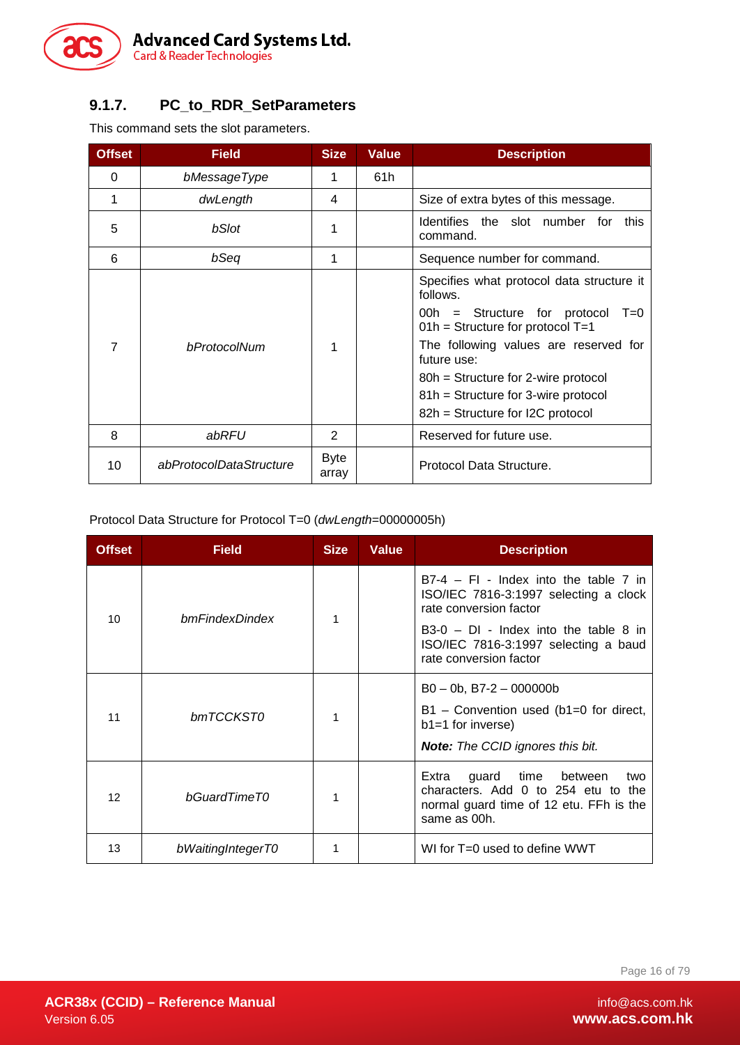### 9.1.7. PC_to_RDR_SetParameters

This command sets the slot parameters.

| Offset | Field | Size | Value | Description |
|---|---|---|---|---|
| 0 | *bMessageType* | 1 | 61h | |
| 1 | *dwLength* | 4 | | Size of extra bytes of this message. |
| 5 | *bSlot* | 1 | | Identifies the slot number for this command. |
| 6 | *bSeq* | 1 | | Sequence number for command. |
| 7 | *bProtocolNum* | 1 | | Specifies what protocol data structure it follows.<br>00h = Structure for protocol T=0<br>01h = Structure for protocol T=1<br>The following values are reserved for future use:<br>80h = Structure for 2-wire protocol<br>81h = Structure for 3-wire protocol<br>82h = Structure for I2C protocol |
| 8 | *abRFU* | 2 | | Reserved for future use. |
| 10 | *abProtocolDataStructure* | Byte array | | Protocol Data Structure. |

Protocol Data Structure for Protocol T=0 (*dwLength*=00000005h)

| Offset | Field | Size | Value | Description |
|---|---|---|---|---|
| 10 | *bmFindexDindex* | 1 | | B7-4 – FI - Index into the table 7 in ISO/IEC 7816-3:1997 selecting a clock rate conversion factor<br>B3-0 – DI - Index into the table 8 in ISO/IEC 7816-3:1997 selecting a baud rate conversion factor |
| 11 | *bmTCCKST0* | 1 | | B0 – 0b, B7-2 – 000000b<br>B1 – Convention used (b1=0 for direct, b1=1 for inverse)<br>***Note:*** *The CCID ignores this bit.* |
| 12 | *bGuardTimeT0* | 1 | | Extra guard time between two characters. Add 0 to 254 etu to the normal guard time of 12 etu. FFh is the same as 00h. |
| 13 | *bWaitingIntegerT0* | 1 | | WI for T=0 used to define WWT |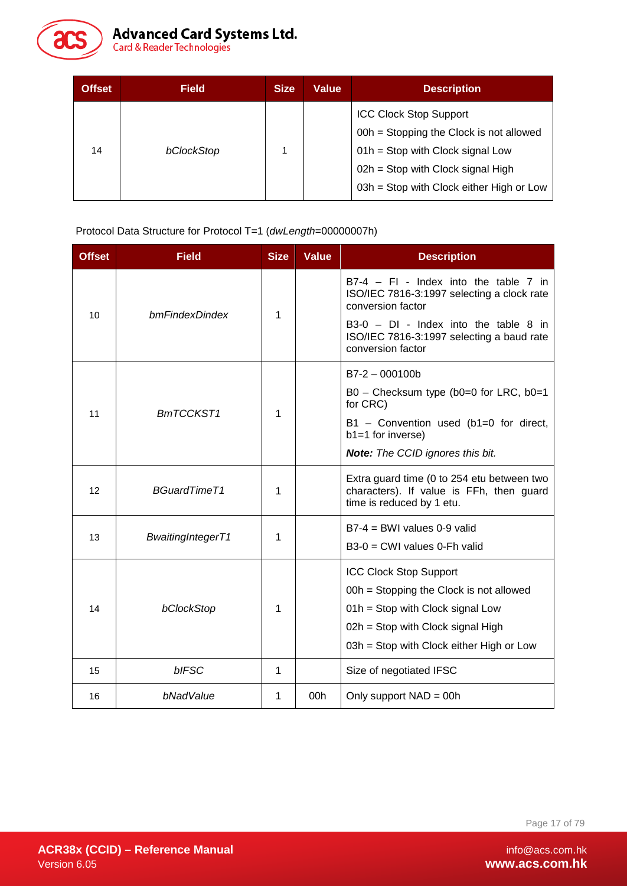| Offset | Field | Size | Value | Description |
|---|---|---|---|---|
| 14 | *bClockStop* | 1 | | ICC Clock Stop Support<br>00h = Stopping the Clock is not allowed<br>01h = Stop with Clock signal Low<br>02h = Stop with Clock signal High<br>03h = Stop with Clock either High or Low |

Protocol Data Structure for Protocol T=1 (*dwLength*=00000007h)

| Offset | Field | Size | Value | Description |
|---|---|---|---|---|
| 10 | *bmFindexDindex* | 1 | | B7-4 – FI - Index into the table 7 in ISO/IEC 7816-3:1997 selecting a clock rate conversion factor<br>B3-0 – DI - Index into the table 8 in ISO/IEC 7816-3:1997 selecting a baud rate conversion factor |
| 11 | *BmTCCKST1* | 1 | | B7-2 – 000100b<br>B0 – Checksum type (b0=0 for LRC, b0=1 for CRC)<br>B1 – Convention used (b1=0 for direct, b1=1 for inverse)<br>***Note:*** *The CCID ignores this bit.* |
| 12 | *BGuardTimeT1* | 1 | | Extra guard time (0 to 254 etu between two characters). If value is FFh, then guard time is reduced by 1 etu. |
| 13 | *BwaitingIntegerT1* | 1 | | B7-4 = BWI values 0-9 valid<br>B3-0 = CWI values 0-Fh valid |
| 14 | *bClockStop* | 1 | | ICC Clock Stop Support<br>00h = Stopping the Clock is not allowed<br>01h = Stop with Clock signal Low<br>02h = Stop with Clock signal High<br>03h = Stop with Clock either High or Low |
| 15 | *bIFSC* | 1 | | Size of negotiated IFSC |
| 16 | *bNadValue* | 1 | 00h | Only support NAD = 00h |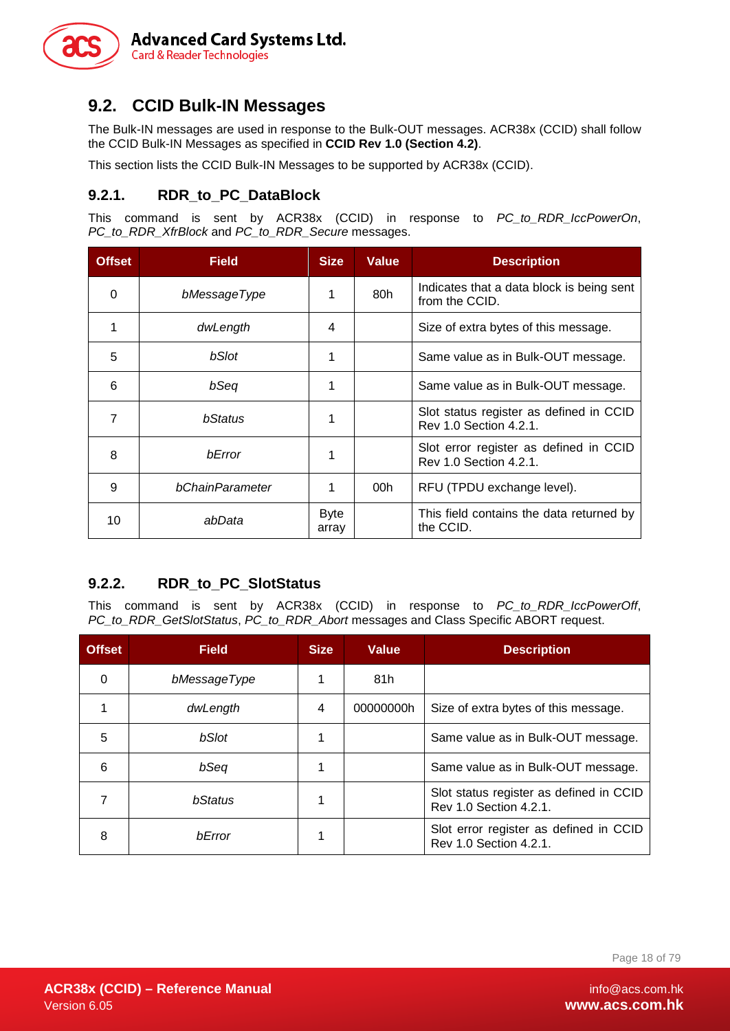## 9.2. CCID Bulk-IN Messages

The Bulk-IN messages are used in response to the Bulk-OUT messages. ACR38x (CCID) shall follow the CCID Bulk-IN Messages as specified in **CCID Rev 1.0 (Section 4.2)**.

This section lists the CCID Bulk-IN Messages to be supported by ACR38x (CCID).

### 9.2.1. RDR_to_PC_DataBlock

This command is sent by ACR38x (CCID) in response to *PC_to_RDR_IccPowerOn*, *PC_to_RDR_XfrBlock* and *PC_to_RDR_Secure* messages.

| Offset | Field | Size | Value | Description |
|---|---|---|---|---|
| 0 | *bMessageType* | 1 | 80h | Indicates that a data block is being sent from the CCID. |
| 1 | *dwLength* | 4 | | Size of extra bytes of this message. |
| 5 | *bSlot* | 1 | | Same value as in Bulk-OUT message. |
| 6 | *bSeq* | 1 | | Same value as in Bulk-OUT message. |
| 7 | *bStatus* | 1 | | Slot status register as defined in CCID Rev 1.0 Section 4.2.1. |
| 8 | *bError* | 1 | | Slot error register as defined in CCID Rev 1.0 Section 4.2.1. |
| 9 | *bChainParameter* | 1 | 00h | RFU (TPDU exchange level). |
| 10 | *abData* | Byte array | | This field contains the data returned by the CCID. |

### 9.2.2. RDR_to_PC_SlotStatus

This command is sent by ACR38x (CCID) in response to *PC_to_RDR_IccPowerOff*, *PC_to_RDR_GetSlotStatus*, *PC_to_RDR_Abort* messages and Class Specific ABORT request.

| Offset | Field | Size | Value | Description |
|---|---|---|---|---|
| 0 | *bMessageType* | 1 | 81h | |
| 1 | *dwLength* | 4 | 00000000h | Size of extra bytes of this message. |
| 5 | *bSlot* | 1 | | Same value as in Bulk-OUT message. |
| 6 | *bSeq* | 1 | | Same value as in Bulk-OUT message. |
| 7 | *bStatus* | 1 | | Slot status register as defined in CCID Rev 1.0 Section 4.2.1. |
| 8 | *bError* | 1 | | Slot error register as defined in CCID Rev 1.0 Section 4.2.1. |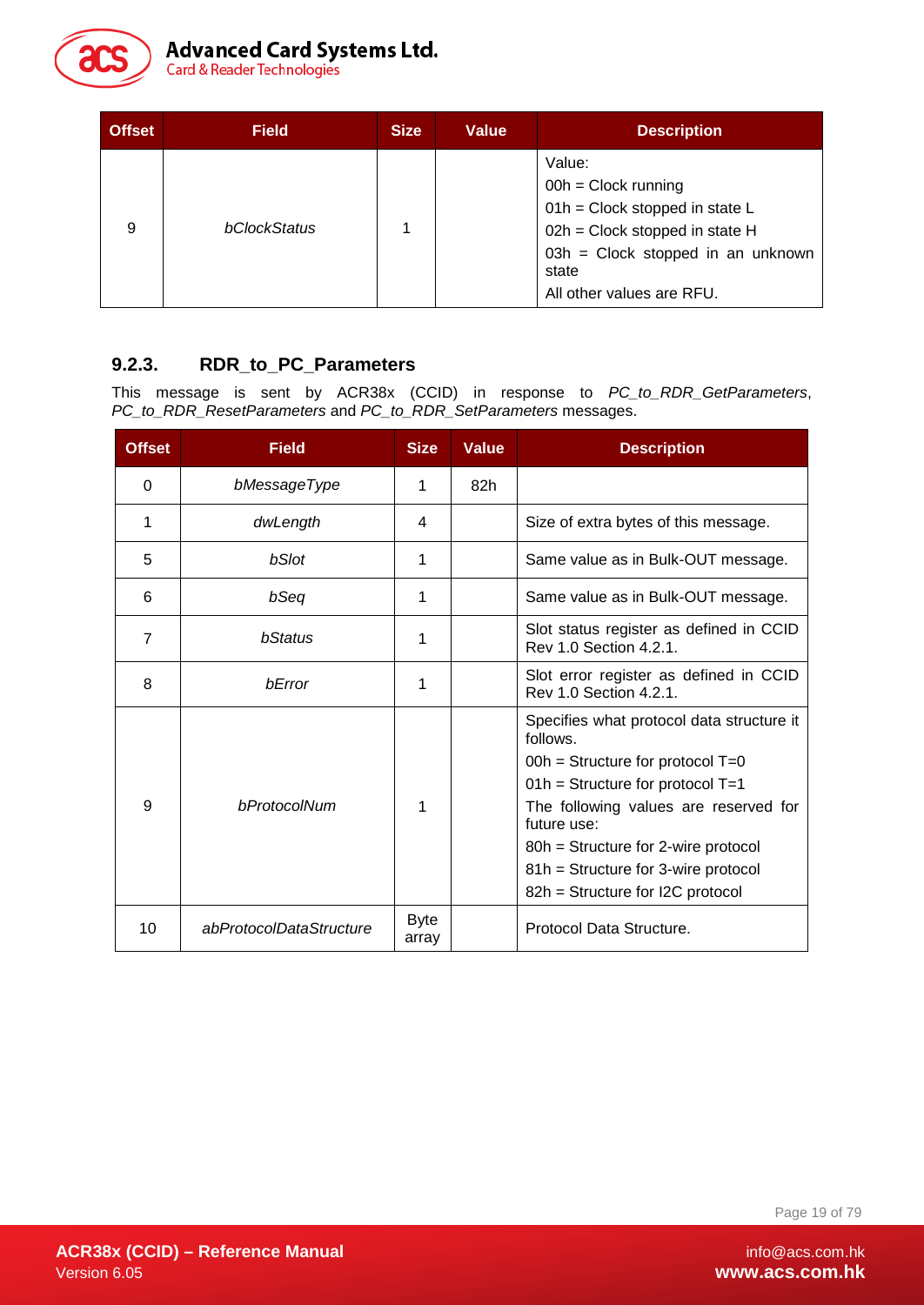| Offset | Field | Size | Value | Description |
|---|---|---|---|---|
| 9 | *bClockStatus* | 1 | | Value:<br>00h = Clock running<br>01h = Clock stopped in state L<br>02h = Clock stopped in state H<br>03h = Clock stopped in an unknown state<br>All other values are RFU. |

### 9.2.3. RDR_to_PC_Parameters

This message is sent by ACR38x (CCID) in response to *PC_to_RDR_GetParameters*, *PC_to_RDR_ResetParameters* and *PC_to_RDR_SetParameters* messages.

| Offset | Field | Size | Value | Description |
|---|---|---|---|---|
| 0 | *bMessageType* | 1 | 82h | |
| 1 | *dwLength* | 4 | | Size of extra bytes of this message. |
| 5 | *bSlot* | 1 | | Same value as in Bulk-OUT message. |
| 6 | *bSeq* | 1 | | Same value as in Bulk-OUT message. |
| 7 | *bStatus* | 1 | | Slot status register as defined in CCID Rev 1.0 Section 4.2.1. |
| 8 | *bError* | 1 | | Slot error register as defined in CCID Rev 1.0 Section 4.2.1. |
| 9 | *bProtocolNum* | 1 | | Specifies what protocol data structure it follows.<br>00h = Structure for protocol T=0<br>01h = Structure for protocol T=1<br>The following values are reserved for future use:<br>80h = Structure for 2-wire protocol<br>81h = Structure for 3-wire protocol<br>82h = Structure for I2C protocol |
| 10 | *abProtocolDataStructure* | Byte array | | Protocol Data Structure. |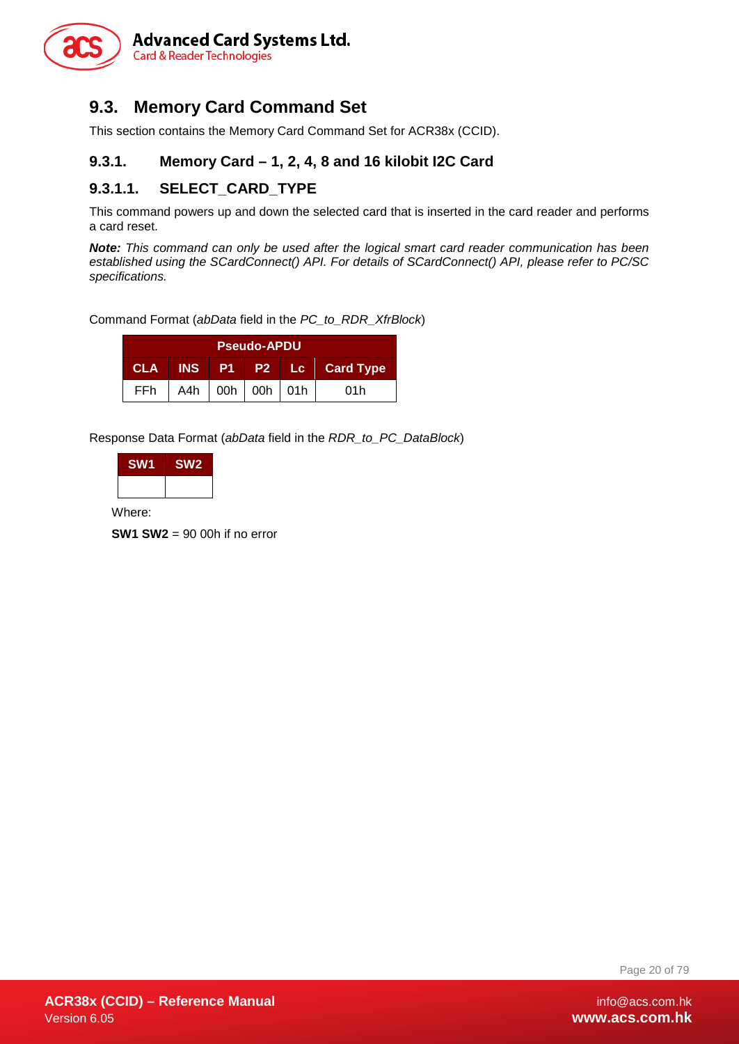## 9.3. Memory Card Command Set

This section contains the Memory Card Command Set for ACR38x (CCID).

### 9.3.1. Memory Card – 1, 2, 4, 8 and 16 kilobit I2C Card

#### 9.3.1.1. SELECT_CARD_TYPE

This command powers up and down the selected card that is inserted in the card reader and performs a card reset.

***Note:*** *This command can only be used after the logical smart card reader communication has been established using the SCardConnect() API. For details of SCardConnect() API, please refer to PC/SC specifications.*

Command Format (*abData* field in the *PC_to_RDR_XfrBlock*)

| Pseudo-APDU | | | | | |
|---|---|---|---|---|---|
| **CLA** | **INS** | **P1** | **P2** | **Lc** | **Card Type** |
| FFh | A4h | 00h | 00h | 01h | 01h |

Response Data Format (*abData* field in the *RDR_to_PC_DataBlock*)

| SW1 | SW2 |
|---|---|
| | |

Where:

**SW1 SW2** = 90 00h if no error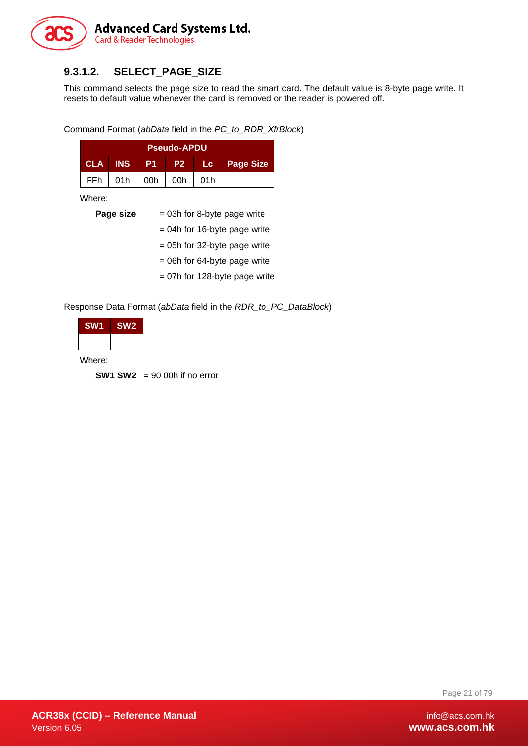#### 9.3.1.2. SELECT_PAGE_SIZE

This command selects the page size to read the smart card. The default value is 8-byte page write. It resets to default value whenever the card is removed or the reader is powered off.

Command Format (*abData* field in the *PC_to_RDR_XfrBlock*)

| Pseudo-APDU | | | | | |
|---|---|---|---|---|---|
| CLA | INS | P1 | P2 | Lc | Page Size |
| FFh | 01h | 00h | 00h | 01h | |

Where:

**Page size** = 03h for 8-byte page write
= 04h for 16-byte page write
= 05h for 32-byte page write
= 06h for 64-byte page write
= 07h for 128-byte page write

Response Data Format (*abData* field in the *RDR_to_PC_DataBlock*)

| SW1 | SW2 |
|---|---|
| | |

Where:

**SW1 SW2** = 90 00h if no error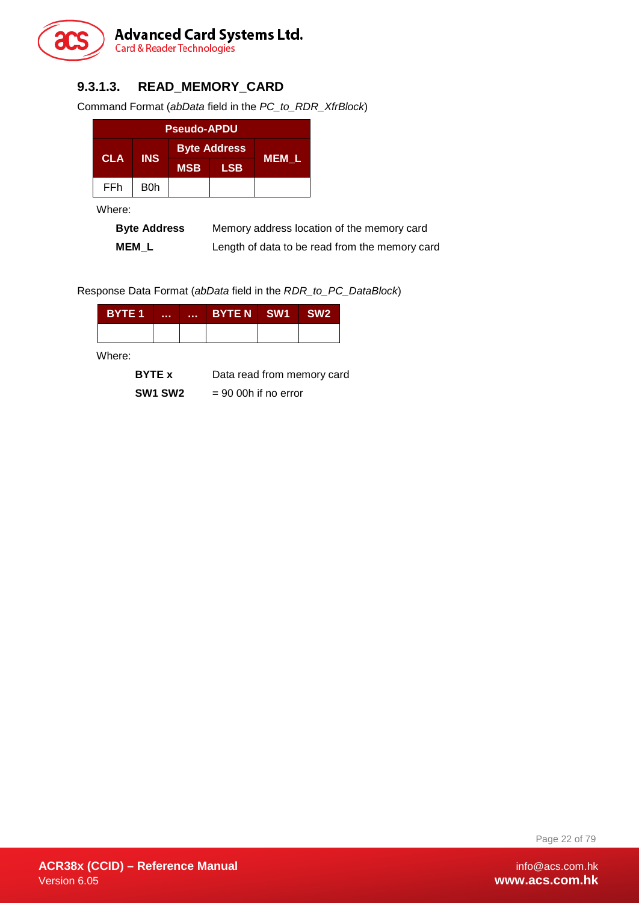#### 9.3.1.3. READ_MEMORY_CARD

Command Format (*abData* field in the *PC_to_RDR_XfrBlock*)

| Pseudo-APDU | | | | |
|---|---|---|---|---|
| CLA | INS | Byte Address | | MEM_L |
| | | MSB | LSB | |
| FFh | B0h | | | |

Where:

**Byte Address** Memory address location of the memory card

**MEM_L** Length of data to be read from the memory card

Response Data Format (*abData* field in the *RDR_to_PC_DataBlock*)

| BYTE 1 | … | … | BYTE N | SW1 | SW2 |
|---|---|---|---|---|---|
| | | | | | |

Where:

**BYTE x** Data read from memory card

**SW1 SW2** = 90 00h if no error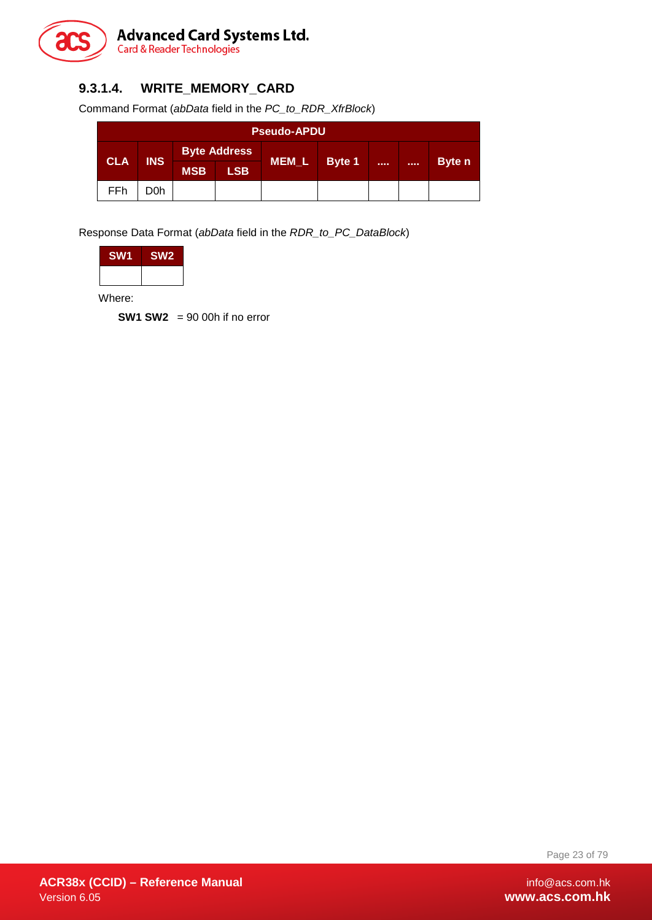### 9.3.1.4. WRITE_MEMORY_CARD

Command Format (*abData* field in the *PC_to_RDR_XfrBlock*)

| Pseudo-APDU | | | | | | | | |
|---|---|---|---|---|---|---|---|---|
| CLA | INS | Byte Address | | MEM_L | Byte 1 | .... | .... | Byte n |
| | | MSB | LSB | | | | | |
| FFh | D0h | | | | | | | |

Response Data Format (*abData* field in the *RDR_to_PC_DataBlock*)

| SW1 | SW2 |
|---|---|
| | |

Where:

**SW1 SW2** = 90 00h if no error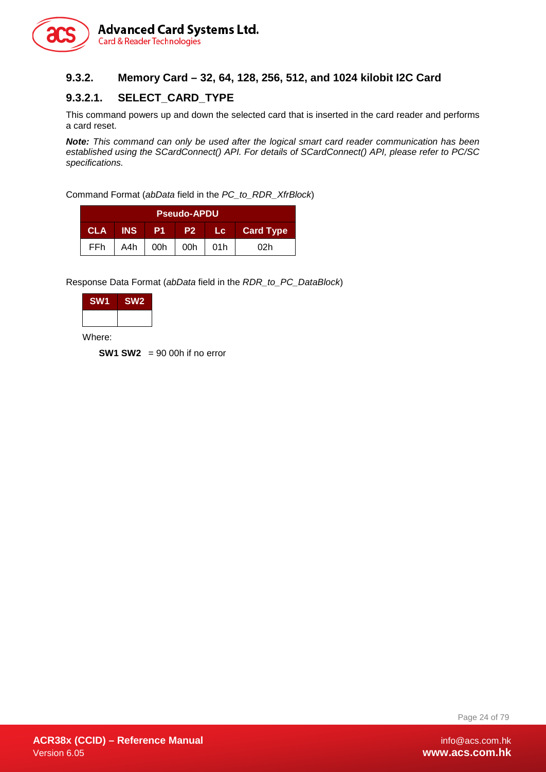### 9.3.2. Memory Card – 32, 64, 128, 256, 512, and 1024 kilobit I2C Card

#### 9.3.2.1. SELECT_CARD_TYPE

This command powers up and down the selected card that is inserted in the card reader and performs a card reset.

***Note:*** *This command can only be used after the logical smart card reader communication has been established using the SCardConnect() API. For details of SCardConnect() API, please refer to PC/SC specifications.*

Command Format (*abData* field in the *PC_to_RDR_XfrBlock*)

| Pseudo-APDU | | | | | |
|---|---|---|---|---|---|
| CLA | INS | P1 | P2 | Lc | Card Type |
| FFh | A4h | 00h | 00h | 01h | 02h |

Response Data Format (*abData* field in the *RDR_to_PC_DataBlock*)

| SW1 | SW2 |
|---|---|
| | |

Where:

**SW1 SW2** = 90 00h if no error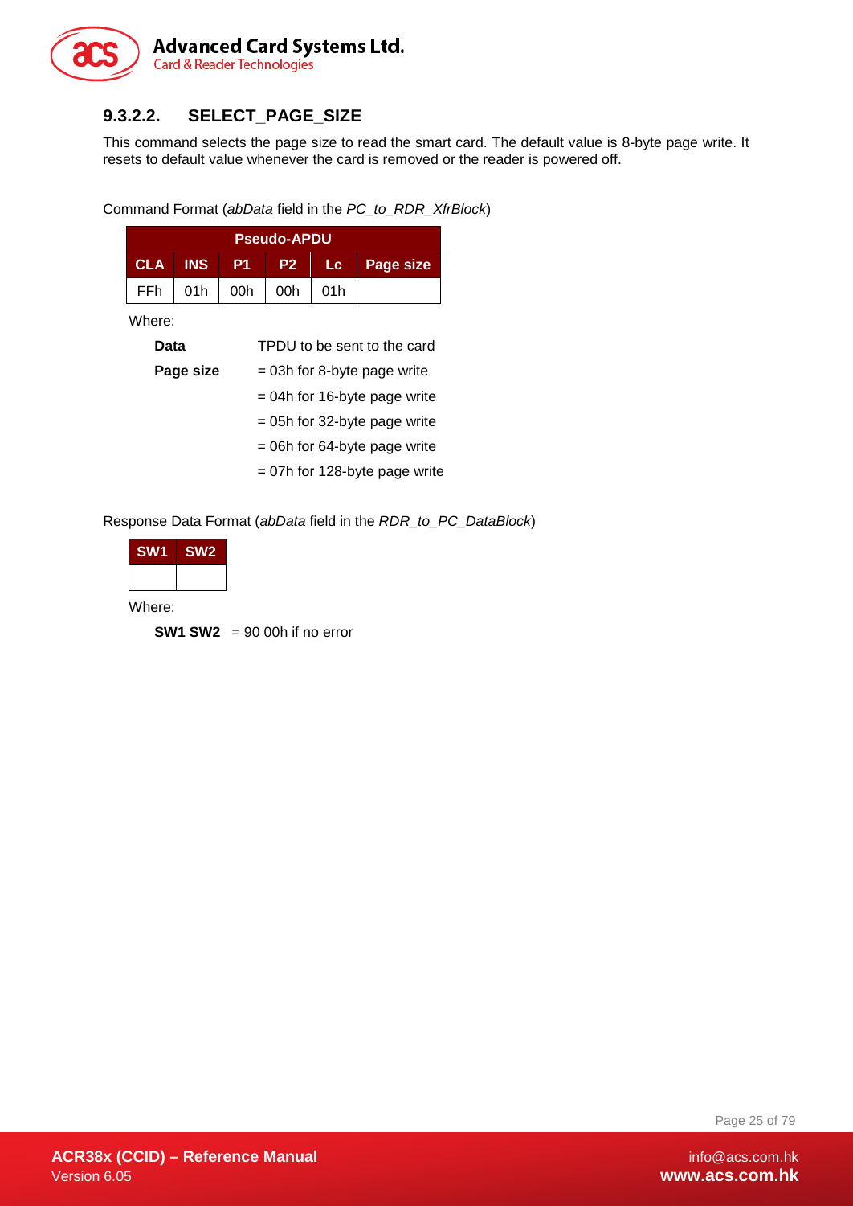#### 9.3.2.2. SELECT_PAGE_SIZE

This command selects the page size to read the smart card. The default value is 8-byte page write. It resets to default value whenever the card is removed or the reader is powered off.

Command Format (*abData* field in the *PC_to_RDR_XfrBlock*)

| Pseudo-APDU | | | | | |
|---|---|---|---|---|---|
| **CLA** | **INS** | **P1** | **P2** | **Lc** | **Page size** |
| FFh | 01h | 00h | 00h | 01h | |

Where:

**Data** TPDU to be sent to the card

**Page size** = 03h for 8-byte page write
= 04h for 16-byte page write
= 05h for 32-byte page write
= 06h for 64-byte page write
= 07h for 128-byte page write

Response Data Format (*abData* field in the *RDR_to_PC_DataBlock*)

| SW1 | SW2 |
|---|---|
| | |

Where:

**SW1 SW2** = 90 00h if no error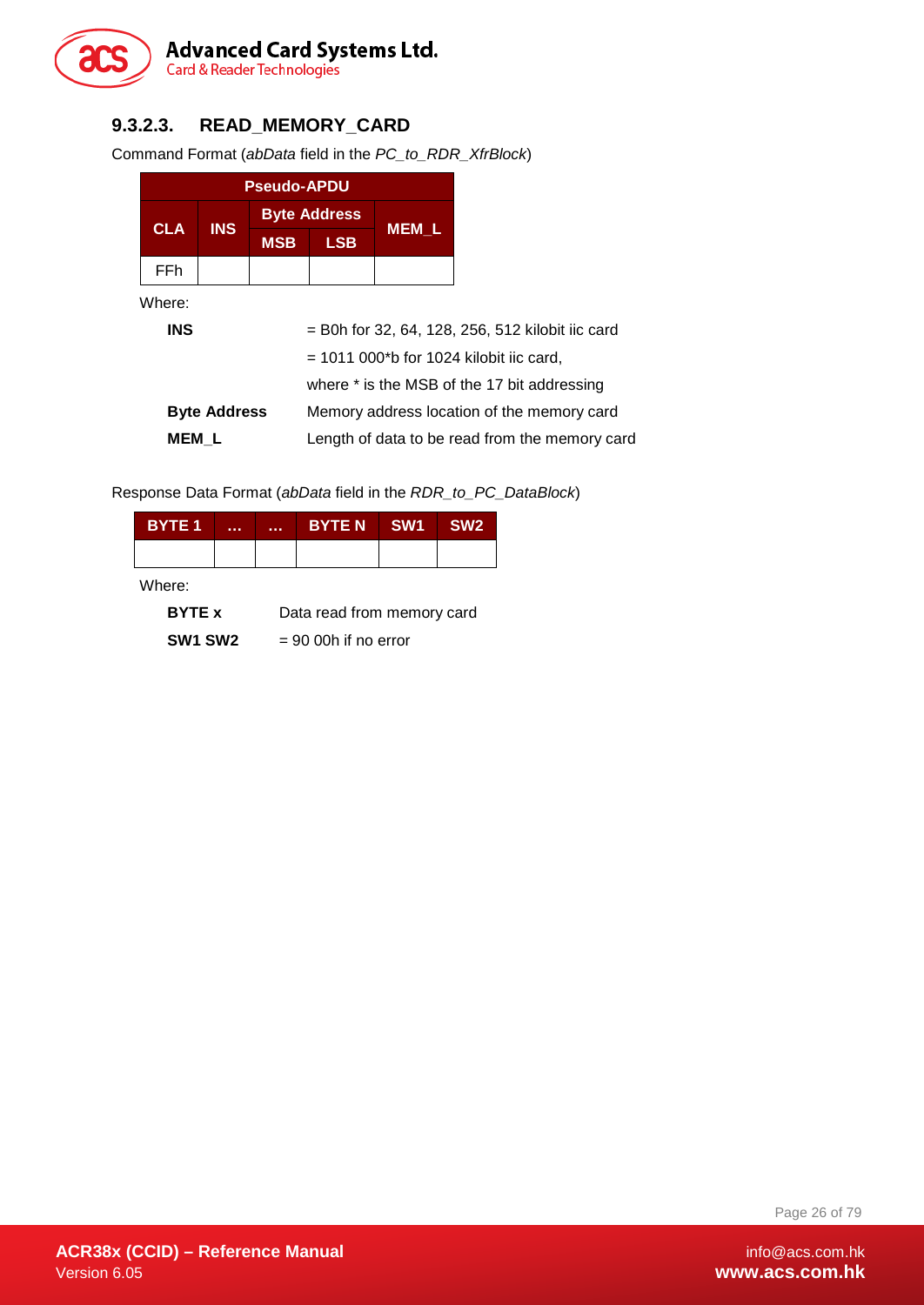### 9.3.2.3. READ_MEMORY_CARD

Command Format (*abData* field in the *PC_to_RDR_XfrBlock*)

| Pseudo-APDU | | | | |
|---|---|---|---|---|
| CLA | INS | Byte Address | | MEM_L |
| | | MSB | LSB | |
| FFh | | | | |

Where:

| | |
|---|---|
| **INS** | = B0h for 32, 64, 128, 256, 512 kilobit iic card |
| | = 1011 000*b for 1024 kilobit iic card, |
| | where * is the MSB of the 17 bit addressing |
| **Byte Address** | Memory address location of the memory card |
| **MEM_L** | Length of data to be read from the memory card |

Response Data Format (*abData* field in the *RDR_to_PC_DataBlock*)

| BYTE 1 | ... | ... | BYTE N | SW1 | SW2 |
|---|---|---|---|---|---|
| | | | | | |

Where:

| | |
|---|---|
| **BYTE x** | Data read from memory card |
| **SW1 SW2** | = 90 00h if no error |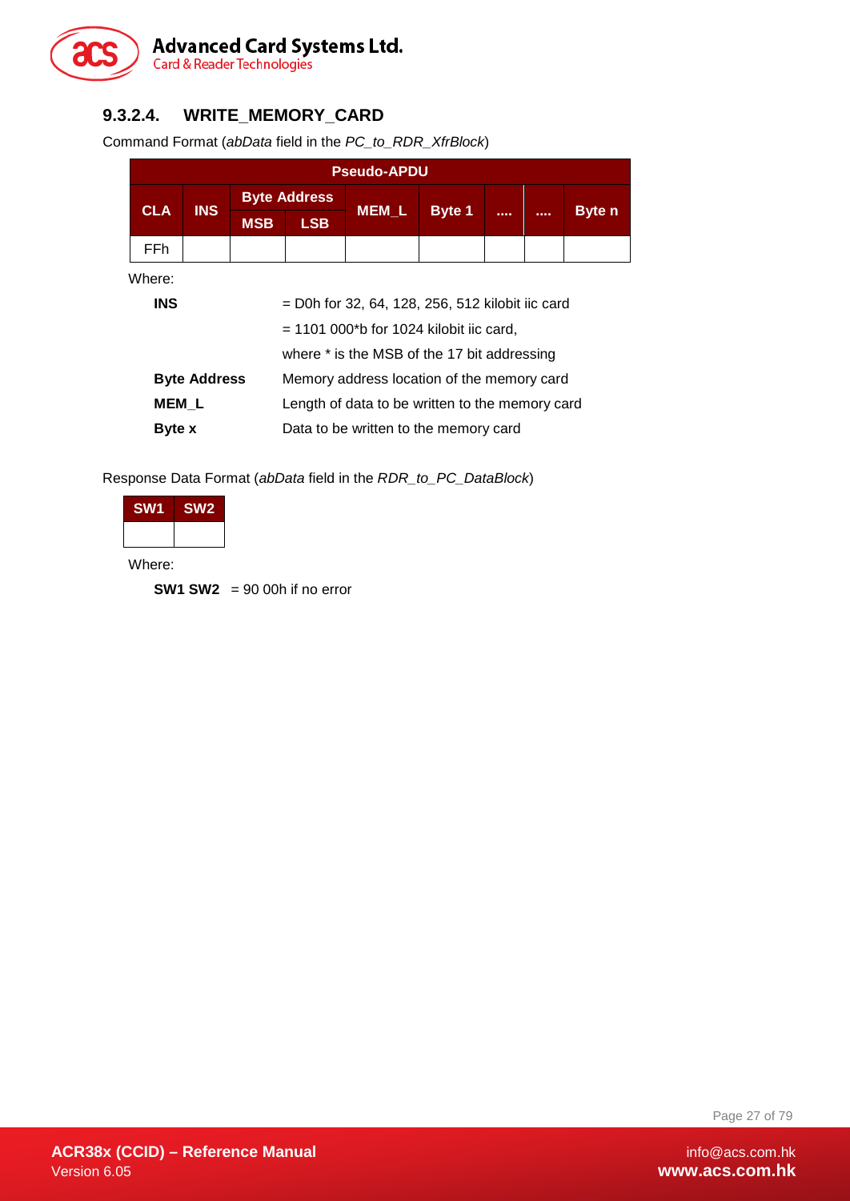#### 9.3.2.4. WRITE_MEMORY_CARD

Command Format (*abData* field in the *PC_to_RDR_XfrBlock*)

| Pseudo-APDU | | | | | | | | |
|---|---|---|---|---|---|---|---|---|
| CLA | INS | Byte Address | | MEM_L | Byte 1 | .... | .... | Byte n |
| | | MSB | LSB | | | | | |
| FFh | | | | | | | | |

Where:

| | |
|---|---|
| **INS** | = D0h for 32, 64, 128, 256, 512 kilobit iic card |
| | = 1101 000*b for 1024 kilobit iic card, |
| | where * is the MSB of the 17 bit addressing |
| **Byte Address** | Memory address location of the memory card |
| **MEM_L** | Length of data to be written to the memory card |
| **Byte x** | Data to be written to the memory card |

Response Data Format (*abData* field in the *RDR_to_PC_DataBlock*)

| SW1 | SW2 |
|---|---|
| | |

Where:

**SW1 SW2** = 90 00h if no error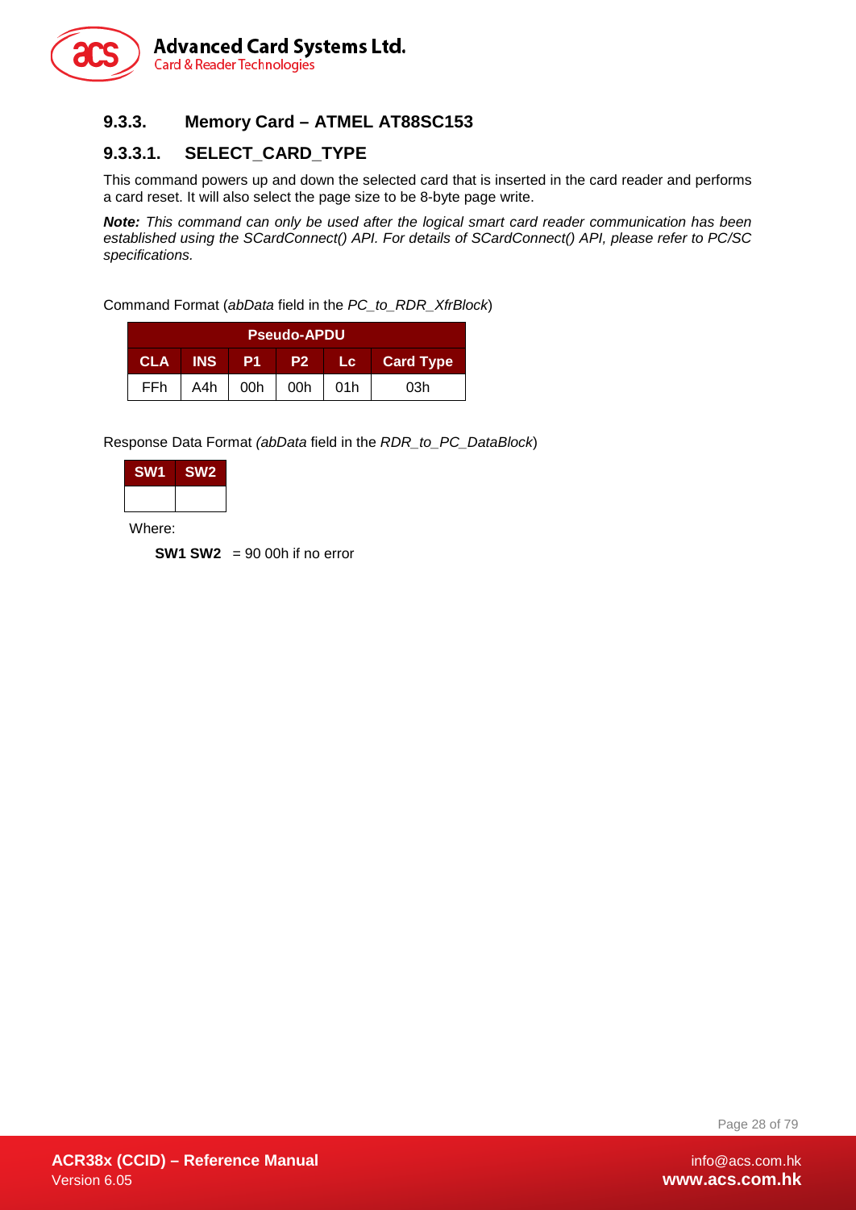### 9.3.3. Memory Card – ATMEL AT88SC153

#### 9.3.3.1. SELECT_CARD_TYPE

This command powers up and down the selected card that is inserted in the card reader and performs a card reset. It will also select the page size to be 8-byte page write.

***Note:*** *This command can only be used after the logical smart card reader communication has been established using the SCardConnect() API. For details of SCardConnect() API, please refer to PC/SC specifications.*

Command Format (*abData* field in the *PC_to_RDR_XfrBlock*)

| Pseudo-APDU | | | | | |
|---|---|---|---|---|---|
| **CLA** | **INS** | **P1** | **P2** | **Lc** | **Card Type** |
| FFh | A4h | 00h | 00h | 01h | 03h |

Response Data Format *(abData* field in the *RDR_to_PC_DataBlock*)

| SW1 | SW2 |
|---|---|
| | |

Where:

**SW1 SW2** = 90 00h if no error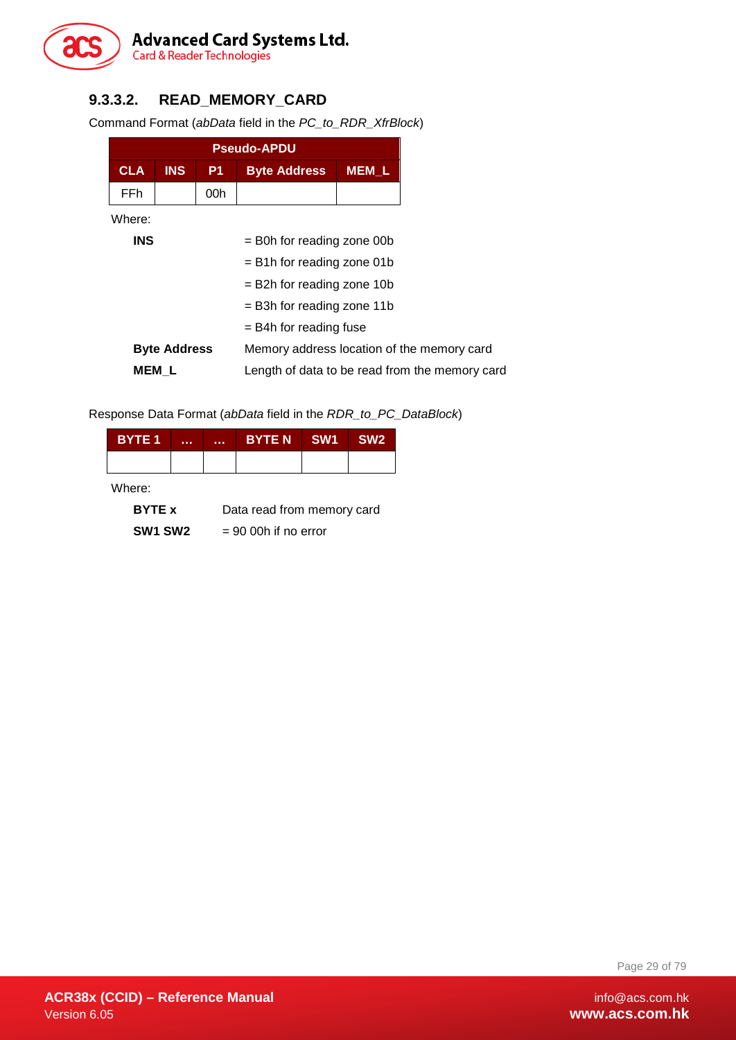#### 9.3.3.2. READ_MEMORY_CARD

Command Format (*abData* field in the *PC_to_RDR_XfrBlock*)

| Pseudo-APDU | | | | |
|---|---|---|---|---|
| **CLA** | **INS** | **P1** | **Byte Address** | **MEM_L** |
| FFh | | 00h | | |

Where:

| | |
|---|---|
| **INS** | = B0h for reading zone 00b |
| | = B1h for reading zone 01b |
| | = B2h for reading zone 10b |
| | = B3h for reading zone 11b |
| | = B4h for reading fuse |
| **Byte Address** | Memory address location of the memory card |
| **MEM_L** | Length of data to be read from the memory card |

Response Data Format (*abData* field in the *RDR_to_PC_DataBlock*)

| BYTE 1 | ... | ... | BYTE N | SW1 | SW2 |
|---|---|---|---|---|---|
| | | | | | |

Where:

| | |
|---|---|
| **BYTE x** | Data read from memory card |
| **SW1 SW2** | = 90 00h if no error |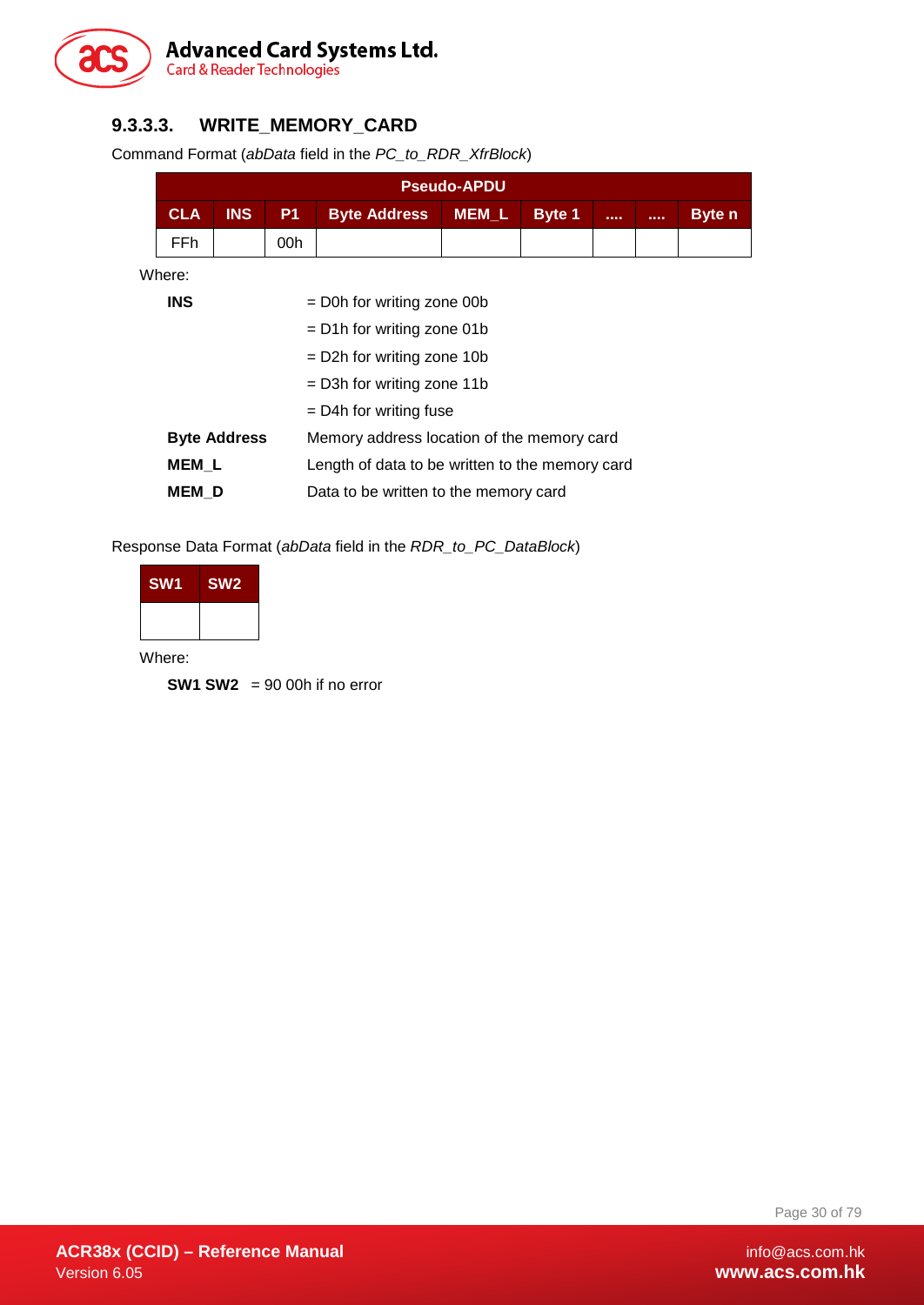### 9.3.3.3. WRITE_MEMORY_CARD

Command Format (*abData* field in the *PC_to_RDR_XfrBlock*)

| Pseudo-APDU | | | | | | | | |
|---|---|---|---|---|---|---|---|---|
| **CLA** | **INS** | **P1** | **Byte Address** | **MEM_L** | **Byte 1** | **....** | **....** | **Byte n** |
| FFh | | 00h | | | | | | |

Where:

| | |
|---|---|
| **INS** | = D0h for writing zone 00b |
| | = D1h for writing zone 01b |
| | = D2h for writing zone 10b |
| | = D3h for writing zone 11b |
| | = D4h for writing fuse |
| **Byte Address** | Memory address location of the memory card |
| **MEM_L** | Length of data to be written to the memory card |
| **MEM_D** | Data to be written to the memory card |

Response Data Format (*abData* field in the *RDR_to_PC_DataBlock*)

| SW1 | SW2 |
|---|---|
| | |

Where:

**SW1 SW2** = 90 00h if no error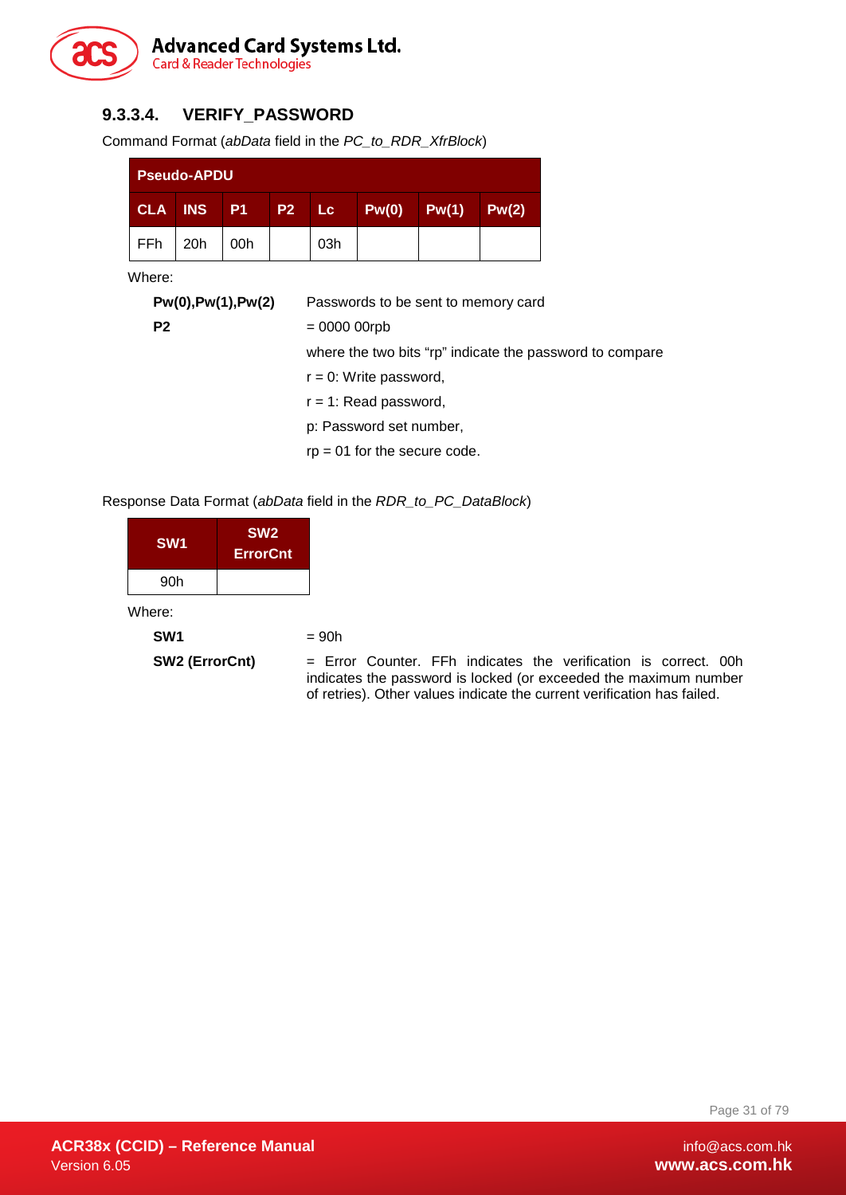#### 9.3.3.4. VERIFY_PASSWORD

Command Format (*abData* field in the *PC_to_RDR_XfrBlock*)

| Pseudo-APDU | | | | | | | |
|---|---|---|---|---|---|---|---|
| **CLA** | **INS** | **P1** | **P2** | **Lc** | **Pw(0)** | **Pw(1)** | **Pw(2)** |
| FFh | 20h | 00h | | 03h | | | |

Where:

**Pw(0),Pw(1),Pw(2)** Passwords to be sent to memory card

**P2** = 0000 00rpb

where the two bits "rp" indicate the password to compare

r = 0: Write password,

r = 1: Read password,

p: Password set number,

rp = 01 for the secure code.

Response Data Format (*abData* field in the *RDR_to_PC_DataBlock*)

| SW1 | SW2 ErrorCnt |
|---|---|
| 90h | |

Where:

**SW1** = 90h

**SW2 (ErrorCnt)** = Error Counter. FFh indicates the verification is correct. 00h indicates the password is locked (or exceeded the maximum number of retries). Other values indicate the current verification has failed.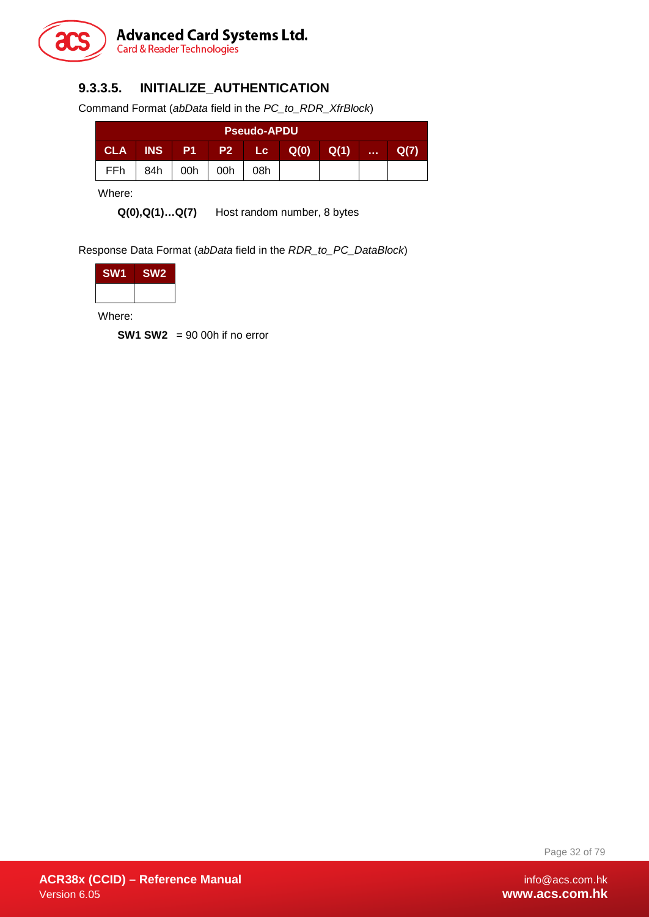#### 9.3.3.5. INITIALIZE_AUTHENTICATION

Command Format (*abData* field in the *PC_to_RDR_XfrBlock*)

| Pseudo-APDU | | | | | | | | |
|---|---|---|---|---|---|---|---|---|
| CLA | INS | P1 | P2 | Lc | Q(0) | Q(1) | … | Q(7) |
| FFh | 84h | 00h | 00h | 08h | | | | |

Where:

**Q(0),Q(1)…Q(7)** Host random number, 8 bytes

Response Data Format (*abData* field in the *RDR_to_PC_DataBlock*)

| SW1 | SW2 |
|---|---|
| | |

Where:

**SW1 SW2** = 90 00h if no error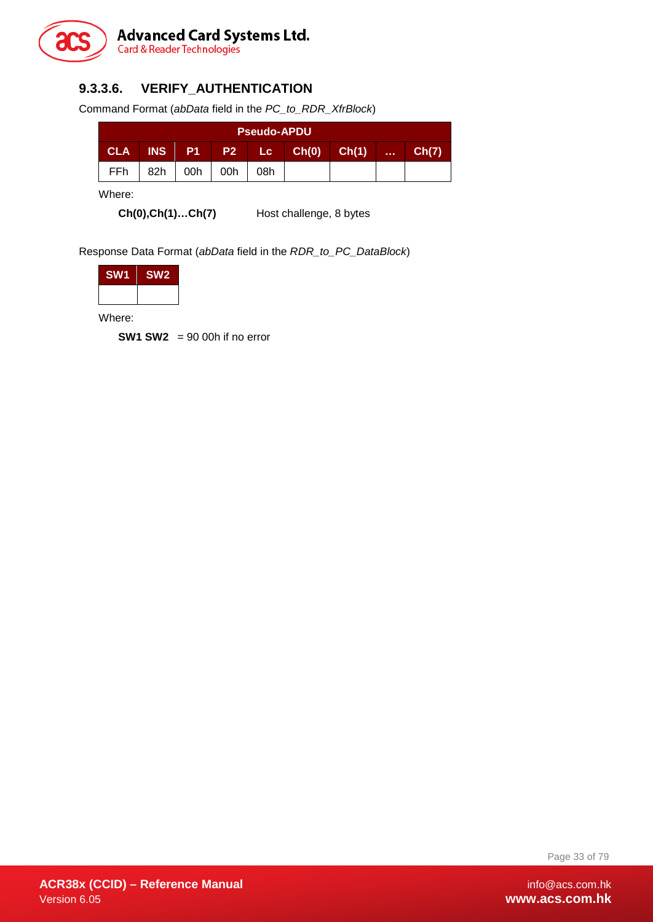#### 9.3.3.6. VERIFY_AUTHENTICATION

Command Format (*abData* field in the *PC_to_RDR_XfrBlock*)

| Pseudo-APDU | | | | | | | | |
|---|---|---|---|---|---|---|---|---|
| **CLA** | **INS** | **P1** | **P2** | **Lc** | **Ch(0)** | **Ch(1)** | **…** | **Ch(7)** |
| FFh | 82h | 00h | 00h | 08h | | | | |

Where:

**Ch(0),Ch(1)…Ch(7)** Host challenge, 8 bytes

Response Data Format (*abData* field in the *RDR_to_PC_DataBlock*)

| SW1 | SW2 |
|---|---|
| | |

Where:

**SW1 SW2** = 90 00h if no error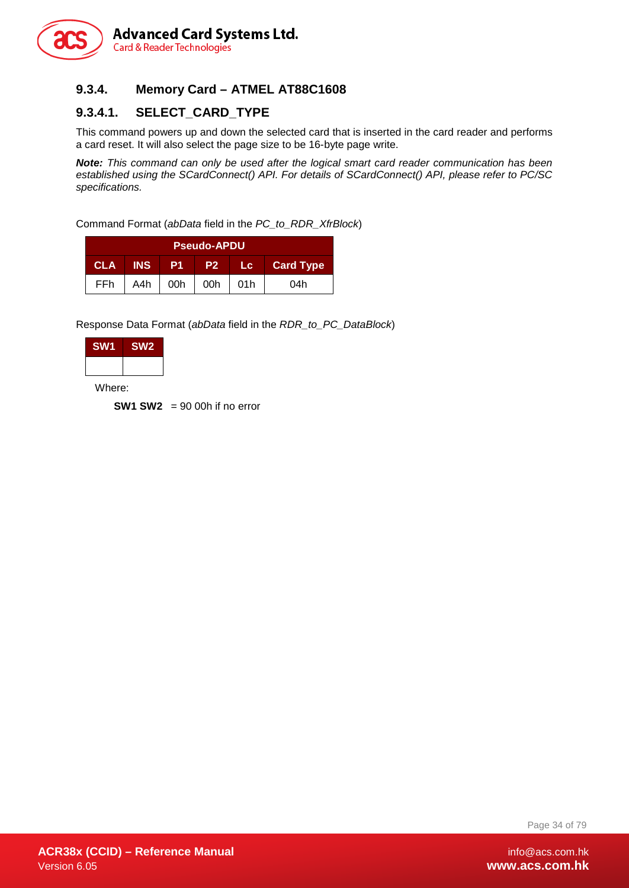### 9.3.4. Memory Card – ATMEL AT88C1608

#### 9.3.4.1. SELECT_CARD_TYPE

This command powers up and down the selected card that is inserted in the card reader and performs a card reset. It will also select the page size to be 16-byte page write.

***Note:*** *This command can only be used after the logical smart card reader communication has been established using the SCardConnect() API. For details of SCardConnect() API, please refer to PC/SC specifications.*

Command Format (*abData* field in the *PC_to_RDR_XfrBlock*)

| Pseudo-APDU | | | | | |
|---|---|---|---|---|---|
| **CLA** | **INS** | **P1** | **P2** | **Lc** | **Card Type** |
| FFh | A4h | 00h | 00h | 01h | 04h |

Response Data Format (*abData* field in the *RDR_to_PC_DataBlock*)

| SW1 | SW2 |
|---|---|
| | |

Where:

**SW1 SW2** = 90 00h if no error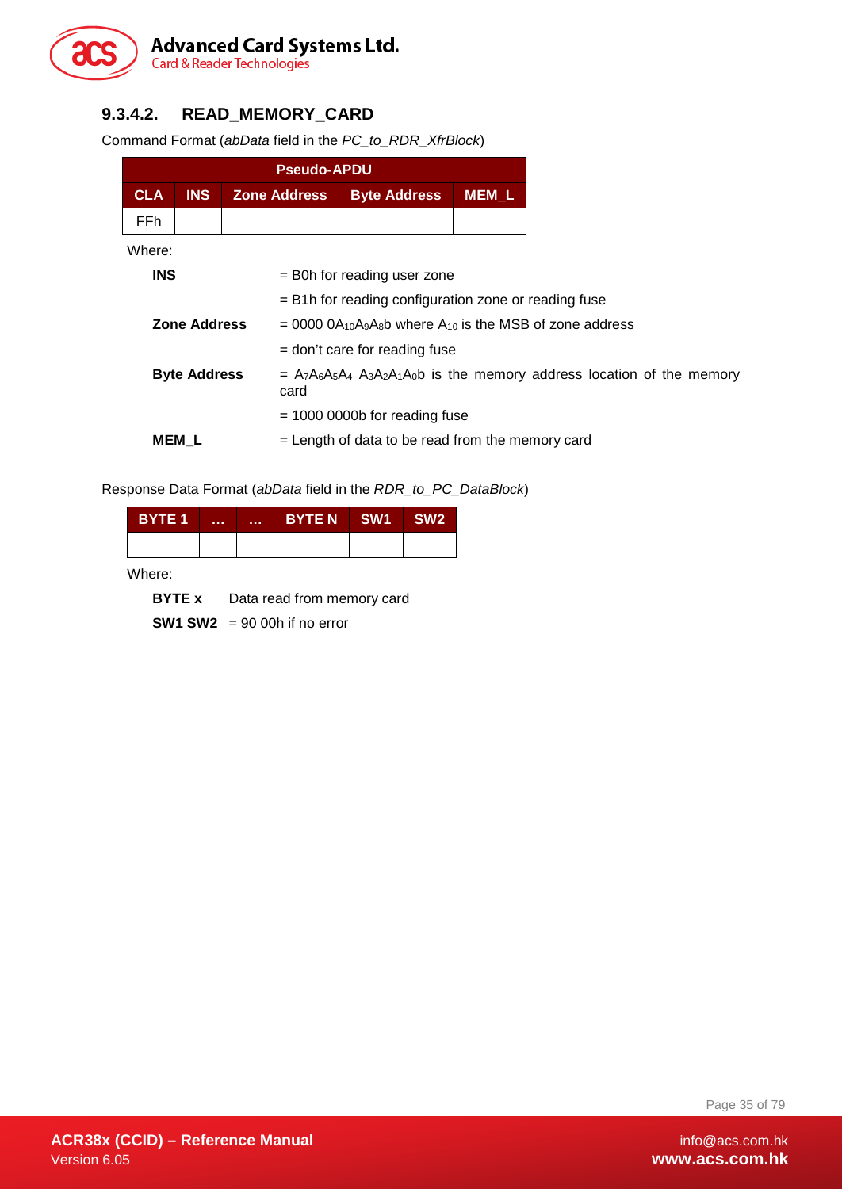### 9.3.4.2. READ_MEMORY_CARD

Command Format (*abData* field in the *PC_to_RDR_XfrBlock*)

| Pseudo-APDU | | | | |
|---|---|---|---|---|
| **CLA** | **INS** | **Zone Address** | **Byte Address** | **MEM_L** |
| FFh | | | | |

Where:

| | |
|---|---|
| **INS** | = B0h for reading user zone |
| | = B1h for reading configuration zone or reading fuse |
| **Zone Address** | = 0000 $0A_{10}A_9A_8$b where $A_{10}$ is the MSB of zone address |
| | = don't care for reading fuse |
| **Byte Address** | = $A_7A_6A_5A_4$ $A_3A_2A_1A_0$b is the memory address location of the memory card |
| | = 1000 0000b for reading fuse |
| **MEM_L** | = Length of data to be read from the memory card |

Response Data Format (*abData* field in the *RDR_to_PC_DataBlock*)

| BYTE 1 | ... | ... | BYTE N | SW1 | SW2 |
|---|---|---|---|---|---|
| | | | | | |

Where:

**BYTE x** Data read from memory card

**SW1 SW2** = 90 00h if no error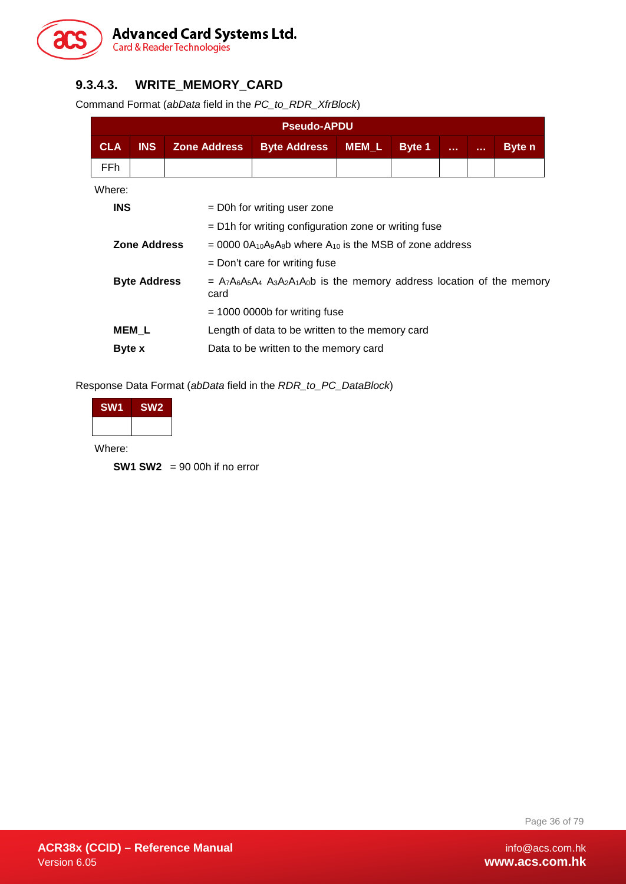### 9.3.4.3. WRITE_MEMORY_CARD

Command Format (*abData* field in the *PC_to_RDR_XfrBlock*)

| Pseudo-APDU | | | | | | | | |
|---|---|---|---|---|---|---|---|---|
| **CLA** | **INS** | **Zone Address** | **Byte Address** | **MEM_L** | **Byte 1** | **…** | **…** | **Byte n** |
| FFh | | | | | | | | |

Where:

| | |
|---|---|
| **INS** | = D0h for writing user zone |
| | = D1h for writing configuration zone or writing fuse |
| **Zone Address** | = 0000 $0A_{10}A_9A_8$b where $A_{10}$ is the MSB of zone address |
| | = Don't care for writing fuse |
| **Byte Address** | = $A_7A_6A_5A_4$ $A_3A_2A_1A_0$b is the memory address location of the memory card |
| | = 1000 0000b for writing fuse |
| **MEM_L** | Length of data to be written to the memory card |
| **Byte x** | Data to be written to the memory card |

Response Data Format (*abData* field in the *RDR_to_PC_DataBlock*)

| SW1 | SW2 |
|---|---|
| | |

Where:

**SW1 SW2** = 90 00h if no error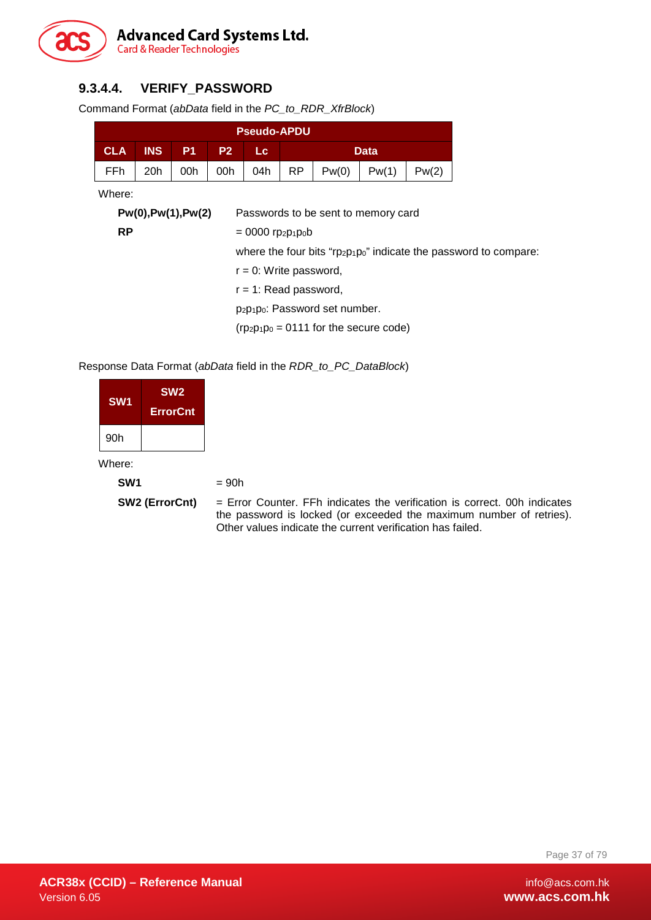#### 9.3.4.4. VERIFY_PASSWORD

Command Format (*abData* field in the *PC_to_RDR_XfrBlock*)

| Pseudo-APDU | | | | | | | | |
|---|---|---|---|---|---|---|---|---|
| **CLA** | **INS** | **P1** | **P2** | **Lc** | **Data** | | | |
| FFh | 20h | 00h | 00h | 04h | RP | Pw(0) | Pw(1) | Pw(2) |

Where:

**Pw(0),Pw(1),Pw(2)** Passwords to be sent to memory card

**RP** = 0000 $rp_2p_1p_0$b

where the four bits "$rp_2p_1p_0$" indicate the password to compare:

r = 0: Write password,

r = 1: Read password,

$p_2p_1p_0$: Password set number.

($rp_2p_1p_0$ = 0111 for the secure code)

Response Data Format (*abData* field in the *RDR_to_PC_DataBlock*)

| SW1 | SW2 ErrorCnt |
|---|---|
| 90h | |

Where:

**SW1** = 90h

**SW2 (ErrorCnt)** = Error Counter. FFh indicates the verification is correct. 00h indicates the password is locked (or exceeded the maximum number of retries). Other values indicate the current verification has failed.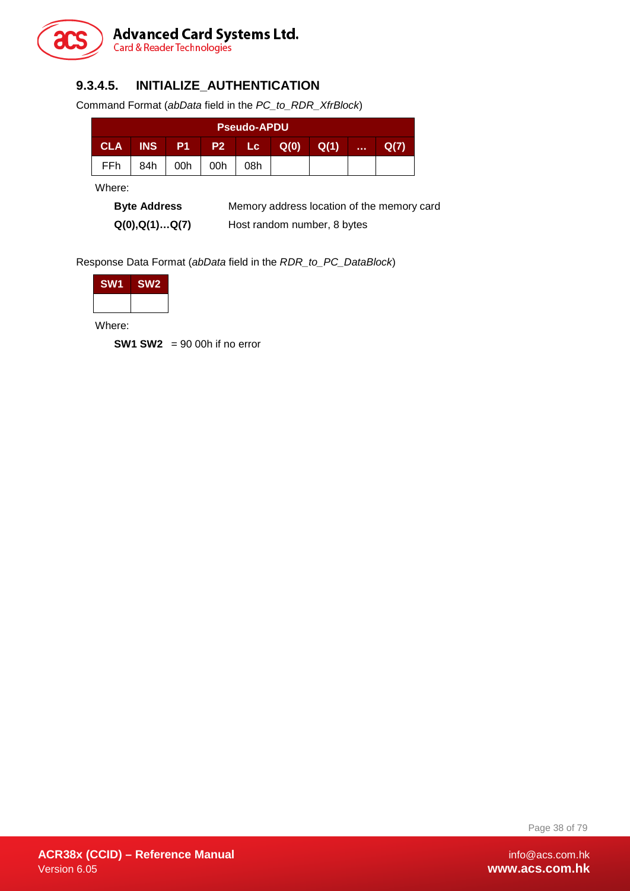#### 9.3.4.5. INITIALIZE_AUTHENTICATION

Command Format (*abData* field in the *PC_to_RDR_XfrBlock*)

| Pseudo-APDU | | | | | | | | |
|---|---|---|---|---|---|---|---|---|
| **CLA** | **INS** | **P1** | **P2** | **Lc** | **Q(0)** | **Q(1)** | **…** | **Q(7)** |
| FFh | 84h | 00h | 00h | 08h | | | | |

Where:

**Byte Address** Memory address location of the memory card

**Q(0),Q(1)…Q(7)** Host random number, 8 bytes

Response Data Format (*abData* field in the *RDR_to_PC_DataBlock*)

| SW1 | SW2 |
|---|---|
| | |

Where:

**SW1 SW2** = 90 00h if no error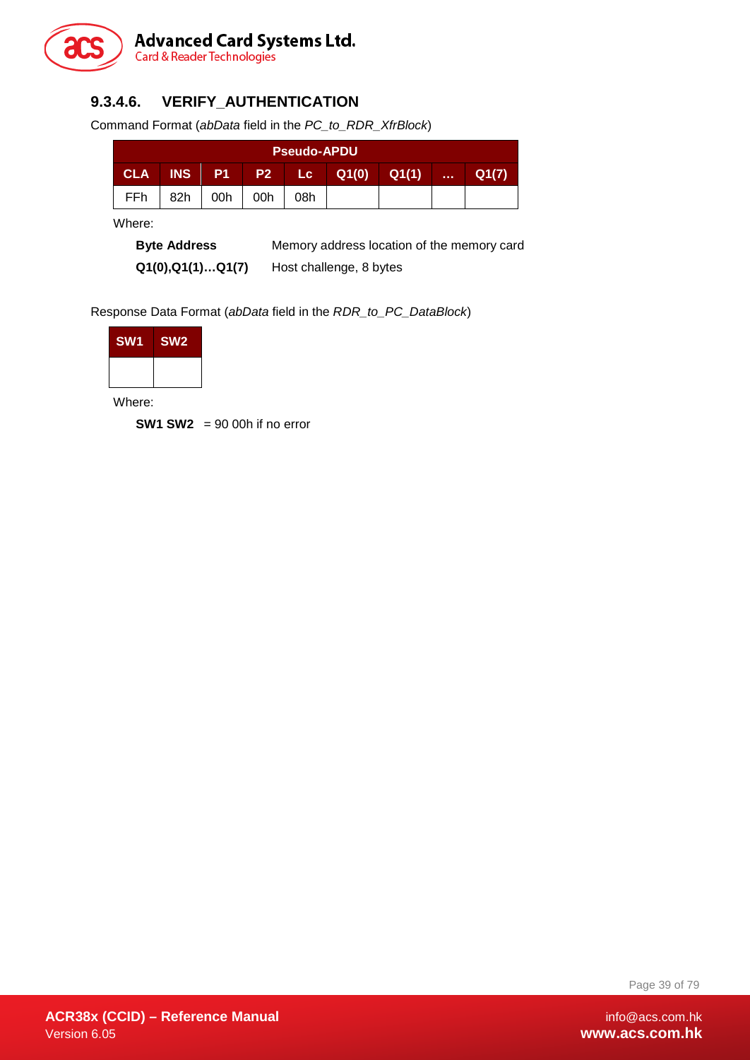#### 9.3.4.6. VERIFY_AUTHENTICATION

Command Format (*abData* field in the *PC_to_RDR_XfrBlock*)

| Pseudo-APDU | | | | | | | | |
|---|---|---|---|---|---|---|---|---|
| **CLA** | **INS** | **P1** | **P2** | **Lc** | **Q1(0)** | **Q1(1)** | **…** | **Q1(7)** |
| FFh | 82h | 00h | 00h | 08h | | | | |

Where:

**Byte Address** Memory address location of the memory card

**Q1(0),Q1(1)…Q1(7)** Host challenge, 8 bytes

Response Data Format (*abData* field in the *RDR_to_PC_DataBlock*)

| SW1 | SW2 |
|---|---|
| | |

Where:

**SW1 SW2** = 90 00h if no error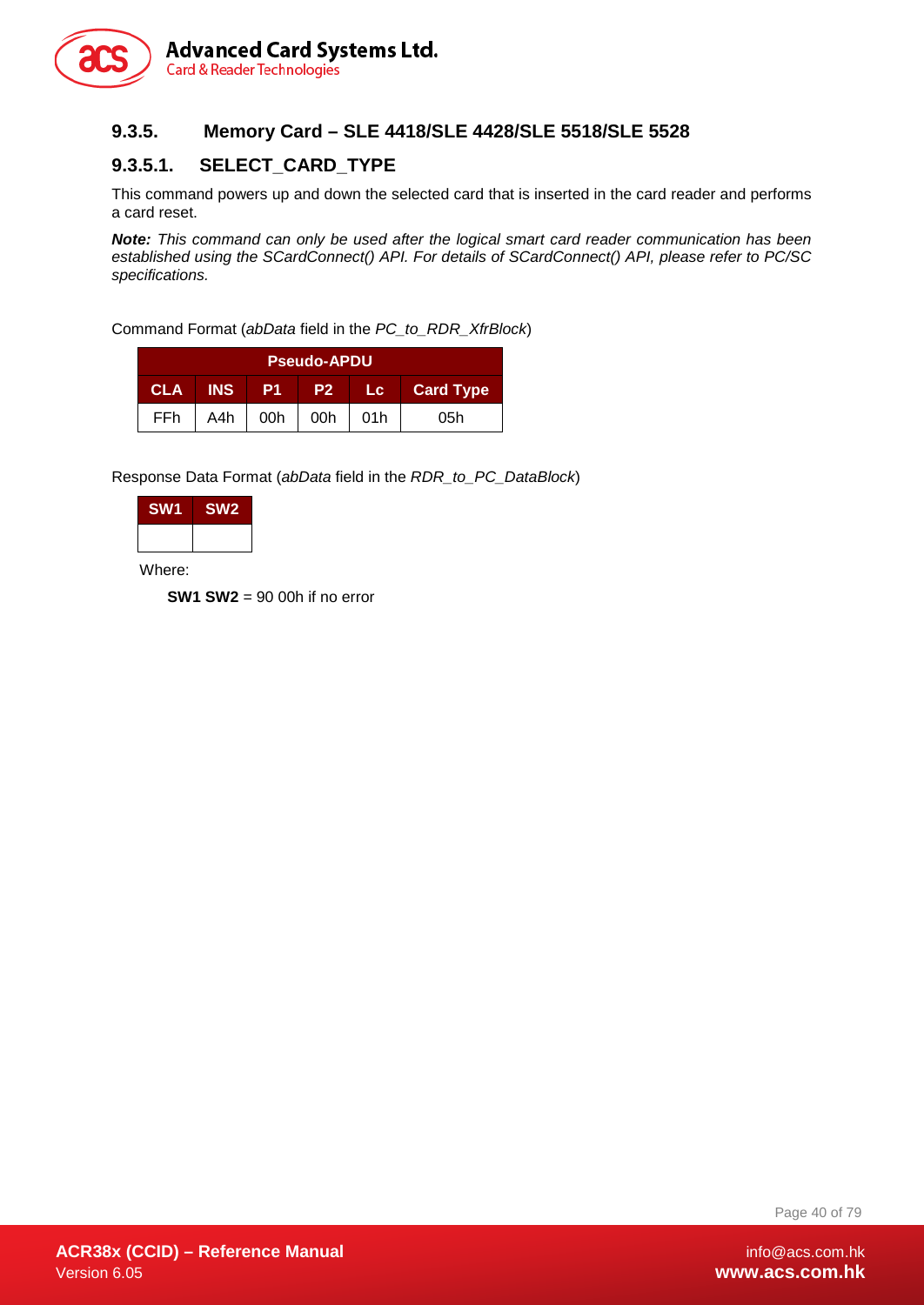### 9.3.5. Memory Card – SLE 4418/SLE 4428/SLE 5518/SLE 5528

#### 9.3.5.1. SELECT_CARD_TYPE

This command powers up and down the selected card that is inserted in the card reader and performs a card reset.

***Note:*** *This command can only be used after the logical smart card reader communication has been established using the SCardConnect() API. For details of SCardConnect() API, please refer to PC/SC specifications.*

Command Format (*abData* field in the *PC_to_RDR_XfrBlock*)

| Pseudo-APDU | | | | | |
|---|---|---|---|---|---|
| **CLA** | **INS** | **P1** | **P2** | **Lc** | **Card Type** |
| FFh | A4h | 00h | 00h | 01h | 05h |

Response Data Format (*abData* field in the *RDR_to_PC_DataBlock*)

| SW1 | SW2 |
|---|---|
| | |

Where:

**SW1 SW2** = 90 00h if no error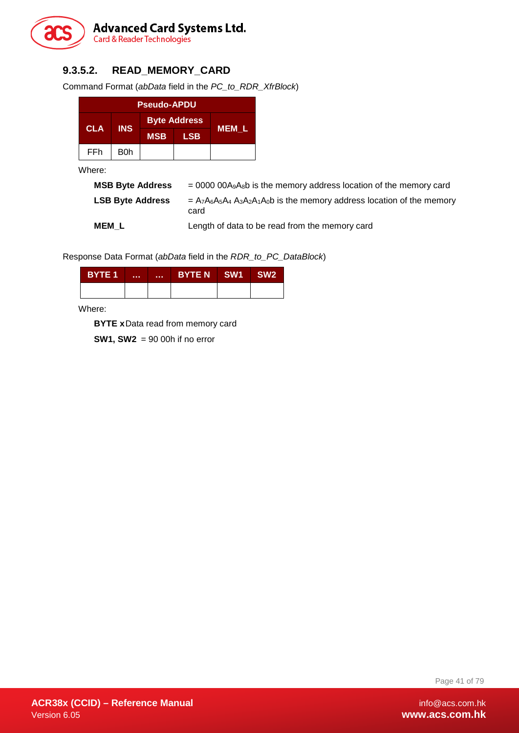#### 9.3.5.2. READ_MEMORY_CARD

Command Format (*abData* field in the *PC_to_RDR_XfrBlock*)

| Pseudo-APDU | | | | |
|---|---|---|---|---|
| CLA | INS | Byte Address | | MEM_L |
| | | MSB | LSB | |
| FFh | B0h | | | |

Where:

**MSB Byte Address** = 0000 $00A_9A_8$b is the memory address location of the memory card

**LSB Byte Address** = $A_7A_6A_5A_4$ $A_3A_2A_1A_0$b is the memory address location of the memory card

**MEM_L** Length of data to be read from the memory card

Response Data Format (*abData* field in the *RDR_to_PC_DataBlock*)

| BYTE 1 | ... | ... | BYTE N | SW1 | SW2 |
|---|---|---|---|---|---|
| | | | | | |

Where:

**BYTE x** Data read from memory card

**SW1, SW2** = 90 00h if no error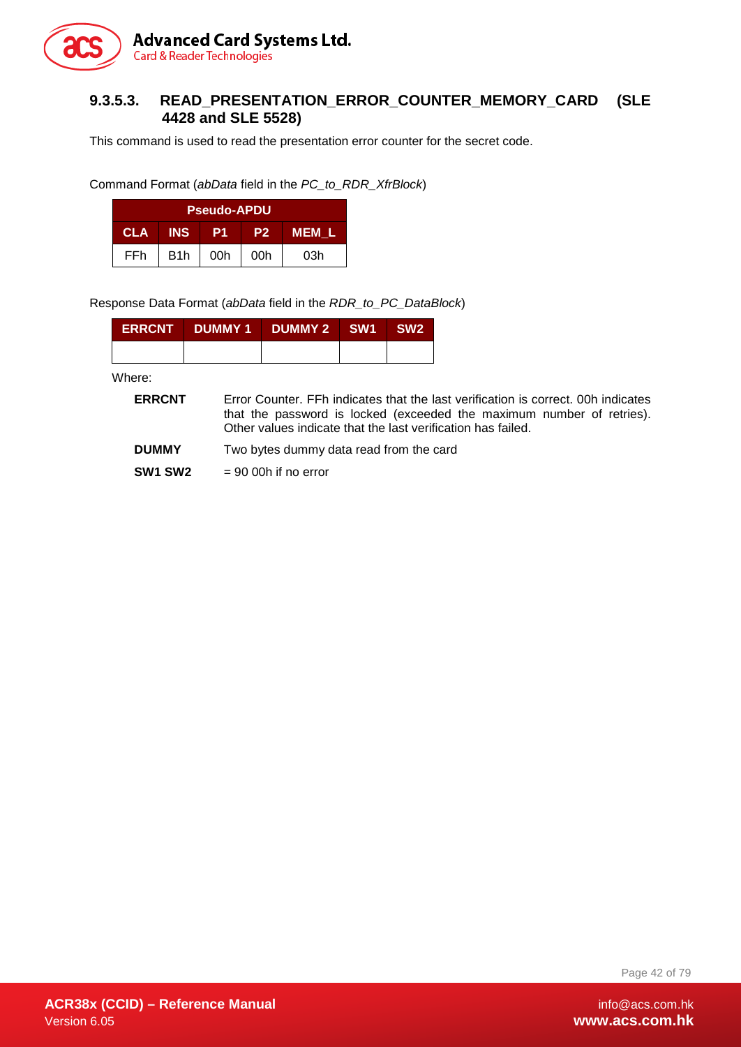#### 9.3.5.3. READ_PRESENTATION_ERROR_COUNTER_MEMORY_CARD (SLE 4428 and SLE 5528)

This command is used to read the presentation error counter for the secret code.

Command Format (*abData* field in the *PC_to_RDR_XfrBlock*)

| Pseudo-APDU | | | | |
|---|---|---|---|---|
| **CLA** | **INS** | **P1** | **P2** | **MEM_L** |
| FFh | B1h | 00h | 00h | 03h |

Response Data Format (*abData* field in the *RDR_to_PC_DataBlock*)

| ERRCNT | DUMMY 1 | DUMMY 2 | SW1 | SW2 |
|---|---|---|---|---|
| | | | | |

Where:

**ERRCNT** Error Counter. FFh indicates that the last verification is correct. 00h indicates that the password is locked (exceeded the maximum number of retries). Other values indicate that the last verification has failed.

**DUMMY** Two bytes dummy data read from the card

**SW1 SW2** = 90 00h if no error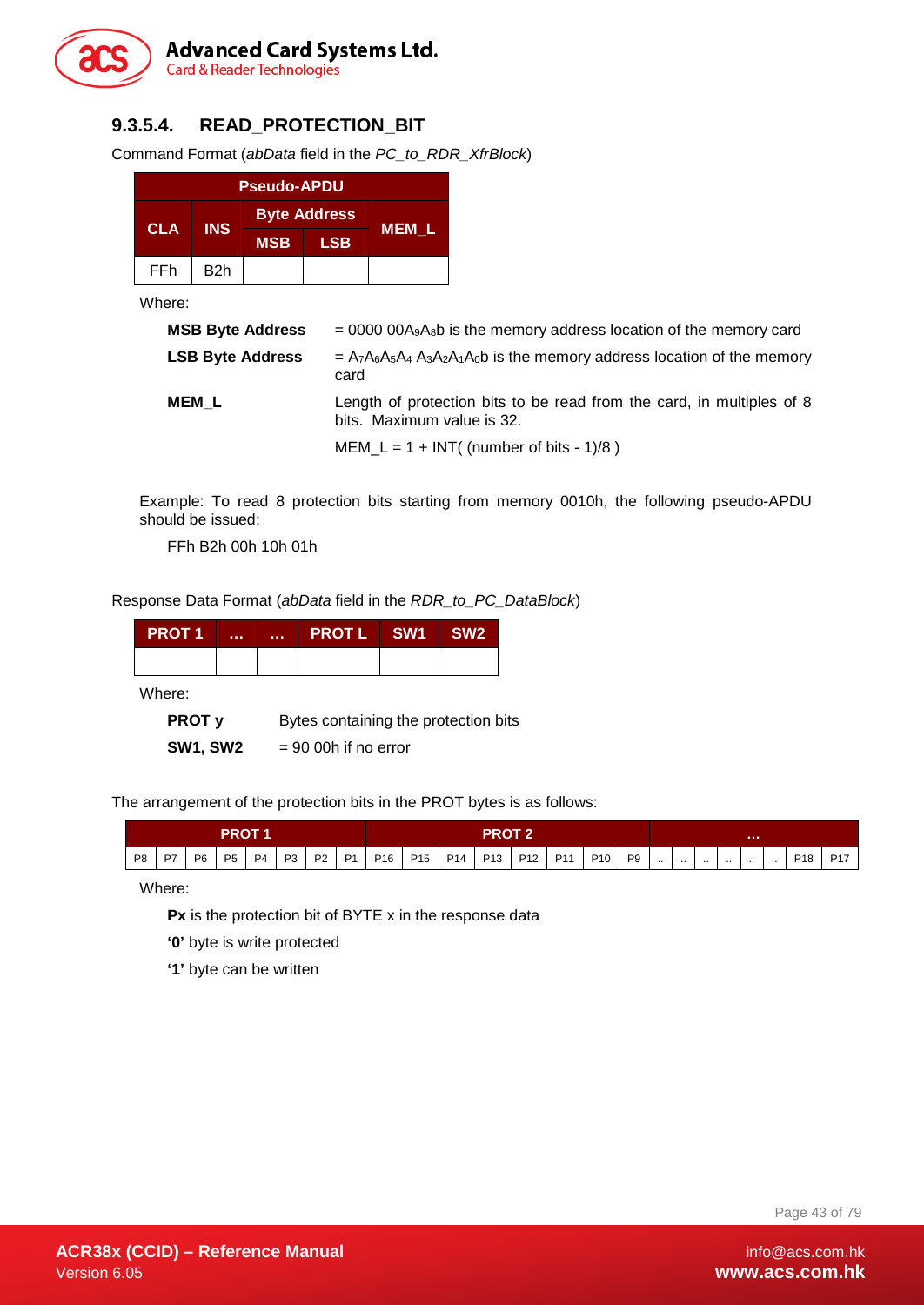### 9.3.5.4. READ_PROTECTION_BIT

Command Format (*abData* field in the *PC_to_RDR_XfrBlock*)

| Pseudo-APDU | | | | |
|---|---|---|---|---|
| CLA | INS | Byte Address | | MEM_L |
| | | MSB | LSB | |
| FFh | B2h | | | |

Where:

**MSB Byte Address** = 0000 00$A_9A_8$b is the memory address location of the memory card

**LSB Byte Address** = $A_7A_6A_5A_4$ $A_3A_2A_1A_0$b is the memory address location of the memory card

**MEM_L** Length of protection bits to be read from the card, in multiples of 8 bits. Maximum value is 32.

MEM_L = 1 + INT( (number of bits - 1)/8 )

Example: To read 8 protection bits starting from memory 0010h, the following pseudo-APDU should be issued:

FFh B2h 00h 10h 01h

Response Data Format (*abData* field in the *RDR_to_PC_DataBlock*)

| PROT 1 | … | … | PROT L | SW1 | SW2 |
|---|---|---|---|---|---|
| | | | | | |

Where:

**PROT y** Bytes containing the protection bits

**SW1, SW2** = 90 00h if no error

The arrangement of the protection bits in the PROT bytes is as follows:

| PROT 1 | | | | | | | | PROT 2 | | | | | | | | … | | | | | | | |
|---|---|---|---|---|---|---|---|---|---|---|---|---|---|---|---|---|---|---|---|---|---|---|---|
| P8 | P7 | P6 | P5 | P4 | P3 | P2 | P1 | P16 | P15 | P14 | P13 | P12 | P11 | P10 | P9 | .. | .. | .. | .. | .. | .. | P18 | P17 |

Where:

**Px** is the protection bit of BYTE x in the response data

**'0'** byte is write protected

**'1'** byte can be written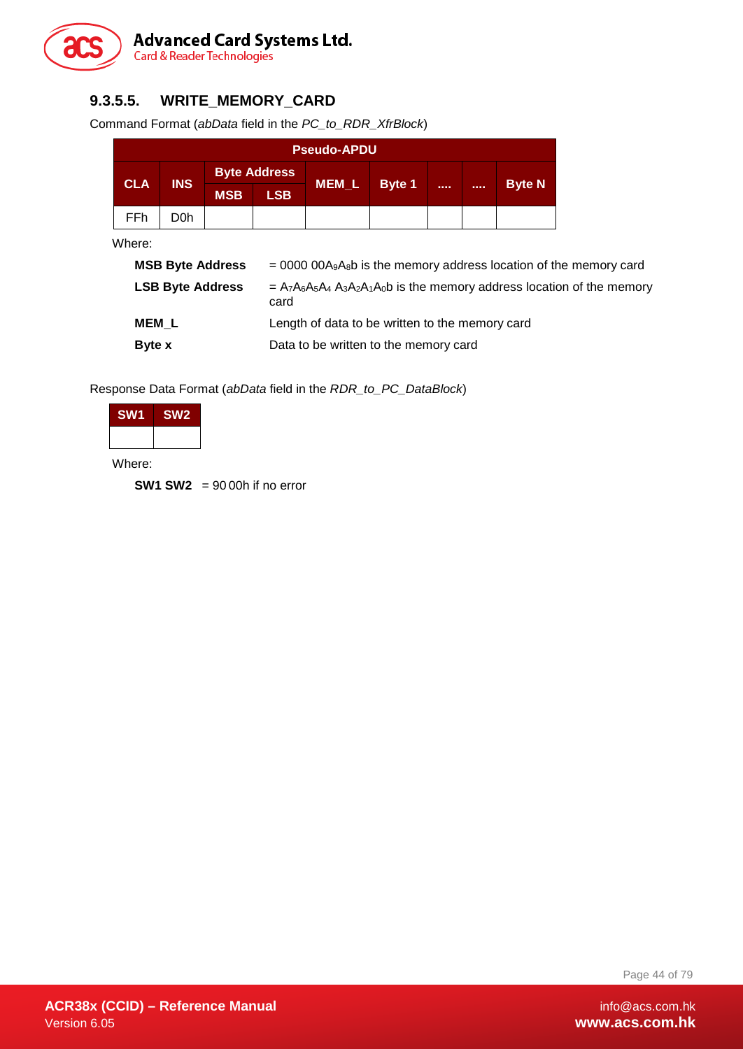### 9.3.5.5. WRITE_MEMORY_CARD

Command Format (*abData* field in the *PC_to_RDR_XfrBlock*)

| Pseudo-APDU | | | | | | | | |
|---|---|---|---|---|---|---|---|---|
| CLA | INS | Byte Address | | MEM_L | Byte 1 | .... | .... | Byte N |
| | | MSB | LSB | | | | | |
| FFh | D0h | | | | | | | |

Where:

**MSB Byte Address** = 0000 $00A_9A_8$b is the memory address location of the memory card

**LSB Byte Address** = $A_7A_6A_5A_4$ $A_3A_2A_1A_0$b is the memory address location of the memory card

**MEM_L** Length of data to be written to the memory card

**Byte x** Data to be written to the memory card

Response Data Format (*abData* field in the *RDR_to_PC_DataBlock*)

| SW1 | SW2 |
|---|---|
| | |

Where:

**SW1 SW2** = 90 00h if no error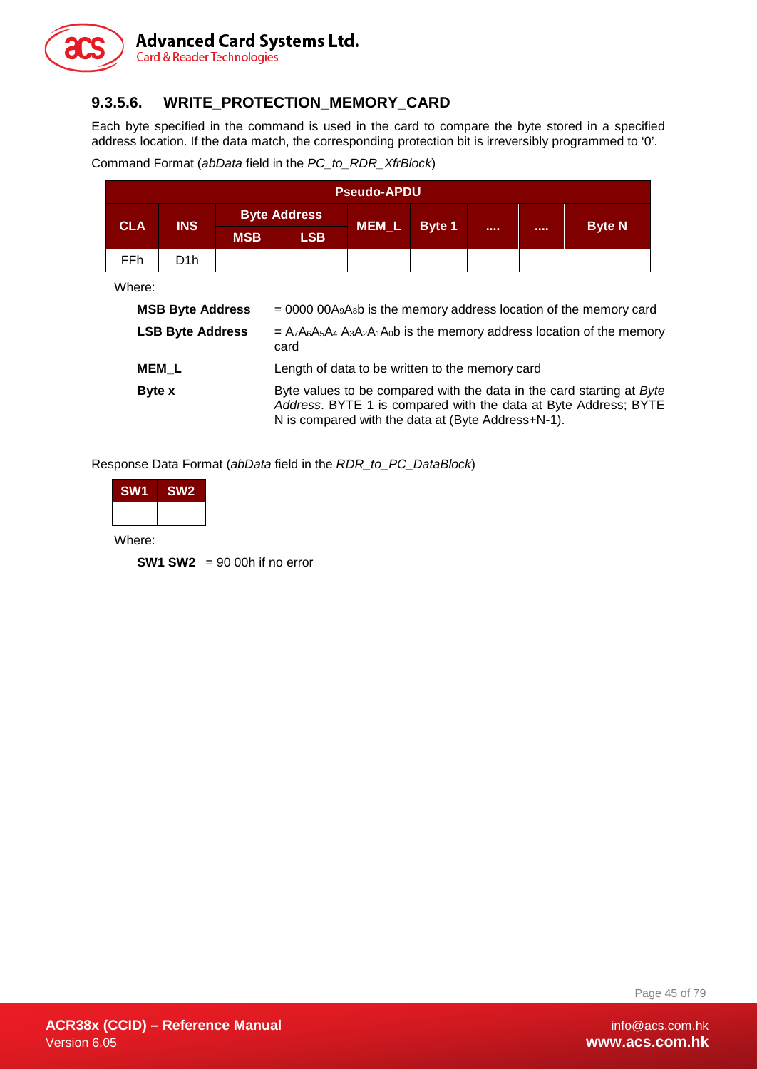### 9.3.5.6. WRITE_PROTECTION_MEMORY_CARD

Each byte specified in the command is used in the card to compare the byte stored in a specified address location. If the data match, the corresponding protection bit is irreversibly programmed to '0'.

Command Format (*abData* field in the *PC_to_RDR_XfrBlock*)

| Pseudo-APDU | | | | | | | | |
|---|---|---|---|---|---|---|---|---|
| CLA | INS | Byte Address | | MEM_L | Byte 1 | .... | .... | Byte N |
| | | MSB | LSB | | | | | |
| FFh | D1h | | | | | | | |

Where:

**MSB Byte Address** = 0000 00$A_9A_8$b is the memory address location of the memory card

**LSB Byte Address** = $A_7A_6A_5A_4$ $A_3A_2A_1A_0$b is the memory address location of the memory card

**MEM_L** Length of data to be written to the memory card

**Byte x** Byte values to be compared with the data in the card starting at *Byte Address*. BYTE 1 is compared with the data at Byte Address; BYTE N is compared with the data at (Byte Address+N-1).

Response Data Format (*abData* field in the *RDR_to_PC_DataBlock*)

| SW1 | SW2 |
|---|---|
| | |

Where:

**SW1 SW2** = 90 00h if no error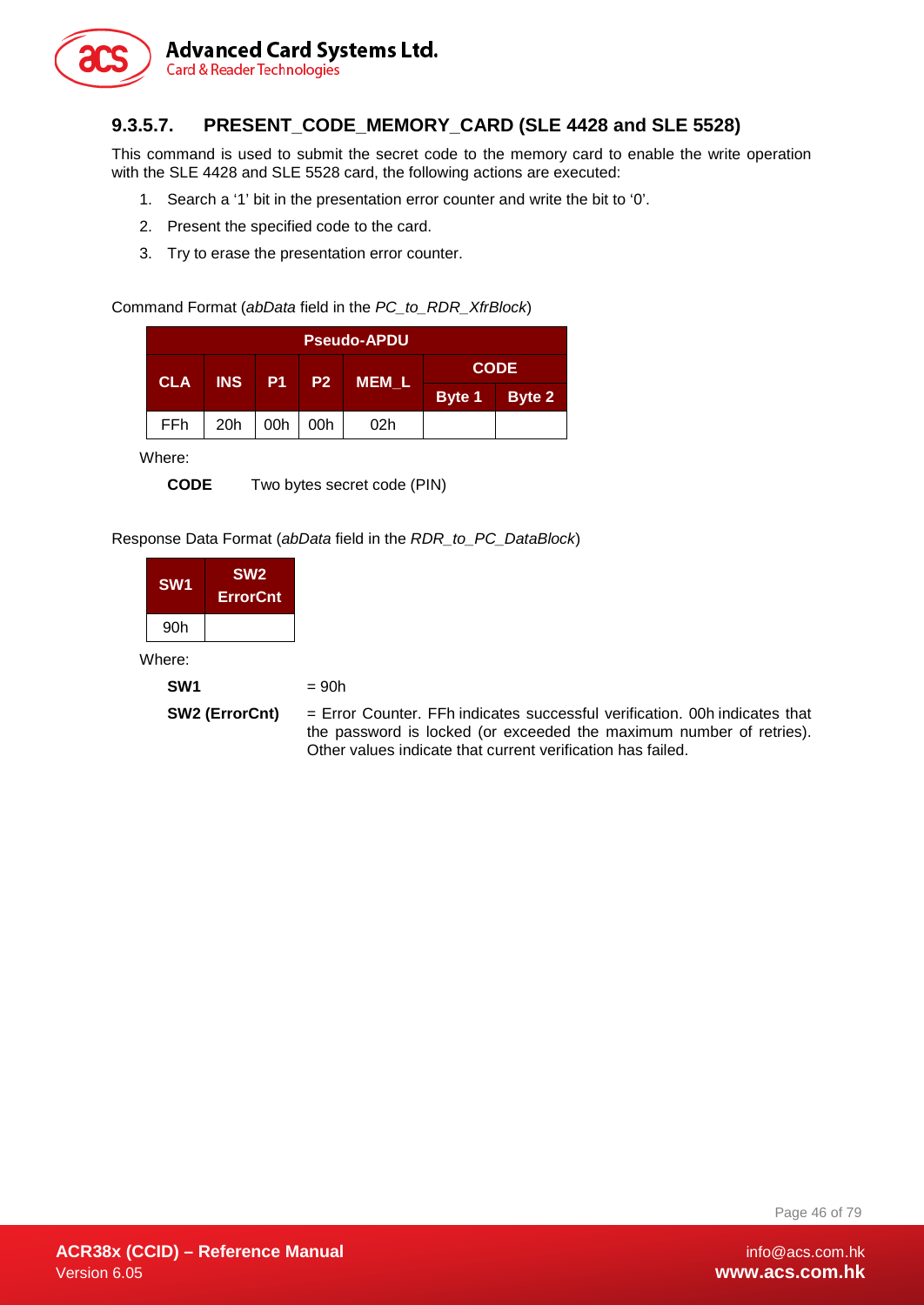### 9.3.5.7. PRESENT_CODE_MEMORY_CARD (SLE 4428 and SLE 5528)

This command is used to submit the secret code to the memory card to enable the write operation with the SLE 4428 and SLE 5528 card, the following actions are executed:

1. Search a '1' bit in the presentation error counter and write the bit to '0'.
2. Present the specified code to the card.
3. Try to erase the presentation error counter.

Command Format (*abData* field in the *PC_to_RDR_XfrBlock*)

| Pseudo-APDU | | | | | | |
|---|---|---|---|---|---|---|
| CLA | INS | P1 | P2 | MEM_L | CODE | |
| | | | | | Byte 1 | Byte 2 |
| FFh | 20h | 00h | 00h | 02h | | |

Where:

**CODE** Two bytes secret code (PIN)

Response Data Format (*abData* field in the *RDR_to_PC_DataBlock*)

| SW1 | SW2 ErrorCnt |
|---|---|
| 90h | |

Where:

**SW1** = 90h

**SW2 (ErrorCnt)** = Error Counter. FFh indicates successful verification. 00h indicates that the password is locked (or exceeded the maximum number of retries). Other values indicate that current verification has failed.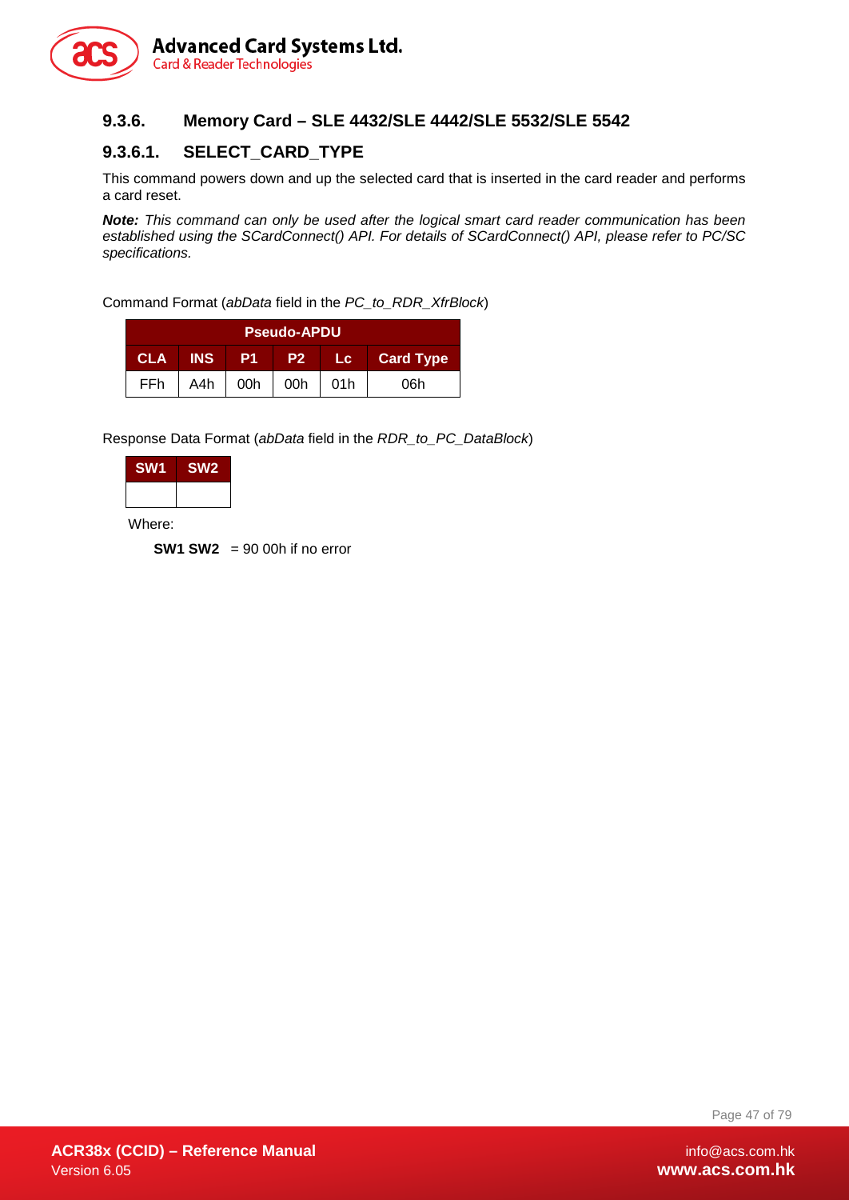### 9.3.6. Memory Card – SLE 4432/SLE 4442/SLE 5532/SLE 5542

#### 9.3.6.1. SELECT_CARD_TYPE

This command powers down and up the selected card that is inserted in the card reader and performs a card reset.

***Note:*** *This command can only be used after the logical smart card reader communication has been established using the SCardConnect() API. For details of SCardConnect() API, please refer to PC/SC specifications.*

Command Format (*abData* field in the *PC_to_RDR_XfrBlock*)

| Pseudo-APDU | | | | | |
|---|---|---|---|---|---|
| CLA | INS | P1 | P2 | Lc | Card Type |
| FFh | A4h | 00h | 00h | 01h | 06h |

Response Data Format (*abData* field in the *RDR_to_PC_DataBlock*)

| SW1 | SW2 |
|---|---|
| | |

Where:

**SW1 SW2** = 90 00h if no error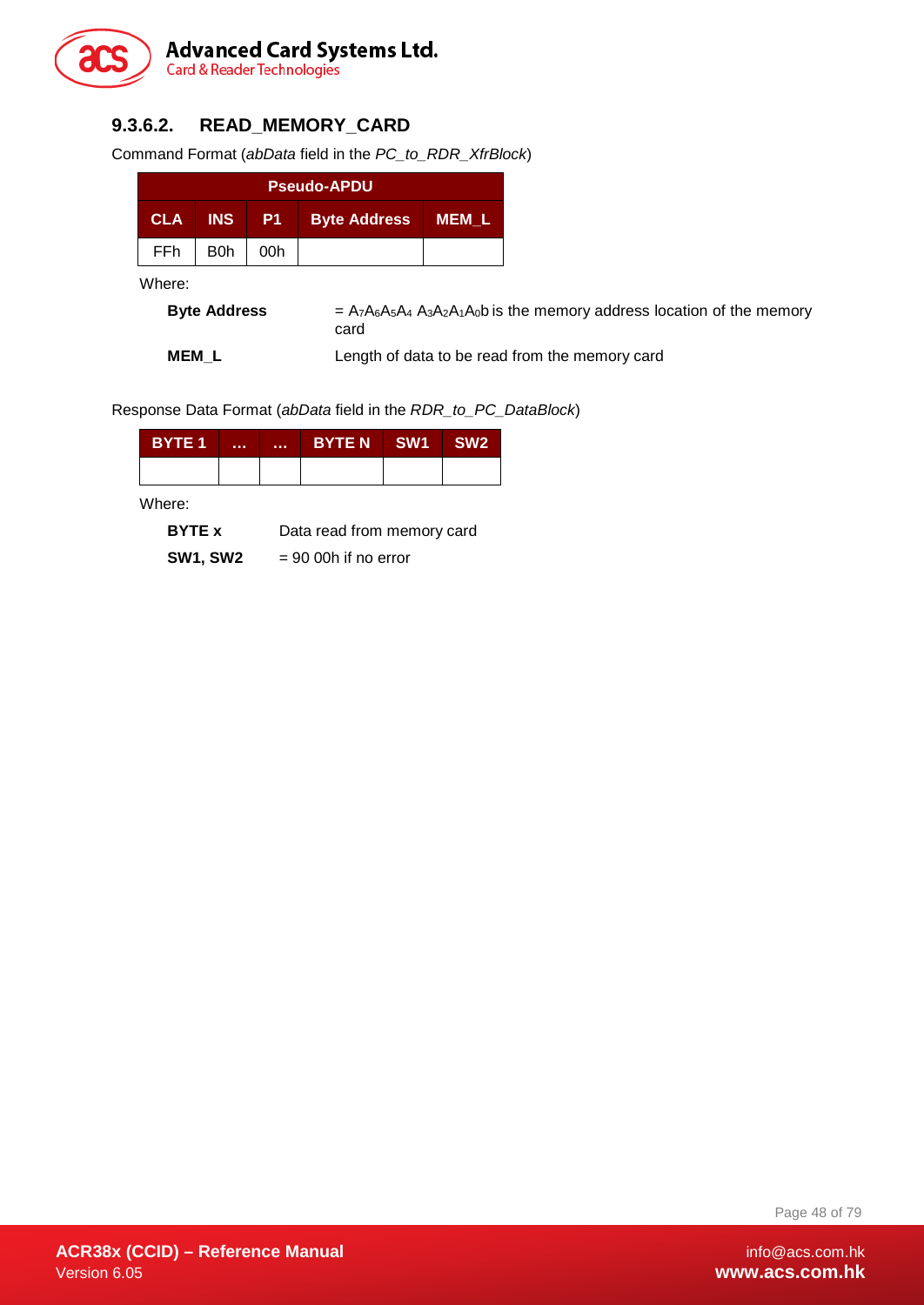#### 9.3.6.2. READ_MEMORY_CARD

Command Format (*abData* field in the *PC_to_RDR_XfrBlock*)

| Pseudo-APDU | | | | |
|---|---|---|---|---|
| **CLA** | **INS** | **P1** | **Byte Address** | **MEM_L** |
| FFh | B0h | 00h | | |

Where:

**Byte Address** = $A_7A_6A_5A_4$ $A_3A_2A_1A_0$b is the memory address location of the memory card

**MEM_L** Length of data to be read from the memory card

Response Data Format (*abData* field in the *RDR_to_PC_DataBlock*)

| BYTE 1 | ... | ... | BYTE N | SW1 | SW2 |
|---|---|---|---|---|---|
| | | | | | |

Where:

**BYTE x** Data read from memory card

**SW1, SW2** = 90 00h if no error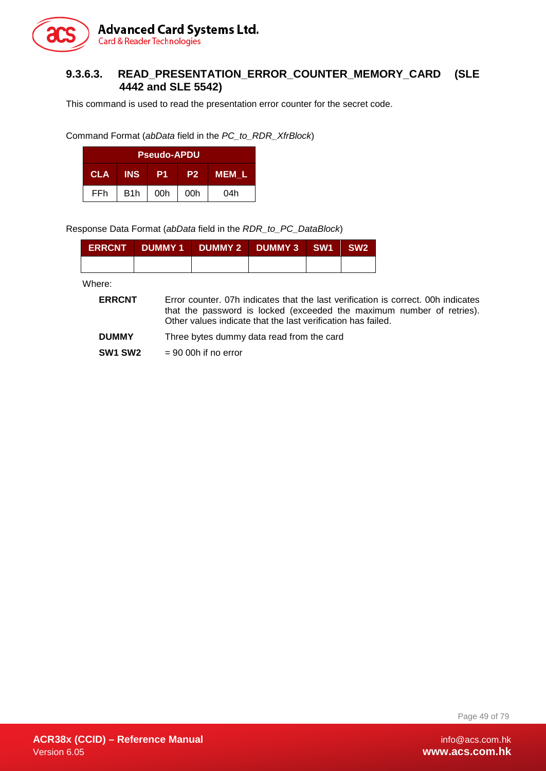### 9.3.6.3. READ_PRESENTATION_ERROR_COUNTER_MEMORY_CARD (SLE 4442 and SLE 5542)

This command is used to read the presentation error counter for the secret code.

Command Format (*abData* field in the *PC_to_RDR_XfrBlock*)

| Pseudo-APDU | | | | |
|---|---|---|---|---|
| **CLA** | **INS** | **P1** | **P2** | **MEM_L** |
| FFh | B1h | 00h | 00h | 04h |

Response Data Format (*abData* field in the *RDR_to_PC_DataBlock*)

| ERRCNT | DUMMY 1 | DUMMY 2 | DUMMY 3 | SW1 | SW2 |
|---|---|---|---|---|---|
| | | | | | |

Where:

**ERRCNT** Error counter. 07h indicates that the last verification is correct. 00h indicates that the password is locked (exceeded the maximum number of retries). Other values indicate that the last verification has failed.

**DUMMY** Three bytes dummy data read from the card

**SW1 SW2** = 90 00h if no error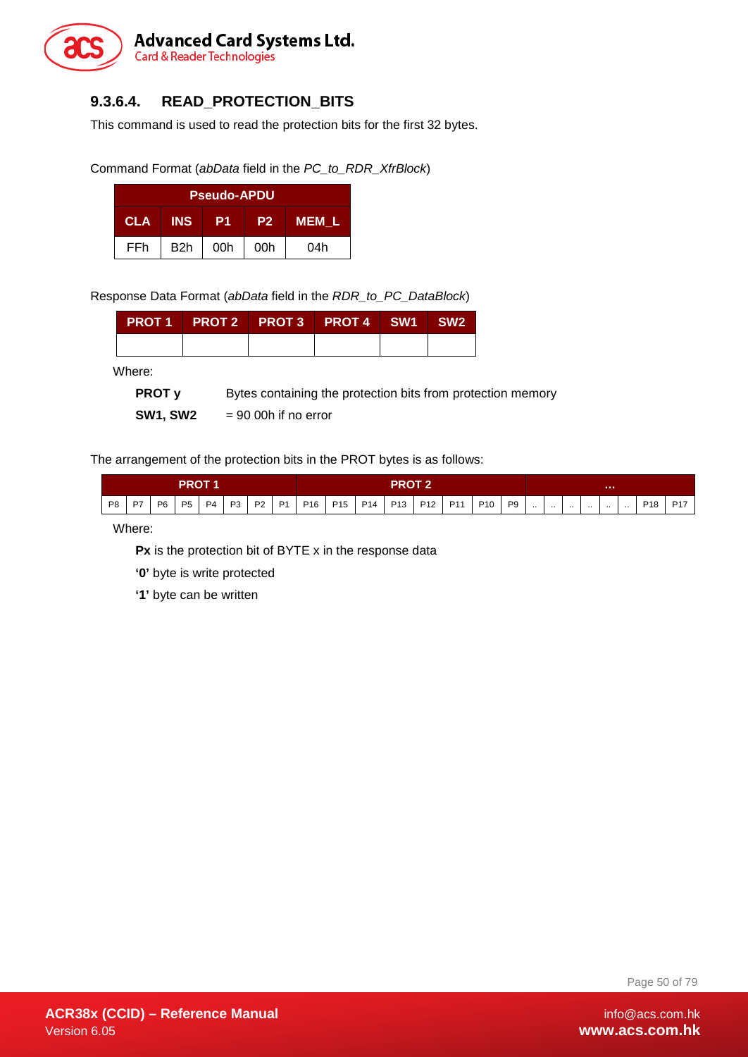#### 9.3.6.4. READ_PROTECTION_BITS

This command is used to read the protection bits for the first 32 bytes.

Command Format (*abData* field in the *PC_to_RDR_XfrBlock*)

| Pseudo-APDU | | | | |
|---|---|---|---|---|
| **CLA** | **INS** | **P1** | **P2** | **MEM_L** |
| FFh | B2h | 00h | 00h | 04h |

Response Data Format (*abData* field in the *RDR_to_PC_DataBlock*)

| PROT 1 | PROT 2 | PROT 3 | PROT 4 | SW1 | SW2 |
|---|---|---|---|---|---|
| | | | | | |

Where:

**PROT y** Bytes containing the protection bits from protection memory

**SW1, SW2** = 90 00h if no error

The arrangement of the protection bits in the PROT bytes is as follows:

| PROT 1 | | | | | | | | PROT 2 | | | | | | | | … | | | | | | | |
|---|---|---|---|---|---|---|---|---|---|---|---|---|---|---|---|---|---|---|---|---|---|---|---|
| P8 | P7 | P6 | P5 | P4 | P3 | P2 | P1 | P16 | P15 | P14 | P13 | P12 | P11 | P10 | P9 | .. | .. | .. | .. | .. | .. | P18 | P17 |

Where:

**Px** is the protection bit of BYTE x in the response data

**'0'** byte is write protected

**'1'** byte can be written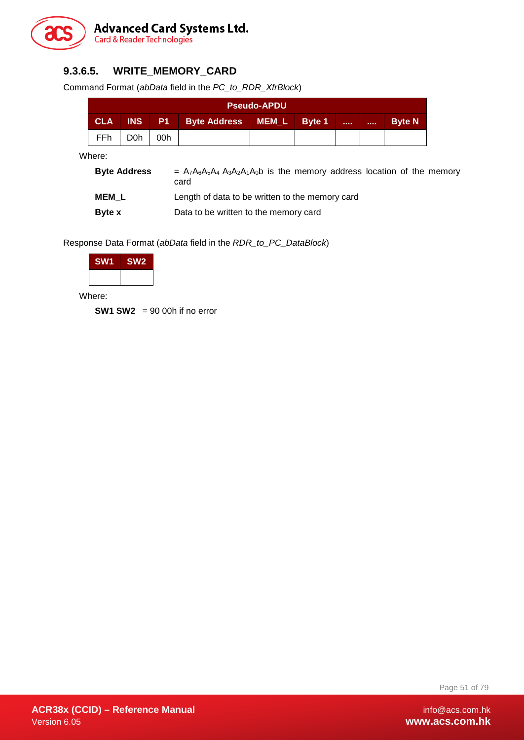### 9.3.6.5. WRITE_MEMORY_CARD

Command Format (*abData* field in the *PC_to_RDR_XfrBlock*)

| Pseudo-APDU | | | | | | | | |
|---|---|---|---|---|---|---|---|---|
| **CLA** | **INS** | **P1** | **Byte Address** | **MEM_L** | **Byte 1** | **....** | **....** | **Byte N** |
| FFh | D0h | 00h | | | | | | |

Where:

**Byte Address** = $A_7A_6A_5A_4$ $A_3A_2A_1A_0$b is the memory address location of the memory card

**MEM_L** Length of data to be written to the memory card

**Byte x** Data to be written to the memory card

Response Data Format (*abData* field in the *RDR_to_PC_DataBlock*)

| SW1 | SW2 |
|---|---|
| | |

Where:

**SW1 SW2** = 90 00h if no error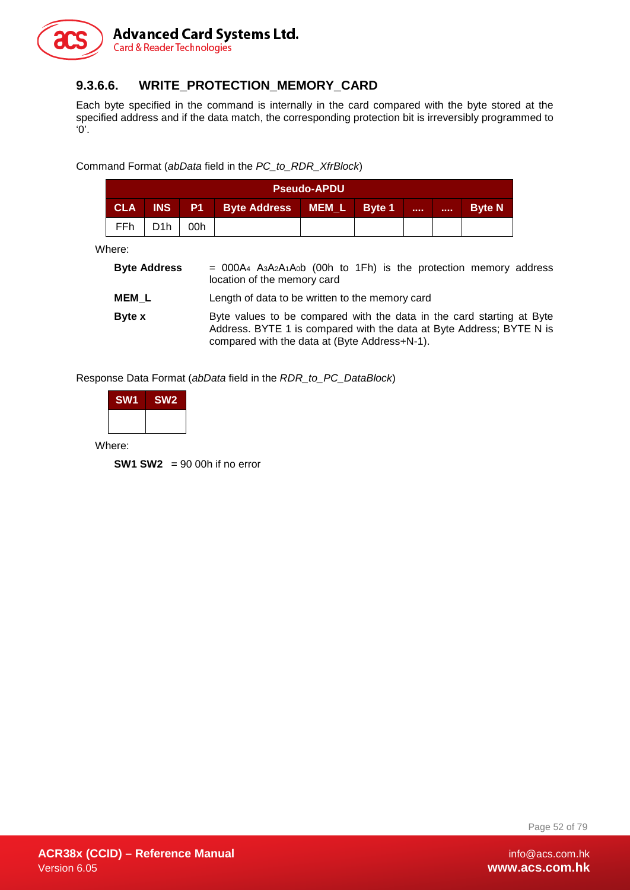### 9.3.6.6. WRITE_PROTECTION_MEMORY_CARD

Each byte specified in the command is internally in the card compared with the byte stored at the specified address and if the data match, the corresponding protection bit is irreversibly programmed to '0'.

Command Format (*abData* field in the *PC_to_RDR_XfrBlock*)

| Pseudo-APDU | | | | | | | | |
|---|---|---|---|---|---|---|---|---|
| **CLA** | **INS** | **P1** | **Byte Address** | **MEM_L** | **Byte 1** | **....** | **....** | **Byte N** |
| FFh | D1h | 00h | | | | | | |

Where:

**Byte Address** = 000$A_4$ $A_3A_2A_1A_0$b (00h to 1Fh) is the protection memory address location of the memory card

**MEM_L** Length of data to be written to the memory card

**Byte x** Byte values to be compared with the data in the card starting at Byte Address. BYTE 1 is compared with the data at Byte Address; BYTE N is compared with the data at (Byte Address+N-1).

Response Data Format (*abData* field in the *RDR_to_PC_DataBlock*)

| SW1 | SW2 |
|---|---|
| | |

Where:

**SW1 SW2** = 90 00h if no error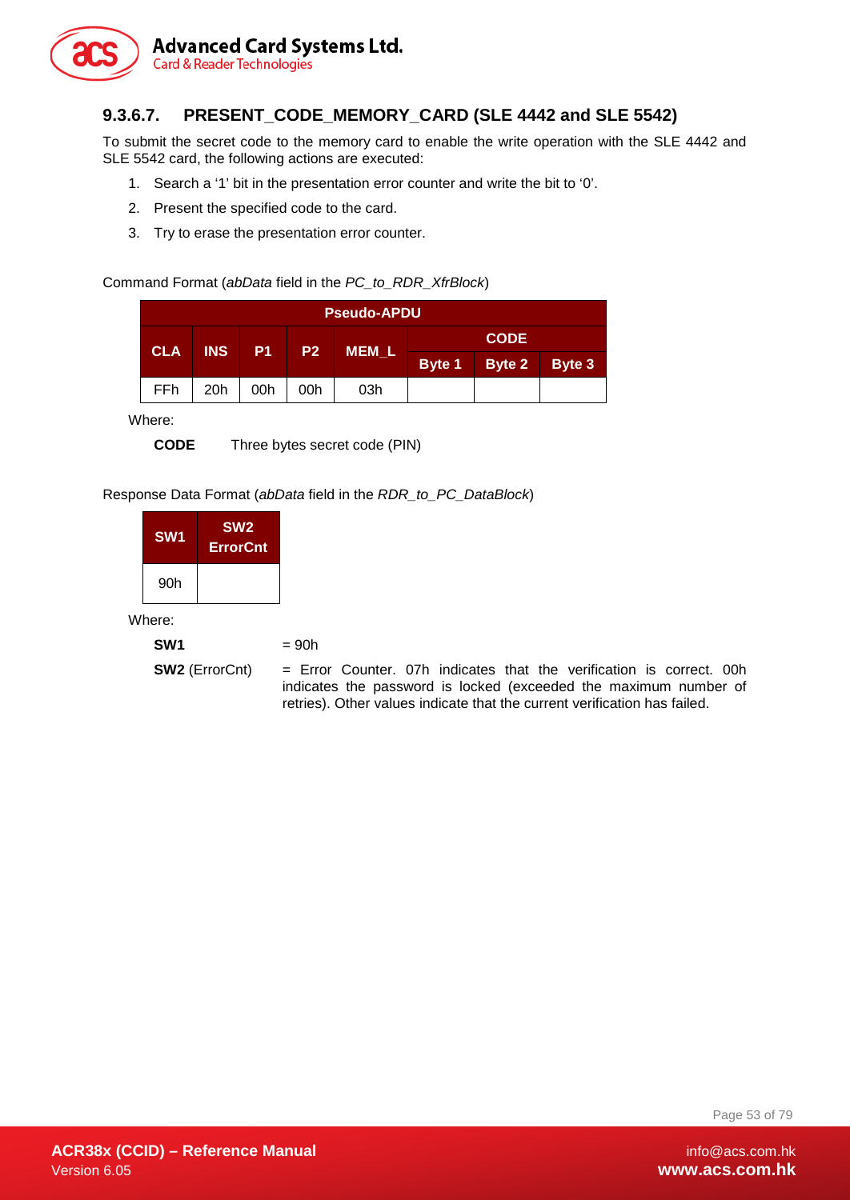#### 9.3.6.7. PRESENT_CODE_MEMORY_CARD (SLE 4442 and SLE 5542)

To submit the secret code to the memory card to enable the write operation with the SLE 4442 and SLE 5542 card, the following actions are executed:

1. Search a '1' bit in the presentation error counter and write the bit to '0'.
2. Present the specified code to the card.
3. Try to erase the presentation error counter.

Command Format (*abData* field in the *PC_to_RDR_XfrBlock*)

| Pseudo-APDU | | | | | | | |
|---|---|---|---|---|---|---|---|
| CLA | INS | P1 | P2 | MEM_L | CODE | | |
| | | | | | Byte 1 | Byte 2 | Byte 3 |
| FFh | 20h | 00h | 00h | 03h | | | |

Where:

**CODE** Three bytes secret code (PIN)

Response Data Format (*abData* field in the *RDR_to_PC_DataBlock*)

| SW1 | SW2 ErrorCnt |
|---|---|
| 90h | |

Where:

**SW1** = 90h

**SW2** (ErrorCnt) = Error Counter. 07h indicates that the verification is correct. 00h indicates the password is locked (exceeded the maximum number of retries). Other values indicate that the current verification has failed.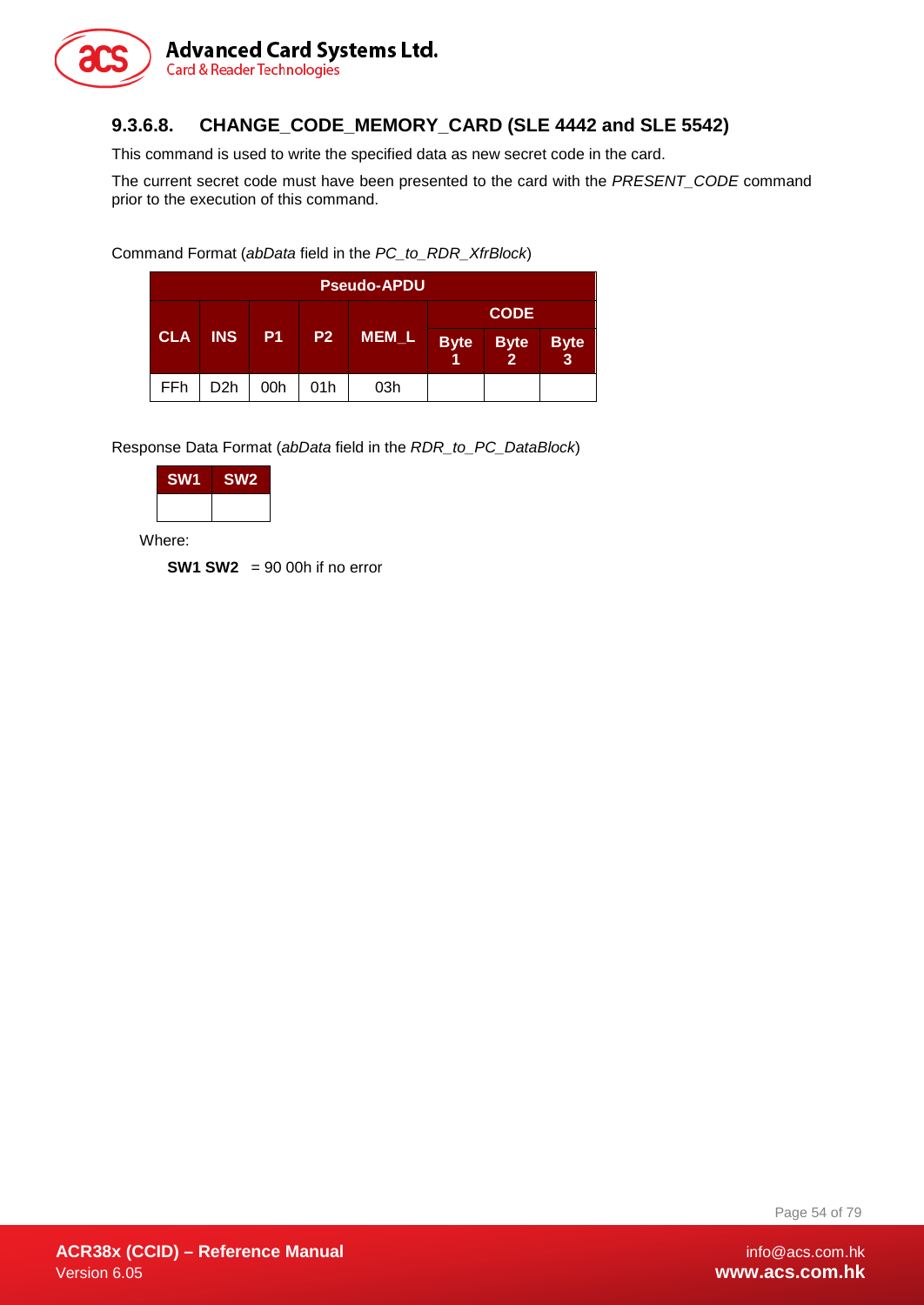#### 9.3.6.8. CHANGE_CODE_MEMORY_CARD (SLE 4442 and SLE 5542)

This command is used to write the specified data as new secret code in the card.

The current secret code must have been presented to the card with the *PRESENT_CODE* command prior to the execution of this command.

Command Format (*abData* field in the *PC_to_RDR_XfrBlock*)

| Pseudo-APDU | | | | | | | |
|---|---|---|---|---|---|---|---|
| CLA | INS | P1 | P2 | MEM_L | CODE | | |
| | | | | | Byte 1 | Byte 2 | Byte 3 |
| FFh | D2h | 00h | 01h | 03h | | | |

Response Data Format (*abData* field in the *RDR_to_PC_DataBlock*)

| SW1 | SW2 |
|---|---|
| | |

Where:

**SW1 SW2** = 90 00h if no error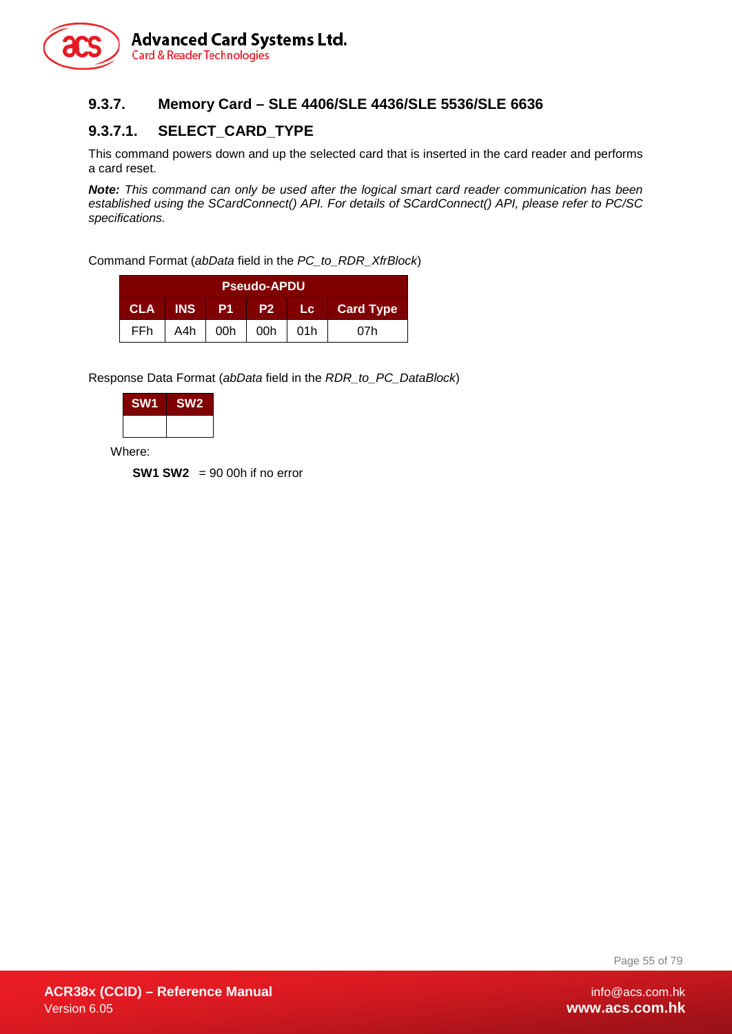### 9.3.7. Memory Card – SLE 4406/SLE 4436/SLE 5536/SLE 6636

#### 9.3.7.1. SELECT_CARD_TYPE

This command powers down and up the selected card that is inserted in the card reader and performs a card reset.

***Note:*** *This command can only be used after the logical smart card reader communication has been established using the SCardConnect() API. For details of SCardConnect() API, please refer to PC/SC specifications.*

Command Format (*abData* field in the *PC_to_RDR_XfrBlock*)

| Pseudo-APDU | | | | | |
|---|---|---|---|---|---|
| **CLA** | **INS** | **P1** | **P2** | **Lc** | **Card Type** |
| FFh | A4h | 00h | 00h | 01h | 07h |

Response Data Format (*abData* field in the *RDR_to_PC_DataBlock*)

| SW1 | SW2 |
|---|---|
| | |

Where:

**SW1 SW2** = 90 00h if no error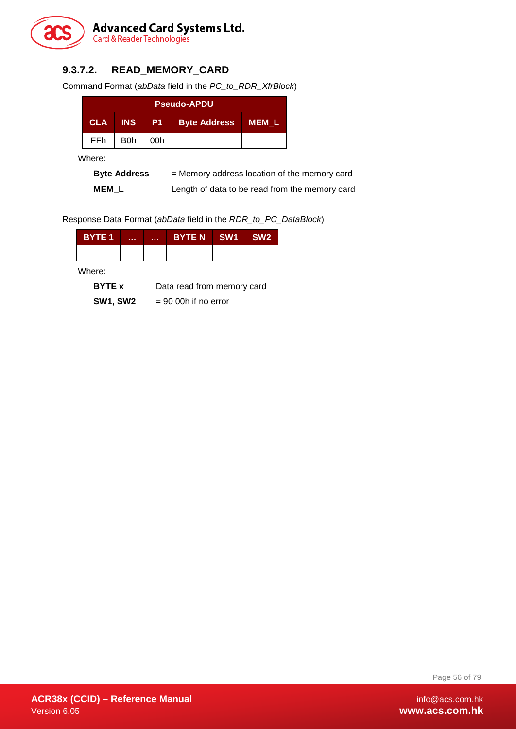#### 9.3.7.2. READ_MEMORY_CARD

Command Format (*abData* field in the *PC_to_RDR_XfrBlock*)

| Pseudo-APDU | | | | |
|---|---|---|---|---|
| **CLA** | **INS** | **P1** | **Byte Address** | **MEM_L** |
| FFh | B0h | 00h | | |

Where:

**Byte Address** = Memory address location of the memory card

**MEM_L** Length of data to be read from the memory card

Response Data Format (*abData* field in the *RDR_to_PC_DataBlock*)

| BYTE 1 | ... | ... | BYTE N | SW1 | SW2 |
|---|---|---|---|---|---|
| | | | | | |

Where:

**BYTE x** Data read from memory card

**SW1, SW2** = 90 00h if no error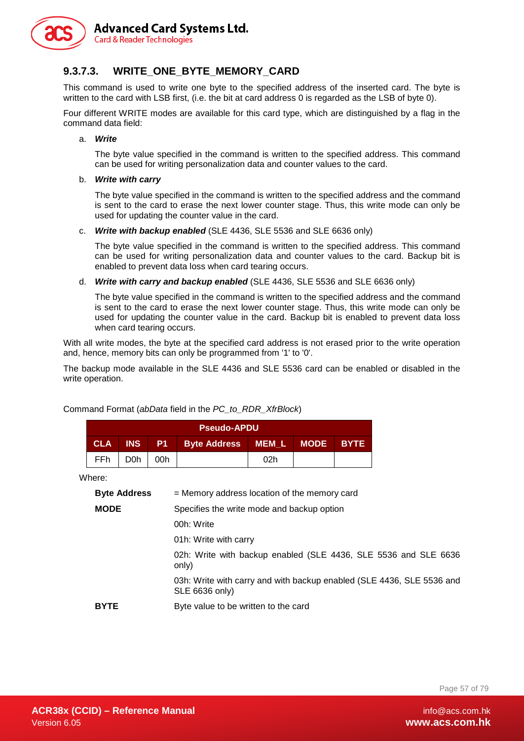### 9.3.7.3. WRITE_ONE_BYTE_MEMORY_CARD

This command is used to write one byte to the specified address of the inserted card. The byte is written to the card with LSB first, (i.e. the bit at card address 0 is regarded as the LSB of byte 0).

Four different WRITE modes are available for this card type, which are distinguished by a flag in the command data field:

a. ***Write***

   The byte value specified in the command is written to the specified address. This command can be used for writing personalization data and counter values to the card.

b. ***Write with carry***

   The byte value specified in the command is written to the specified address and the command is sent to the card to erase the next lower counter stage. Thus, this write mode can only be used for updating the counter value in the card.

c. ***Write with backup enabled*** (SLE 4436, SLE 5536 and SLE 6636 only)

   The byte value specified in the command is written to the specified address. This command can be used for writing personalization data and counter values to the card. Backup bit is enabled to prevent data loss when card tearing occurs.

d. ***Write with carry and backup enabled*** (SLE 4436, SLE 5536 and SLE 6636 only)

   The byte value specified in the command is written to the specified address and the command is sent to the card to erase the next lower counter stage. Thus, this write mode can only be used for updating the counter value in the card. Backup bit is enabled to prevent data loss when card tearing occurs.

With all write modes, the byte at the specified card address is not erased prior to the write operation and, hence, memory bits can only be programmed from '1' to '0'.

The backup mode available in the SLE 4436 and SLE 5536 card can be enabled or disabled in the write operation.

Command Format (*abData* field in the *PC_to_RDR_XfrBlock*)

| Pseudo-APDU | | | | | | |
|---|---|---|---|---|---|---|
| **CLA** | **INS** | **P1** | **Byte Address** | **MEM_L** | **MODE** | **BYTE** |
| FFh | D0h | 00h | | 02h | | |

Where:

| | |
|---|---|
| **Byte Address** | = Memory address location of the memory card |
| **MODE** | Specifies the write mode and backup option |
| | 00h: Write |
| | 01h: Write with carry |
| | 02h: Write with backup enabled (SLE 4436, SLE 5536 and SLE 6636 only) |
| | 03h: Write with carry and with backup enabled (SLE 4436, SLE 5536 and SLE 6636 only) |
| **BYTE** | Byte value to be written to the card |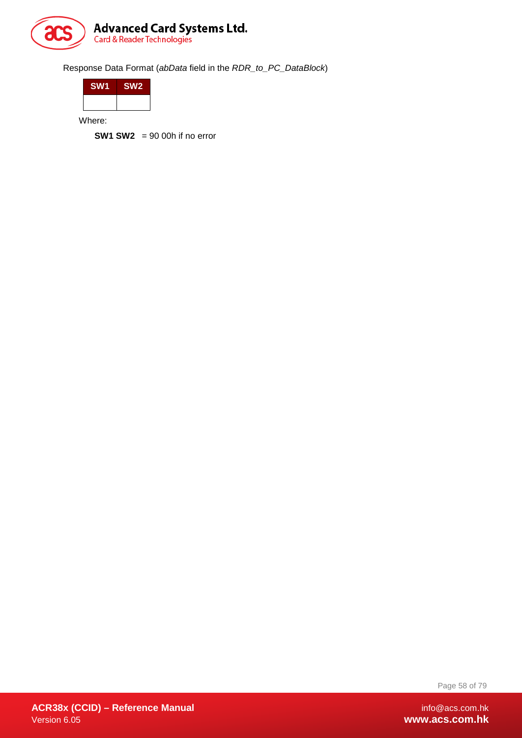Response Data Format (*abData* field in the *RDR_to_PC_DataBlock*)

| SW1 | SW2 |
|---|---|
| | |

Where:

**SW1 SW2** = 90 00h if no error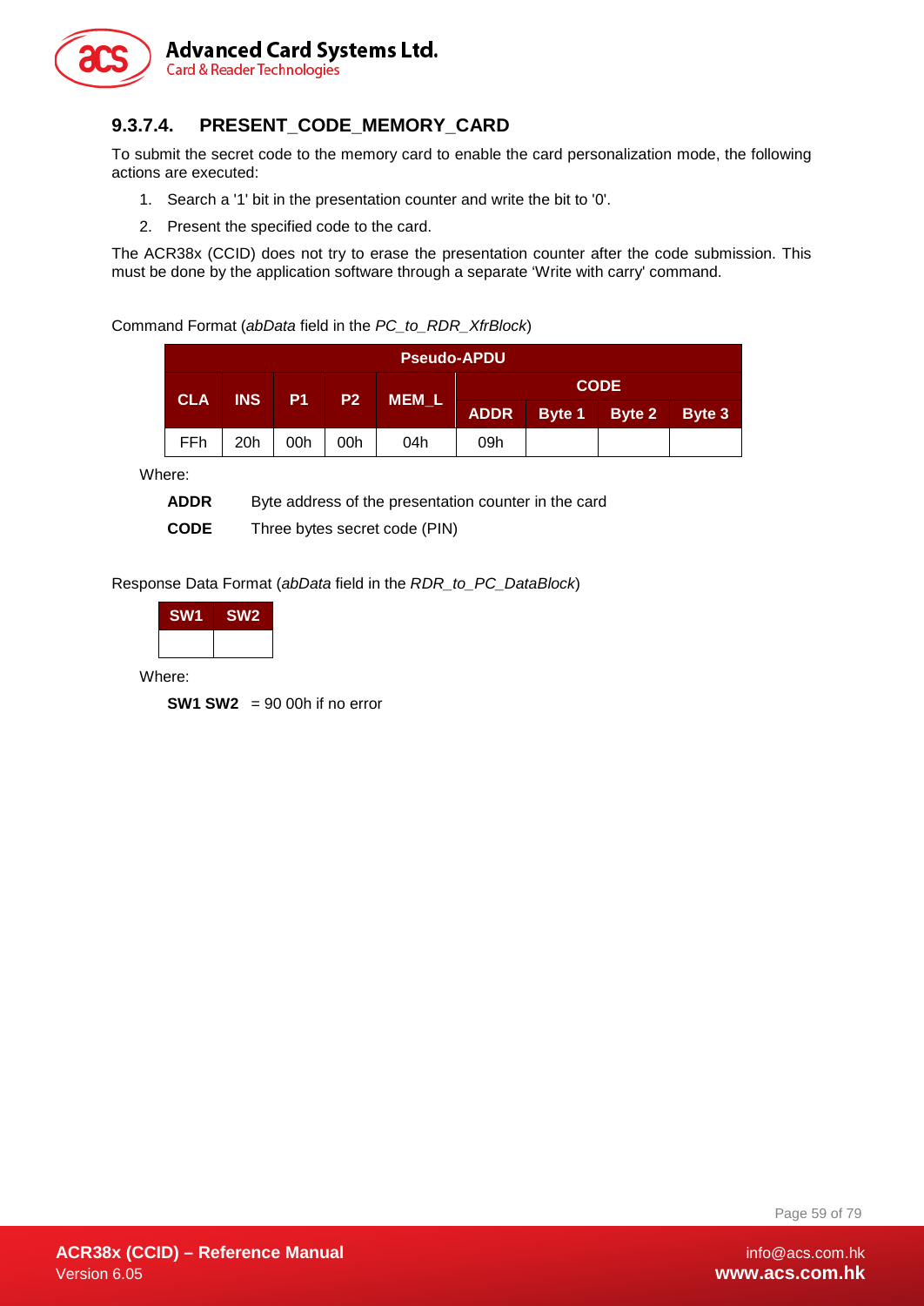### 9.3.7.4. PRESENT_CODE_MEMORY_CARD

To submit the secret code to the memory card to enable the card personalization mode, the following actions are executed:

1. Search a '1' bit in the presentation counter and write the bit to '0'.
2. Present the specified code to the card.

The ACR38x (CCID) does not try to erase the presentation counter after the code submission. This must be done by the application software through a separate 'Write with carry' command.

Command Format (*abData* field in the *PC_to_RDR_XfrBlock*)

| Pseudo-APDU | | | | | | | | |
|---|---|---|---|---|---|---|---|---|
| CLA | INS | P1 | P2 | MEM_L | CODE | | | |
| | | | | | ADDR | Byte 1 | Byte 2 | Byte 3 |
| FFh | 20h | 00h | 00h | 04h | 09h | | | |

Where:

**ADDR** Byte address of the presentation counter in the card

**CODE** Three bytes secret code (PIN)

Response Data Format (*abData* field in the *RDR_to_PC_DataBlock*)

| SW1 | SW2 |
|---|---|
| | |

Where:

**SW1 SW2** = 90 00h if no error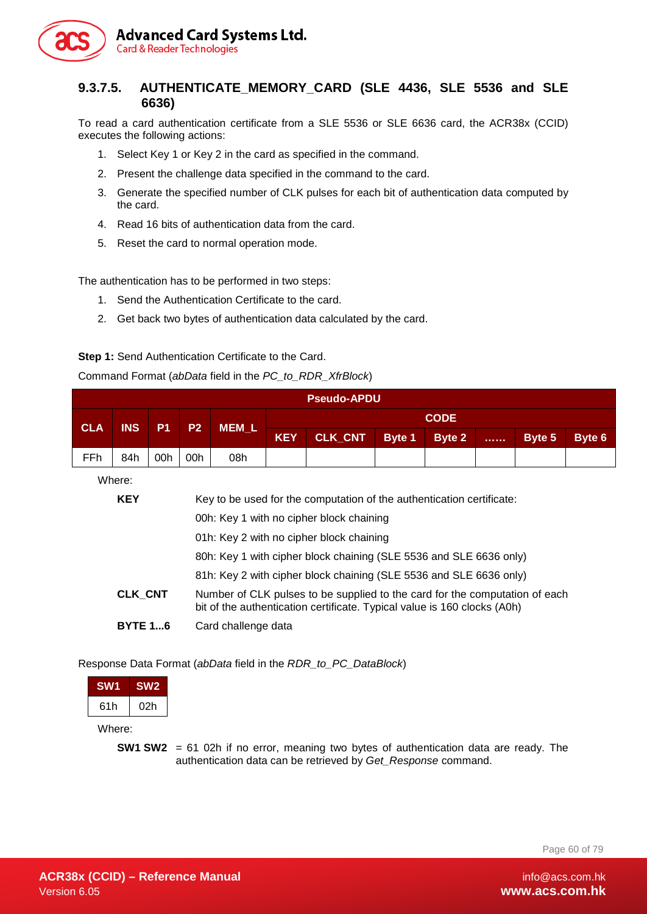### 9.3.7.5. AUTHENTICATE_MEMORY_CARD (SLE 4436, SLE 5536 and SLE 6636)

To read a card authentication certificate from a SLE 5536 or SLE 6636 card, the ACR38x (CCID) executes the following actions:

1. Select Key 1 or Key 2 in the card as specified in the command.
2. Present the challenge data specified in the command to the card.
3. Generate the specified number of CLK pulses for each bit of authentication data computed by the card.
4. Read 16 bits of authentication data from the card.
5. Reset the card to normal operation mode.

The authentication has to be performed in two steps:

1. Send the Authentication Certificate to the card.
2. Get back two bytes of authentication data calculated by the card.

**Step 1:** Send Authentication Certificate to the Card.

Command Format (*abData* field in the *PC_to_RDR_XfrBlock*)

| Pseudo-APDU | | | | | | | | | | | |
|---|---|---|---|---|---|---|---|---|---|---|---|
| CLA | INS | P1 | P2 | MEM_L | CODE | | | | | | |
| | | | | | KEY | CLK_CNT | Byte 1 | Byte 2 | …… | Byte 5 | Byte 6 |
| FFh | 84h | 00h | 00h | 08h | | | | | | | |

Where:

**KEY** Key to be used for the computation of the authentication certificate:

00h: Key 1 with no cipher block chaining

01h: Key 2 with no cipher block chaining

80h: Key 1 with cipher block chaining (SLE 5536 and SLE 6636 only)

81h: Key 2 with cipher block chaining (SLE 5536 and SLE 6636 only)

**CLK_CNT** Number of CLK pulses to be supplied to the card for the computation of each bit of the authentication certificate. Typical value is 160 clocks (A0h)

**BYTE 1...6** Card challenge data

Response Data Format (*abData* field in the *RDR_to_PC_DataBlock*)

| SW1 | SW2 |
|---|---|
| 61h | 02h |

Where:

**SW1 SW2** = 61 02h if no error, meaning two bytes of authentication data are ready. The authentication data can be retrieved by *Get_Response* command.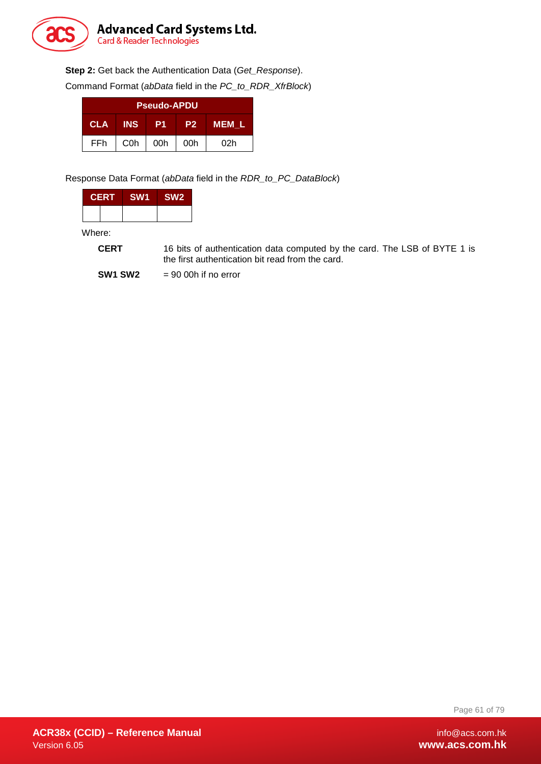**Step 2:** Get back the Authentication Data (*Get_Response*).

Command Format (*abData* field in the *PC_to_RDR_XfrBlock*)

| Pseudo-APDU | | | | |
|---|---|---|---|---|
| CLA | INS | P1 | P2 | MEM_L |
| FFh | C0h | 00h | 00h | 02h |

Response Data Format (*abData* field in the *RDR_to_PC_DataBlock*)

| CERT | | SW1 | SW2 |
|---|---|---|---|
| | | | |

Where:

**CERT** 16 bits of authentication data computed by the card. The LSB of BYTE 1 is the first authentication bit read from the card.

**SW1 SW2** = 90 00h if no error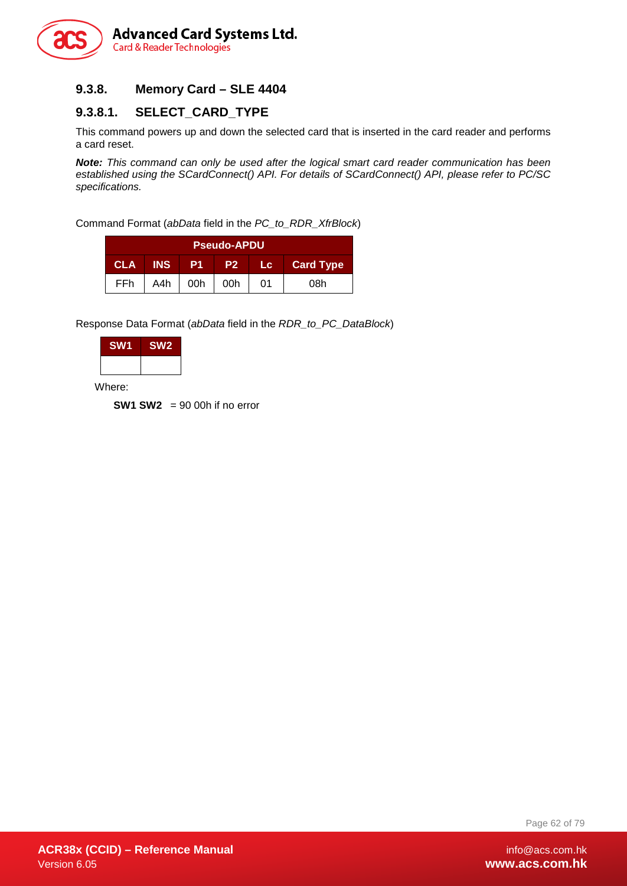### 9.3.8. Memory Card – SLE 4404

#### 9.3.8.1. SELECT_CARD_TYPE

This command powers up and down the selected card that is inserted in the card reader and performs a card reset.

***Note:*** *This command can only be used after the logical smart card reader communication has been established using the SCardConnect() API. For details of SCardConnect() API, please refer to PC/SC specifications.*

Command Format (*abData* field in the *PC_to_RDR_XfrBlock*)

| Pseudo-APDU | | | | | |
|---|---|---|---|---|---|
| CLA | INS | P1 | P2 | Lc | Card Type |
| FFh | A4h | 00h | 00h | 01 | 08h |

Response Data Format (*abData* field in the *RDR_to_PC_DataBlock*)

| SW1 | SW2 |
|---|---|
| | |

Where:

**SW1 SW2** = 90 00h if no error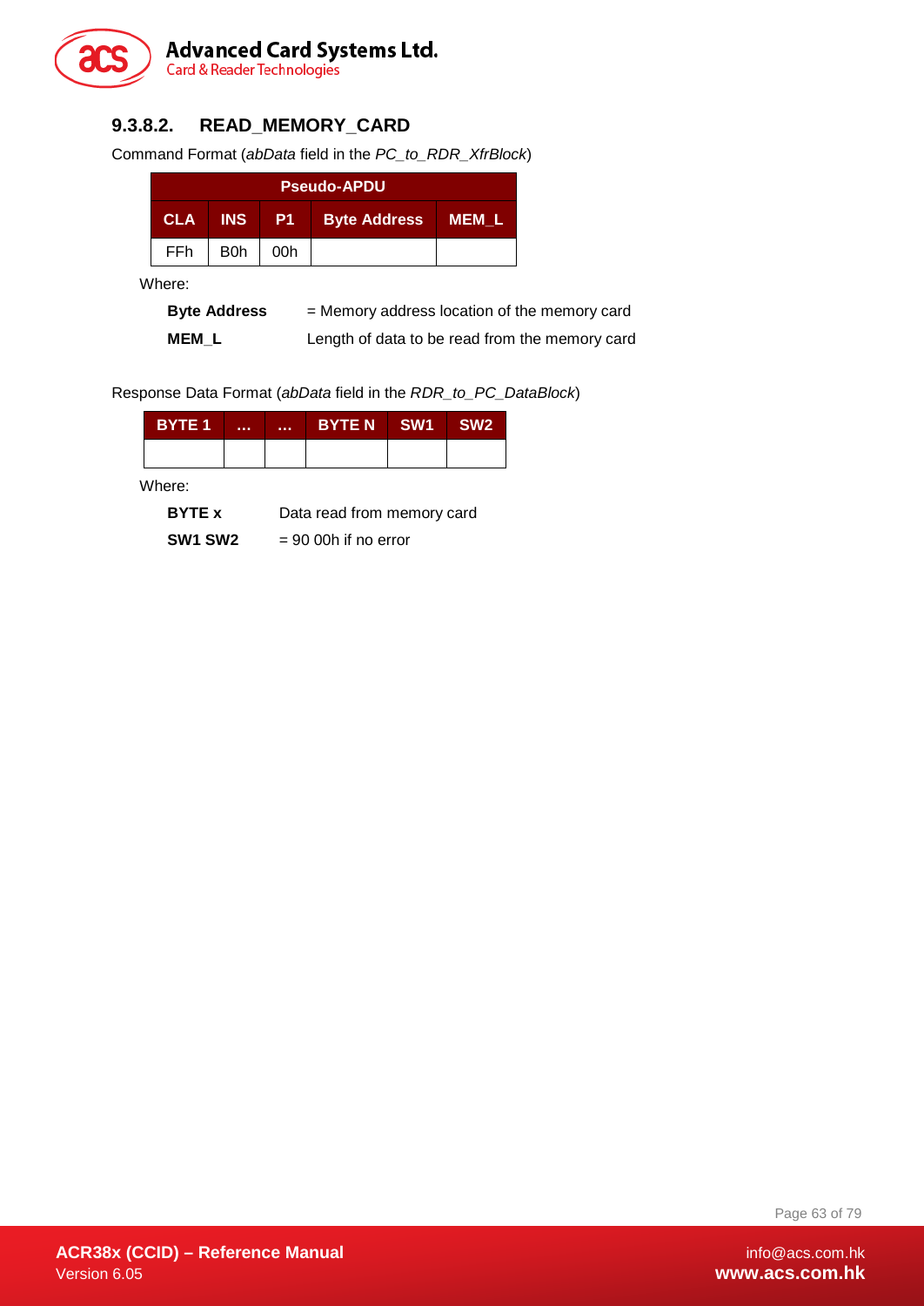#### 9.3.8.2. READ_MEMORY_CARD

Command Format (*abData* field in the *PC_to_RDR_XfrBlock*)

| Pseudo-APDU | | | | |
|---|---|---|---|---|
| **CLA** | **INS** | **P1** | **Byte Address** | **MEM_L** |
| FFh | B0h | 00h | | |

Where:

**Byte Address** = Memory address location of the memory card

**MEM_L** Length of data to be read from the memory card

Response Data Format (*abData* field in the *RDR_to_PC_DataBlock*)

| BYTE 1 | ... | ... | BYTE N | SW1 | SW2 |
|---|---|---|---|---|---|
| | | | | | |

Where:

**BYTE x** Data read from memory card

**SW1 SW2** = 90 00h if no error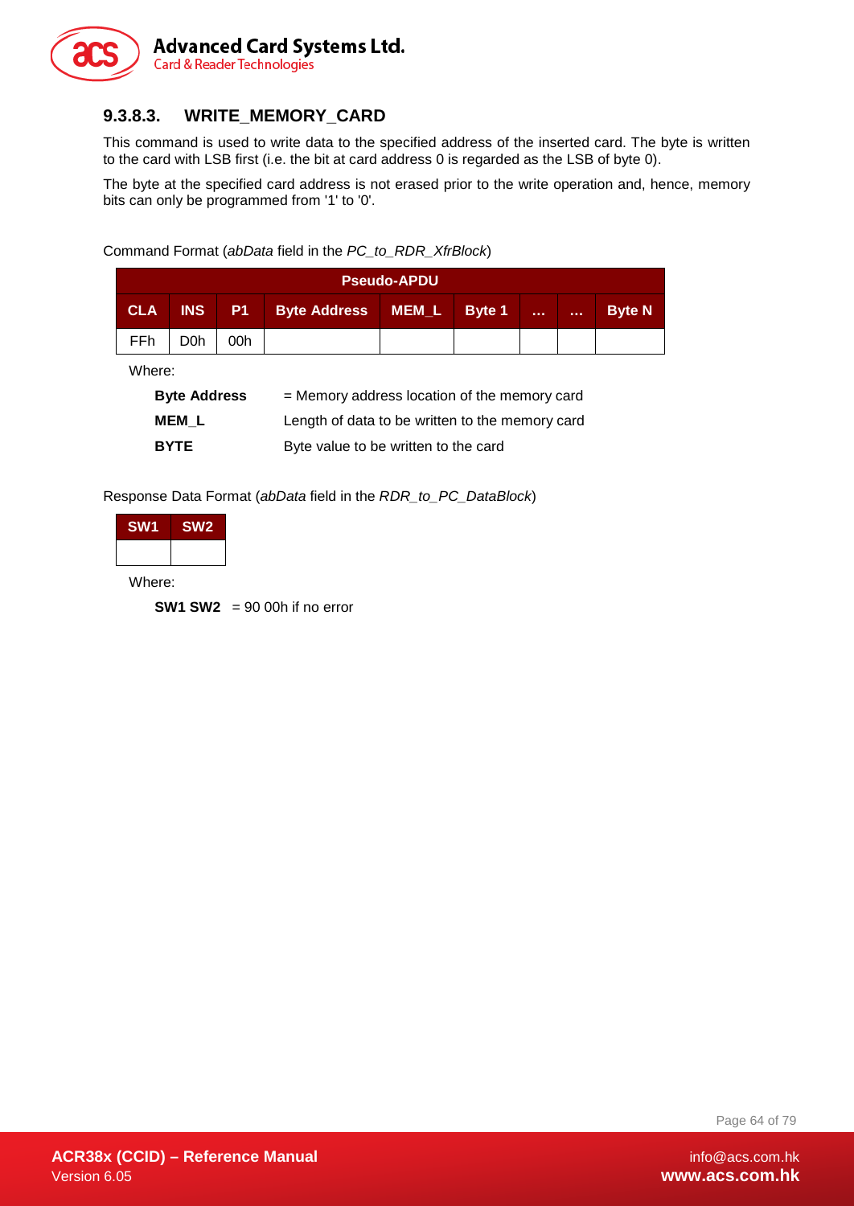### 9.3.8.3. WRITE_MEMORY_CARD

This command is used to write data to the specified address of the inserted card. The byte is written to the card with LSB first (i.e. the bit at card address 0 is regarded as the LSB of byte 0).

The byte at the specified card address is not erased prior to the write operation and, hence, memory bits can only be programmed from '1' to '0'.

Command Format (*abData* field in the *PC_to_RDR_XfrBlock*)

| Pseudo-APDU | | | | | | | | |
|---|---|---|---|---|---|---|---|---|
| **CLA** | **INS** | **P1** | **Byte Address** | **MEM_L** | **Byte 1** | **…** | **…** | **Byte N** |
| FFh | D0h | 00h | | | | | | |

Where:

| | |
|---|---|
| **Byte Address** | = Memory address location of the memory card |
| **MEM_L** | Length of data to be written to the memory card |
| **BYTE** | Byte value to be written to the card |

Response Data Format (*abData* field in the *RDR_to_PC_DataBlock*)

| SW1 | SW2 |
|---|---|
| | |

Where:

**SW1 SW2** = 90 00h if no error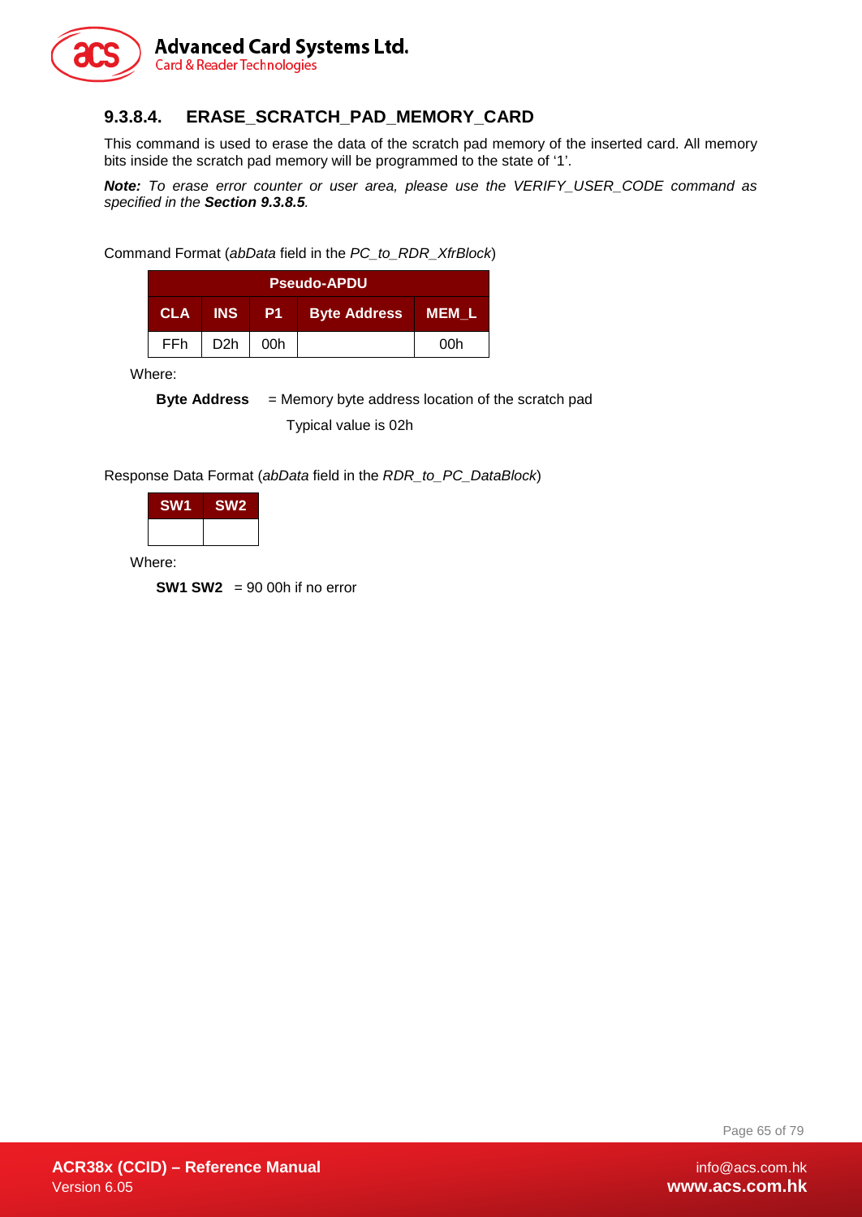### 9.3.8.4. ERASE_SCRATCH_PAD_MEMORY_CARD

This command is used to erase the data of the scratch pad memory of the inserted card. All memory bits inside the scratch pad memory will be programmed to the state of '1'.

***Note:*** *To erase error counter or user area, please use the VERIFY_USER_CODE command as specified in the* ***Section 9.3.8.5****.*

Command Format (*abData* field in the *PC_to_RDR_XfrBlock*)

| Pseudo-APDU | | | | |
|---|---|---|---|---|
| **CLA** | **INS** | **P1** | **Byte Address** | **MEM_L** |
| FFh | D2h | 00h | | 00h |

Where:

**Byte Address** = Memory byte address location of the scratch pad

Typical value is 02h

Response Data Format (*abData* field in the *RDR_to_PC_DataBlock*)

| SW1 | SW2 |
|---|---|
| | |

Where:

**SW1 SW2** = 90 00h if no error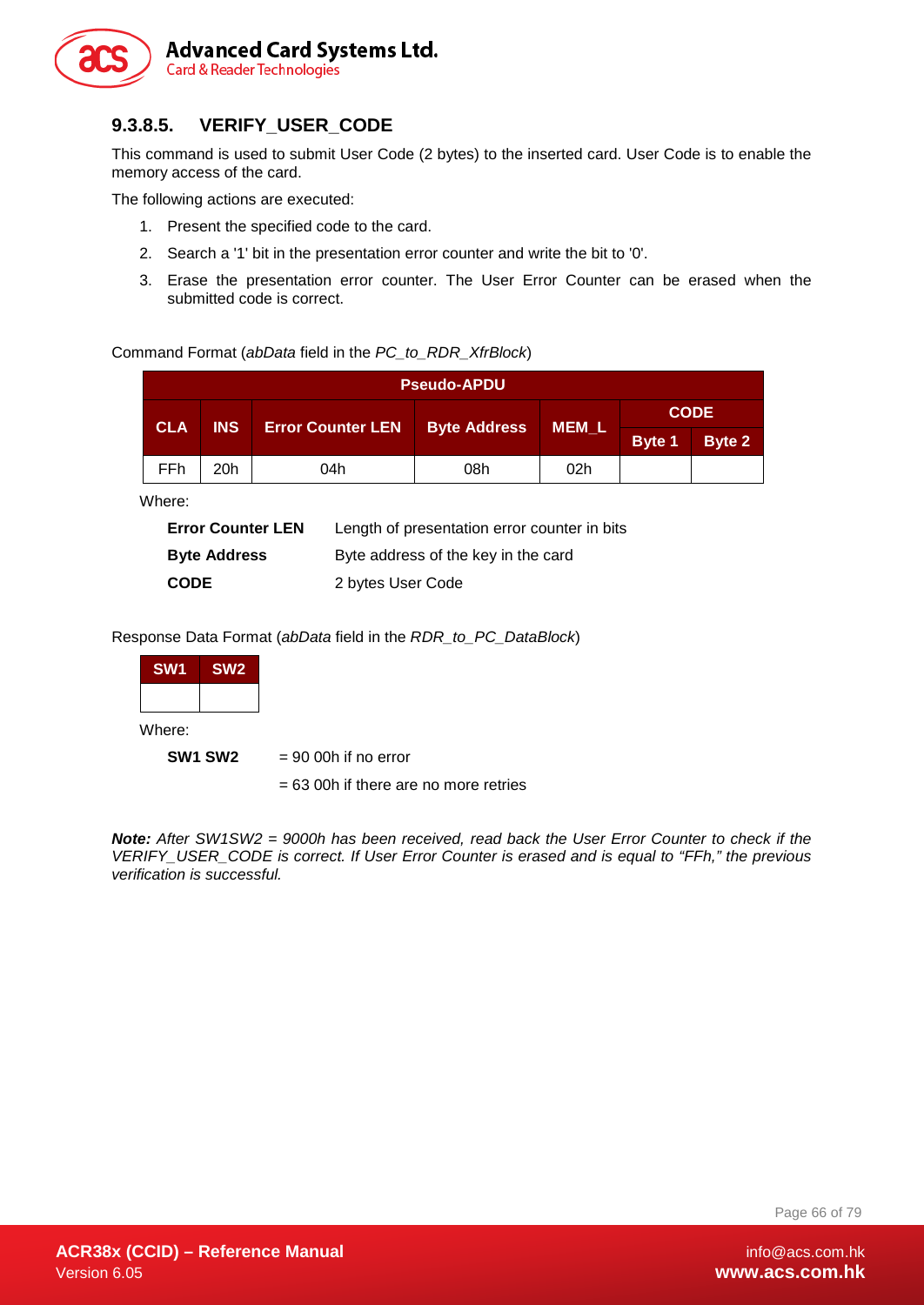#### 9.3.8.5. VERIFY_USER_CODE

This command is used to submit User Code (2 bytes) to the inserted card. User Code is to enable the memory access of the card.

The following actions are executed:

1. Present the specified code to the card.
2. Search a '1' bit in the presentation error counter and write the bit to '0'.
3. Erase the presentation error counter. The User Error Counter can be erased when the submitted code is correct.

Command Format (*abData* field in the *PC_to_RDR_XfrBlock*)

| Pseudo-APDU | | | | | | |
|---|---|---|---|---|---|---|
| CLA | INS | Error Counter LEN | Byte Address | MEM_L | CODE | |
| | | | | | Byte 1 | Byte 2 |
| FFh | 20h | 04h | 08h | 02h | | |

Where:

| | |
|---|---|
| **Error Counter LEN** | Length of presentation error counter in bits |
| **Byte Address** | Byte address of the key in the card |
| **CODE** | 2 bytes User Code |

Response Data Format (*abData* field in the *RDR_to_PC_DataBlock*)

| SW1 | SW2 |
|---|---|
| | |

Where:

**SW1 SW2** = 90 00h if no error

= 63 00h if there are no more retries

***Note:*** *After SW1SW2 = 9000h has been received, read back the User Error Counter to check if the VERIFY_USER_CODE is correct. If User Error Counter is erased and is equal to "FFh," the previous verification is successful.*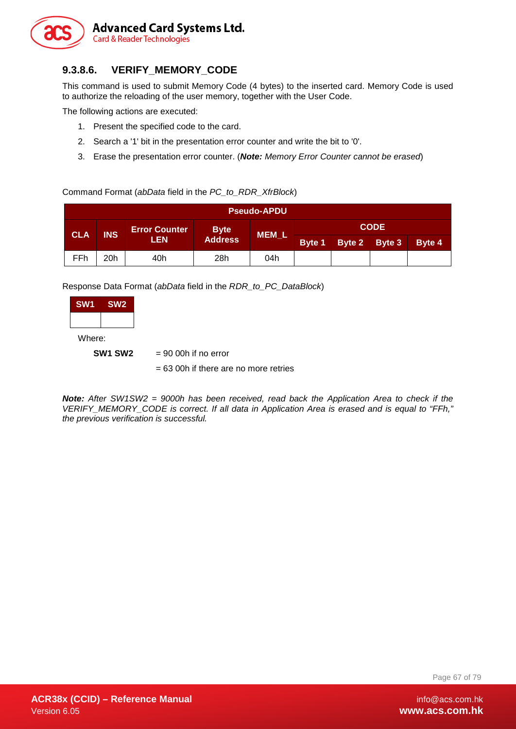### 9.3.8.6. VERIFY_MEMORY_CODE

This command is used to submit Memory Code (4 bytes) to the inserted card. Memory Code is used to authorize the reloading of the user memory, together with the User Code.

The following actions are executed:

1. Present the specified code to the card.
2. Search a '1' bit in the presentation error counter and write the bit to '0'.
3. Erase the presentation error counter. (***Note:*** *Memory Error Counter cannot be erased*)

Command Format (*abData* field in the *PC_to_RDR_XfrBlock*)

| Pseudo-APDU | | | | | | | | |
|---|---|---|---|---|---|---|---|---|
| CLA | INS | Error Counter LEN | Byte Address | MEM_L | CODE | | | |
| | | | | | Byte 1 | Byte 2 | Byte 3 | Byte 4 |
| FFh | 20h | 40h | 28h | 04h | | | | |

Response Data Format (*abData* field in the *RDR_to_PC_DataBlock*)

| SW1 | SW2 |
|---|---|
| | |

Where:

**SW1 SW2** = 90 00h if no error

= 63 00h if there are no more retries

***Note:*** *After SW1SW2 = 9000h has been received, read back the Application Area to check if the VERIFY_MEMORY_CODE is correct. If all data in Application Area is erased and is equal to "FFh," the previous verification is successful.*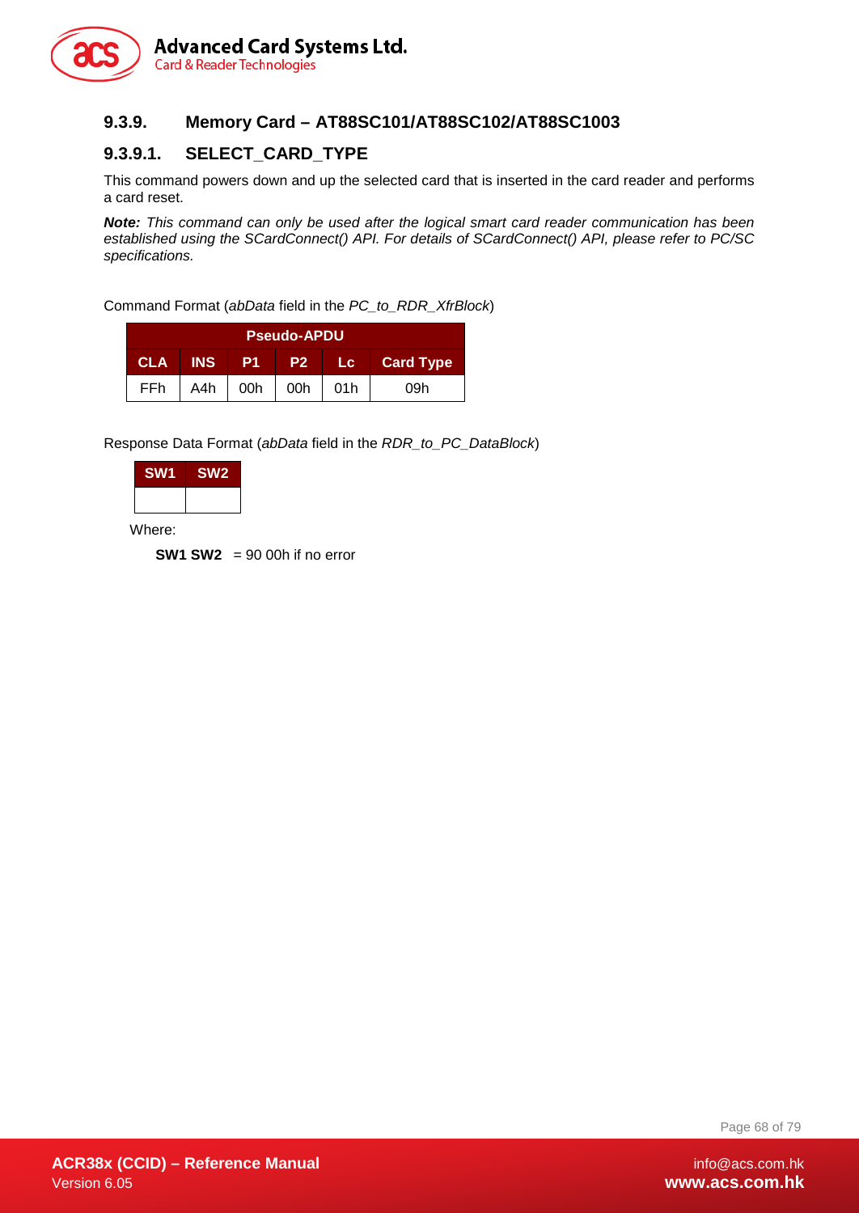### 9.3.9. Memory Card – AT88SC101/AT88SC102/AT88SC1003

#### 9.3.9.1. SELECT_CARD_TYPE

This command powers down and up the selected card that is inserted in the card reader and performs a card reset.

***Note:*** *This command can only be used after the logical smart card reader communication has been established using the SCardConnect() API. For details of SCardConnect() API, please refer to PC/SC specifications.*

Command Format (*abData* field in the *PC_to_RDR_XfrBlock*)

| Pseudo-APDU | | | | | |
|---|---|---|---|---|---|
| **CLA** | **INS** | **P1** | **P2** | **Lc** | **Card Type** |
| FFh | A4h | 00h | 00h | 01h | 09h |

Response Data Format (*abData* field in the *RDR_to_PC_DataBlock*)

| SW1 | SW2 |
|---|---|
| | |

Where:

**SW1 SW2** = 90 00h if no error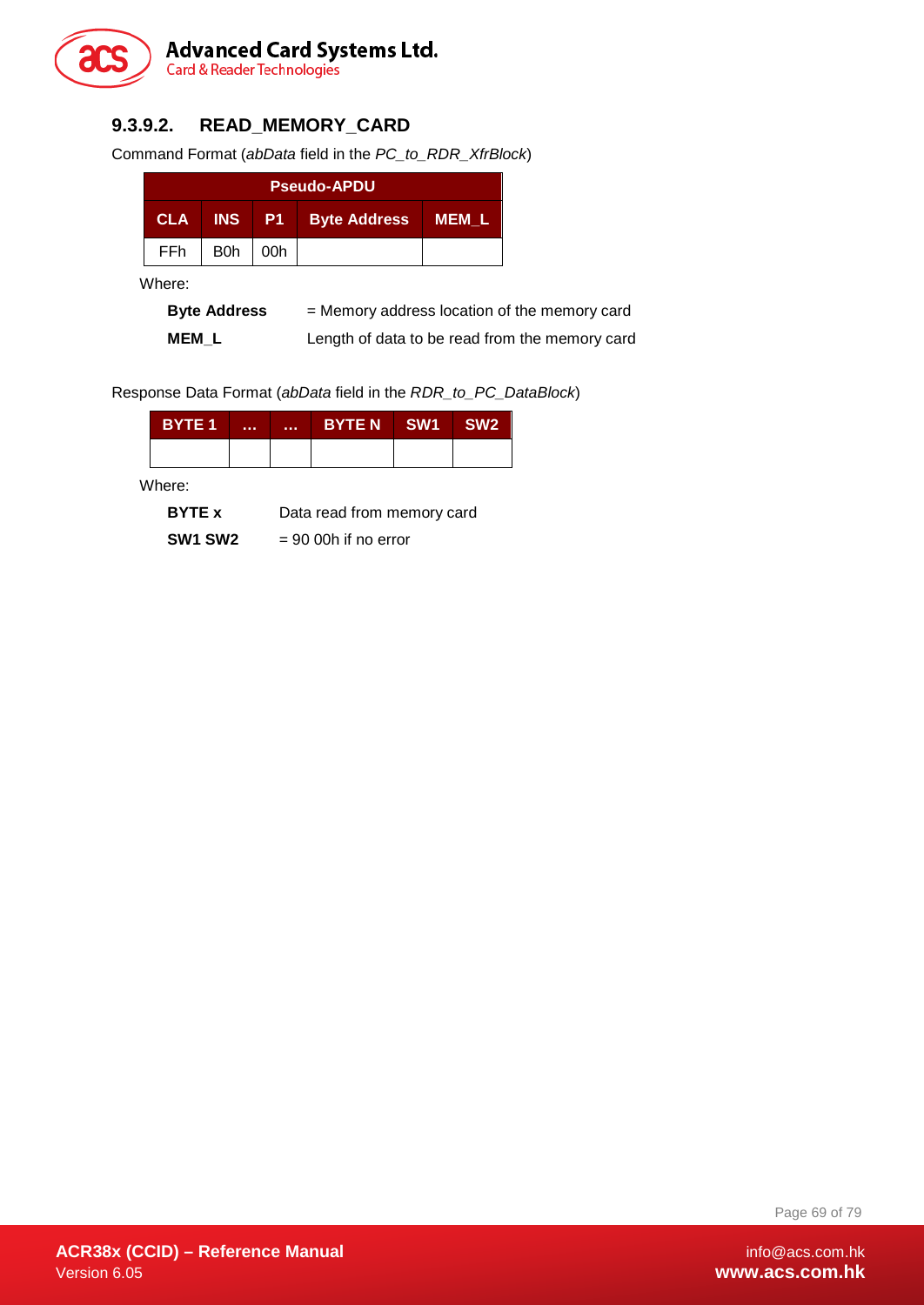#### 9.3.9.2. READ_MEMORY_CARD

Command Format (*abData* field in the *PC_to_RDR_XfrBlock*)

| Pseudo-APDU | | | | |
|---|---|---|---|---|
| **CLA** | **INS** | **P1** | **Byte Address** | **MEM_L** |
| FFh | B0h | 00h | | |

Where:

**Byte Address** = Memory address location of the memory card

**MEM_L** Length of data to be read from the memory card

Response Data Format (*abData* field in the *RDR_to_PC_DataBlock*)

| BYTE 1 | ... | ... | BYTE N | SW1 | SW2 |
|---|---|---|---|---|---|
| | | | | | |

Where:

**BYTE x** Data read from memory card

**SW1 SW2** = 90 00h if no error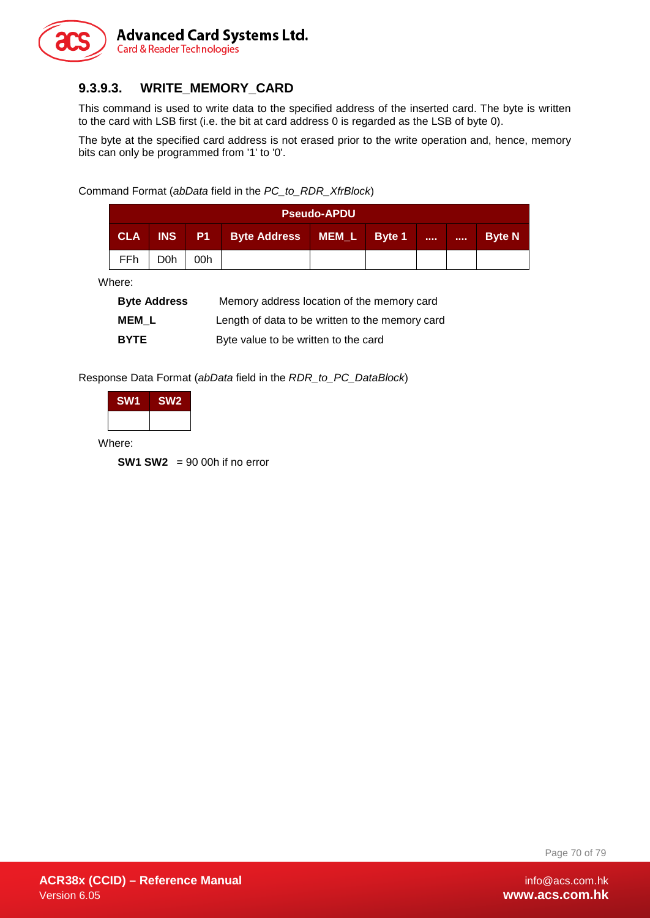### 9.3.9.3. WRITE_MEMORY_CARD

This command is used to write data to the specified address of the inserted card. The byte is written to the card with LSB first (i.e. the bit at card address 0 is regarded as the LSB of byte 0).

The byte at the specified card address is not erased prior to the write operation and, hence, memory bits can only be programmed from '1' to '0'.

Command Format (*abData* field in the *PC_to_RDR_XfrBlock*)

| Pseudo-APDU | | | | | | | | |
|---|---|---|---|---|---|---|---|---|
| CLA | INS | P1 | Byte Address | MEM_L | Byte 1 | .... | .... | Byte N |
| FFh | D0h | 00h | | | | | | |

Where:

**Byte Address** Memory address location of the memory card

**MEM_L** Length of data to be written to the memory card

**BYTE** Byte value to be written to the card

Response Data Format (*abData* field in the *RDR_to_PC_DataBlock*)

| SW1 | SW2 |
|---|---|
| | |

Where:

**SW1 SW2** = 90 00h if no error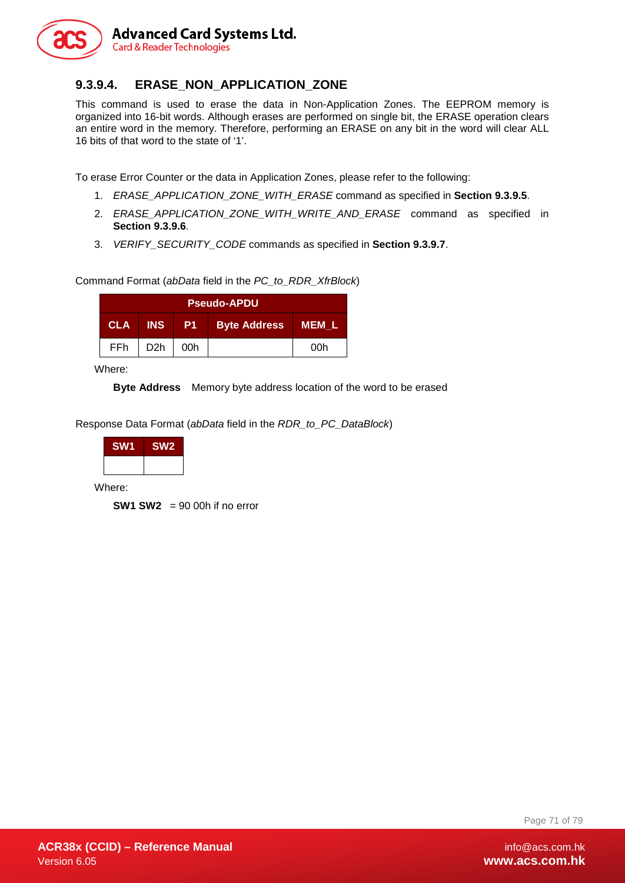#### 9.3.9.4. ERASE_NON_APPLICATION_ZONE

This command is used to erase the data in Non-Application Zones. The EEPROM memory is organized into 16-bit words. Although erases are performed on single bit, the ERASE operation clears an entire word in the memory. Therefore, performing an ERASE on any bit in the word will clear ALL 16 bits of that word to the state of '1'.

To erase Error Counter or the data in Application Zones, please refer to the following:

1. *ERASE_APPLICATION_ZONE_WITH_ERASE* command as specified in **Section 9.3.9.5**.
2. *ERASE_APPLICATION_ZONE_WITH_WRITE_AND_ERASE* command as specified in **Section 9.3.9.6**.
3. *VERIFY_SECURITY_CODE* commands as specified in **Section 9.3.9.7**.

Command Format (*abData* field in the *PC_to_RDR_XfrBlock*)

| Pseudo-APDU | | | | |
|---|---|---|---|---|
| **CLA** | **INS** | **P1** | **Byte Address** | **MEM_L** |
| FFh | D2h | 00h | | 00h |

Where:

**Byte Address** Memory byte address location of the word to be erased

Response Data Format (*abData* field in the *RDR_to_PC_DataBlock*)

| SW1 | SW2 |
|---|---|
| | |

Where:

**SW1 SW2** = 90 00h if no error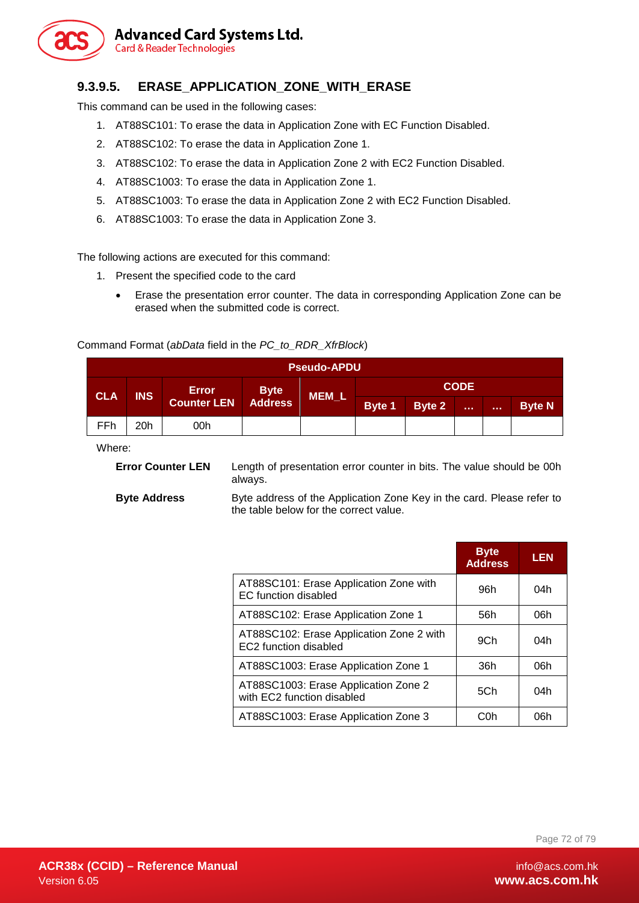### 9.3.9.5. ERASE_APPLICATION_ZONE_WITH_ERASE

This command can be used in the following cases:

1. AT88SC101: To erase the data in Application Zone with EC Function Disabled.
2. AT88SC102: To erase the data in Application Zone 1.
3. AT88SC102: To erase the data in Application Zone 2 with EC2 Function Disabled.
4. AT88SC1003: To erase the data in Application Zone 1.
5. AT88SC1003: To erase the data in Application Zone 2 with EC2 Function Disabled.
6. AT88SC1003: To erase the data in Application Zone 3.

The following actions are executed for this command:

1. Present the specified code to the card
   - Erase the presentation error counter. The data in corresponding Application Zone can be erased when the submitted code is correct.

Command Format (*abData* field in the *PC_to_RDR_XfrBlock*)

| Pseudo-APDU | | | | | | | | | |
|---|---|---|---|---|---|---|---|---|---|
| CLA | INS | Error Counter LEN | Byte Address | MEM_L | CODE | | | | |
| | | | | | Byte 1 | Byte 2 | … | … | Byte N |
| FFh | 20h | 00h | | | | | | | |

Where:

**Error Counter LEN** Length of presentation error counter in bits. The value should be 00h always.

**Byte Address** Byte address of the Application Zone Key in the card. Please refer to the table below for the correct value.

| | Byte Address | LEN |
|---|---|---|
| AT88SC101: Erase Application Zone with EC function disabled | 96h | 04h |
| AT88SC102: Erase Application Zone 1 | 56h | 06h |
| AT88SC102: Erase Application Zone 2 with EC2 function disabled | 9Ch | 04h |
| AT88SC1003: Erase Application Zone 1 | 36h | 06h |
| AT88SC1003: Erase Application Zone 2 with EC2 function disabled | 5Ch | 04h |
| AT88SC1003: Erase Application Zone 3 | C0h | 06h |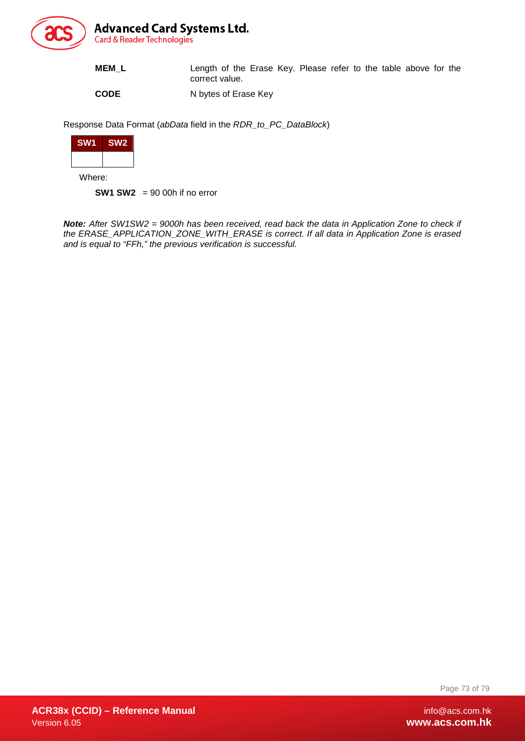**MEM_L** Length of the Erase Key. Please refer to the table above for the correct value.

**CODE** N bytes of Erase Key

Response Data Format (*abData* field in the *RDR_to_PC_DataBlock*)

| SW1 | SW2 |
|---|---|
| | |

Where:

**SW1 SW2** = 90 00h if no error

***Note:*** *After SW1SW2 = 9000h has been received, read back the data in Application Zone to check if the ERASE_APPLICATION_ZONE_WITH_ERASE is correct. If all data in Application Zone is erased and is equal to "FFh," the previous verification is successful.*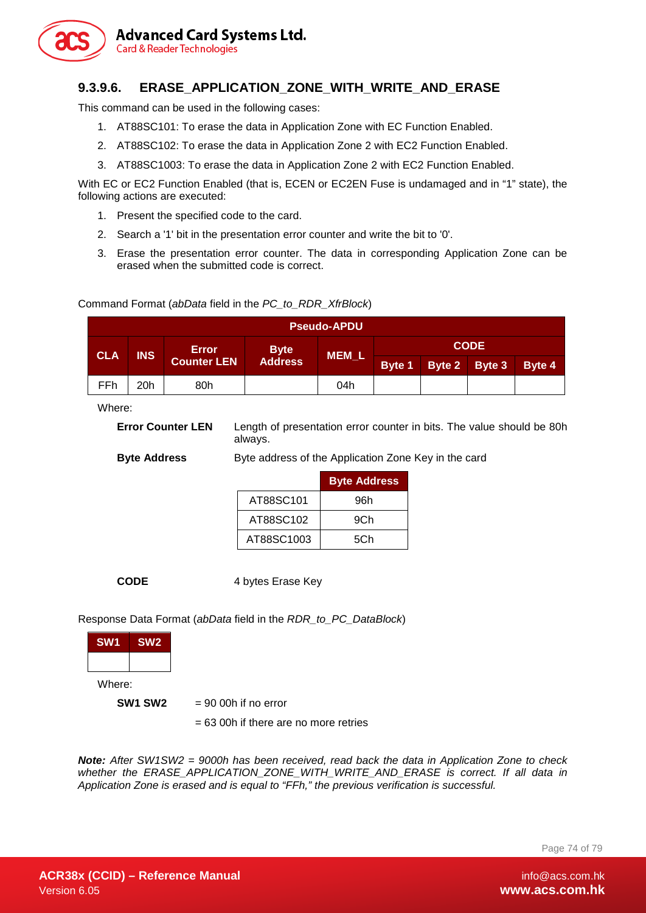### 9.3.9.6. ERASE_APPLICATION_ZONE_WITH_WRITE_AND_ERASE

This command can be used in the following cases:

1. AT88SC101: To erase the data in Application Zone with EC Function Enabled.
2. AT88SC102: To erase the data in Application Zone 2 with EC2 Function Enabled.
3. AT88SC1003: To erase the data in Application Zone 2 with EC2 Function Enabled.

With EC or EC2 Function Enabled (that is, ECEN or EC2EN Fuse is undamaged and in "1" state), the following actions are executed:

1. Present the specified code to the card.
2. Search a '1' bit in the presentation error counter and write the bit to '0'.
3. Erase the presentation error counter. The data in corresponding Application Zone can be erased when the submitted code is correct.

Command Format (*abData* field in the *PC_to_RDR_XfrBlock*)

| Pseudo-APDU | | | | | | | | |
|---|---|---|---|---|---|---|---|---|
| CLA | INS | Error Counter LEN | Byte Address | MEM_L | CODE | | | |
| | | | | | Byte 1 | Byte 2 | Byte 3 | Byte 4 |
| FFh | 20h | 80h | | 04h | | | | |

Where:

**Error Counter LEN** Length of presentation error counter in bits. The value should be 80h always.

**Byte Address** Byte address of the Application Zone Key in the card

| | Byte Address |
|---|---|
| AT88SC101 | 96h |
| AT88SC102 | 9Ch |
| AT88SC1003 | 5Ch |

**CODE** 4 bytes Erase Key

Response Data Format (*abData* field in the *RDR_to_PC_DataBlock*)

| SW1 | SW2 |
|---|---|
| | |

Where:

**SW1 SW2** = 90 00h if no error

= 63 00h if there are no more retries

***Note:*** *After SW1SW2 = 9000h has been received, read back the data in Application Zone to check whether the ERASE_APPLICATION_ZONE_WITH_WRITE_AND_ERASE is correct. If all data in Application Zone is erased and is equal to "FFh," the previous verification is successful.*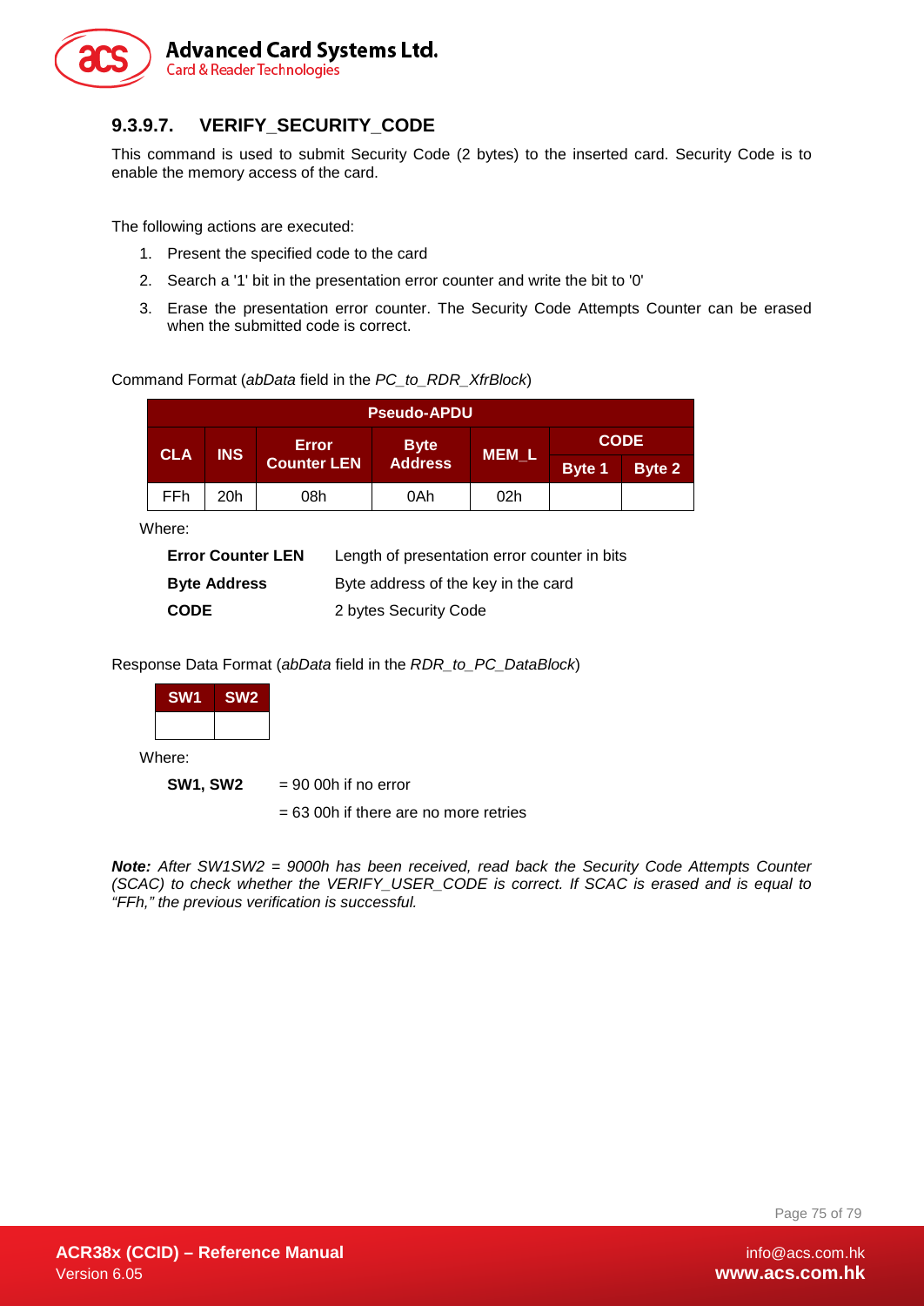### 9.3.9.7. VERIFY_SECURITY_CODE

This command is used to submit Security Code (2 bytes) to the inserted card. Security Code is to enable the memory access of the card.

The following actions are executed:

1. Present the specified code to the card
2. Search a '1' bit in the presentation error counter and write the bit to '0'
3. Erase the presentation error counter. The Security Code Attempts Counter can be erased when the submitted code is correct.

Command Format (*abData* field in the *PC_to_RDR_XfrBlock*)

| Pseudo-APDU | | | | | | |
|---|---|---|---|---|---|---|
| CLA | INS | Error Counter LEN | Byte Address | MEM_L | CODE | |
| | | | | | Byte 1 | Byte 2 |
| FFh | 20h | 08h | 0Ah | 02h | | |

Where:

| | |
|---|---|
| **Error Counter LEN** | Length of presentation error counter in bits |
| **Byte Address** | Byte address of the key in the card |
| **CODE** | 2 bytes Security Code |

Response Data Format (*abData* field in the *RDR_to_PC_DataBlock*)

| SW1 | SW2 |
|---|---|
| | |

Where:

**SW1, SW2** = 90 00h if no error

= 63 00h if there are no more retries

***Note:*** *After SW1SW2 = 9000h has been received, read back the Security Code Attempts Counter (SCAC) to check whether the VERIFY_USER_CODE is correct. If SCAC is erased and is equal to "FFh," the previous verification is successful.*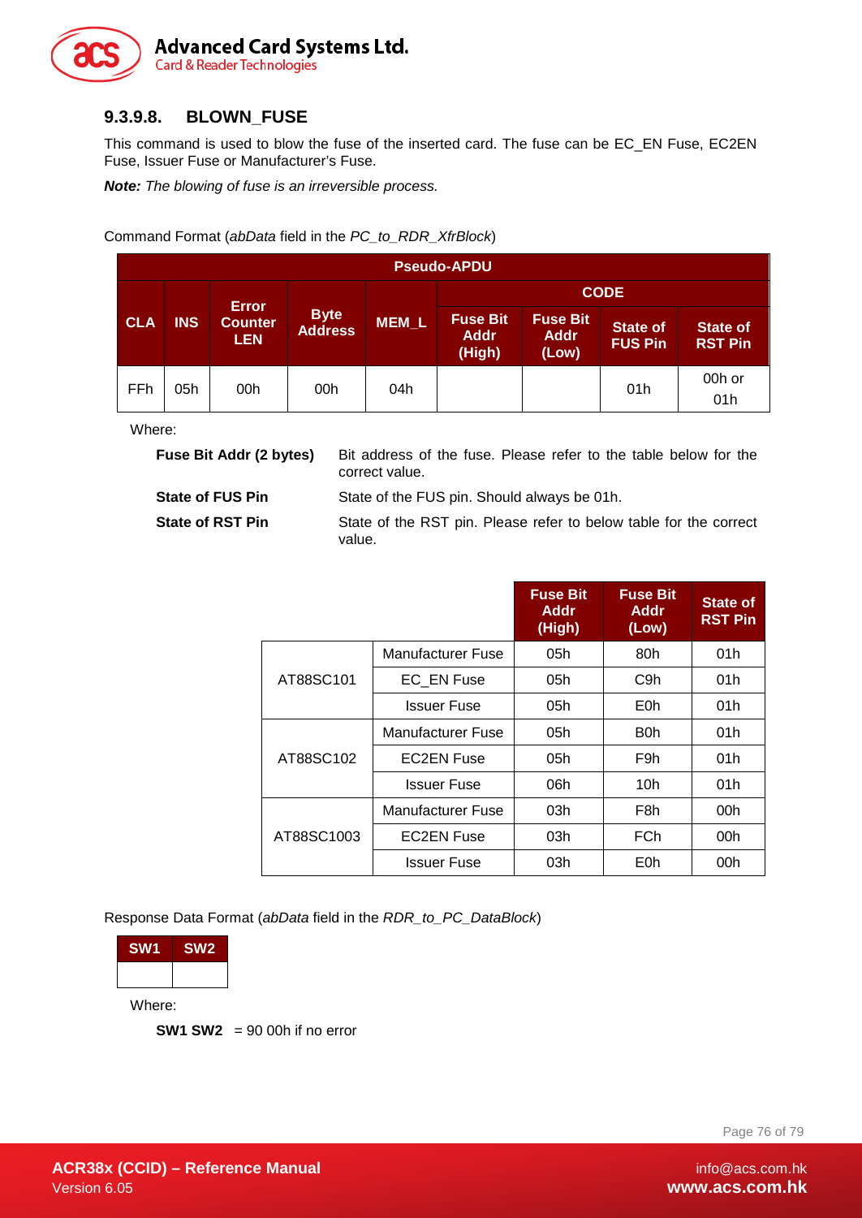### 9.3.9.8. BLOWN_FUSE

This command is used to blow the fuse of the inserted card. The fuse can be EC_EN Fuse, EC2EN Fuse, Issuer Fuse or Manufacturer's Fuse.

***Note:*** *The blowing of fuse is an irreversible process.*

Command Format (*abData* field in the *PC_to_RDR_XfrBlock*)

| Pseudo-APDU | | | | | | | | |
|---|---|---|---|---|---|---|---|---|
| CLA | INS | Error Counter LEN | Byte Address | MEM_L | CODE | | | |
| | | | | | Fuse Bit Addr (High) | Fuse Bit Addr (Low) | State of FUS Pin | State of RST Pin |
| FFh | 05h | 00h | 00h | 04h | | | 01h | 00h or 01h |

Where:

**Fuse Bit Addr (2 bytes)** Bit address of the fuse. Please refer to the table below for the correct value.

**State of FUS Pin** State of the FUS pin. Should always be 01h.

**State of RST Pin** State of the RST pin. Please refer to below table for the correct value.

| | | Fuse Bit Addr (High) | Fuse Bit Addr (Low) | State of RST Pin |
|---|---|---|---|---|
| AT88SC101 | Manufacturer Fuse | 05h | 80h | 01h |
| | EC_EN Fuse | 05h | C9h | 01h |
| | Issuer Fuse | 05h | E0h | 01h |
| AT88SC102 | Manufacturer Fuse | 05h | B0h | 01h |
| | EC2EN Fuse | 05h | F9h | 01h |
| | Issuer Fuse | 06h | 10h | 01h |
| AT88SC1003 | Manufacturer Fuse | 03h | F8h | 00h |
| | EC2EN Fuse | 03h | FCh | 00h |
| | Issuer Fuse | 03h | E0h | 00h |

Response Data Format (*abData* field in the *RDR_to_PC_DataBlock*)

| SW1 | SW2 |
|---|---|
| | |

Where:

**SW1 SW2** = 90 00h if no error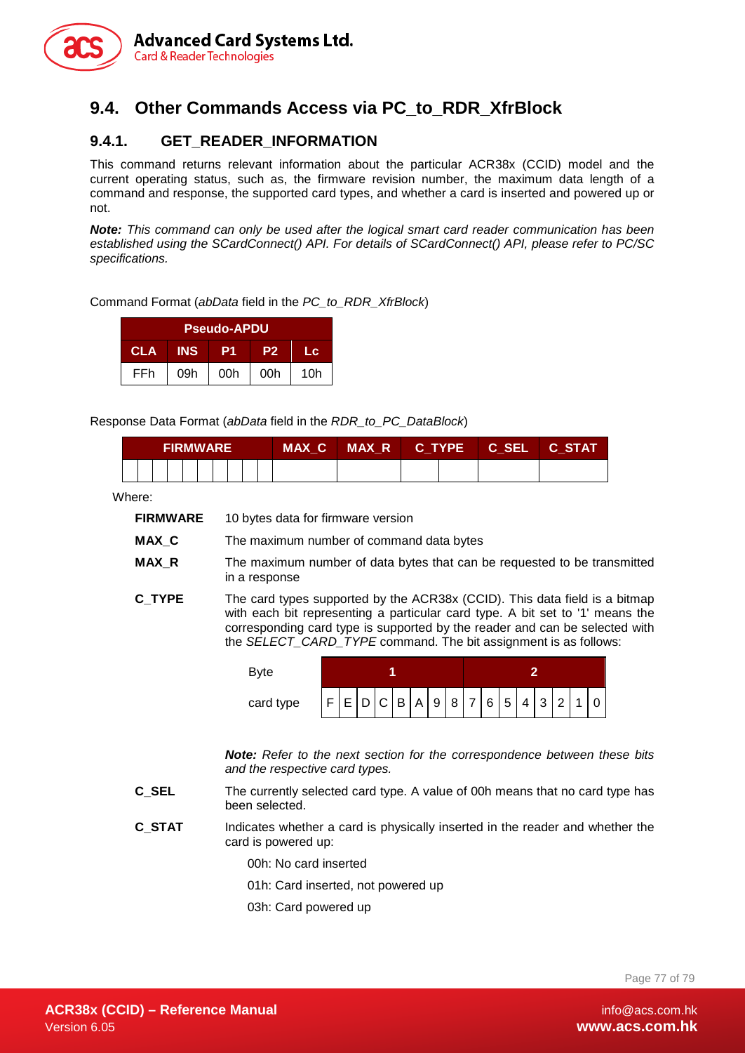## 9.4. Other Commands Access via PC_to_RDR_XfrBlock

### 9.4.1. GET_READER_INFORMATION

This command returns relevant information about the particular ACR38x (CCID) model and the current operating status, such as, the firmware revision number, the maximum data length of a command and response, the supported card types, and whether a card is inserted and powered up or not.

***Note:*** *This command can only be used after the logical smart card reader communication has been established using the SCardConnect() API. For details of SCardConnect() API, please refer to PC/SC specifications.*

Command Format (*abData* field in the *PC_to_RDR_XfrBlock*)

| Pseudo-APDU | | | | |
|---|---|---|---|---|
| **CLA** | **INS** | **P1** | **P2** | **Lc** |
| FFh | 09h | 00h | 00h | 10h |

Response Data Format (*abData* field in the *RDR_to_PC_DataBlock*)

| FIRMWARE | | | | | | | | | | MAX_C | MAX_R | C_TYPE | | C_SEL | C_STAT |
|---|---|---|---|---|---|---|---|---|---|---|---|---|---|---|---|
| | | | | | | | | | | | | | | | |

Where:

**FIRMWARE** 10 bytes data for firmware version

**MAX_C** The maximum number of command data bytes

**MAX_R** The maximum number of data bytes that can be requested to be transmitted in a response

**C_TYPE** The card types supported by the ACR38x (CCID). This data field is a bitmap with each bit representing a particular card type. A bit set to '1' means the corresponding card type is supported by the reader and can be selected with the *SELECT_CARD_TYPE* command. The bit assignment is as follows:

| Byte | 1 | | | | | | | | 2 | | | | | | | |
|---|---|---|---|---|---|---|---|---|---|---|---|---|---|---|---|---|
| card type | F | E | D | C | B | A | 9 | 8 | 7 | 6 | 5 | 4 | 3 | 2 | 1 | 0 |

***Note:*** *Refer to the next section for the correspondence between these bits and the respective card types.*

**C_SEL** The currently selected card type. A value of 00h means that no card type has been selected.

**C_STAT** Indicates whether a card is physically inserted in the reader and whether the card is powered up:

00h: No card inserted

01h: Card inserted, not powered up

03h: Card powered up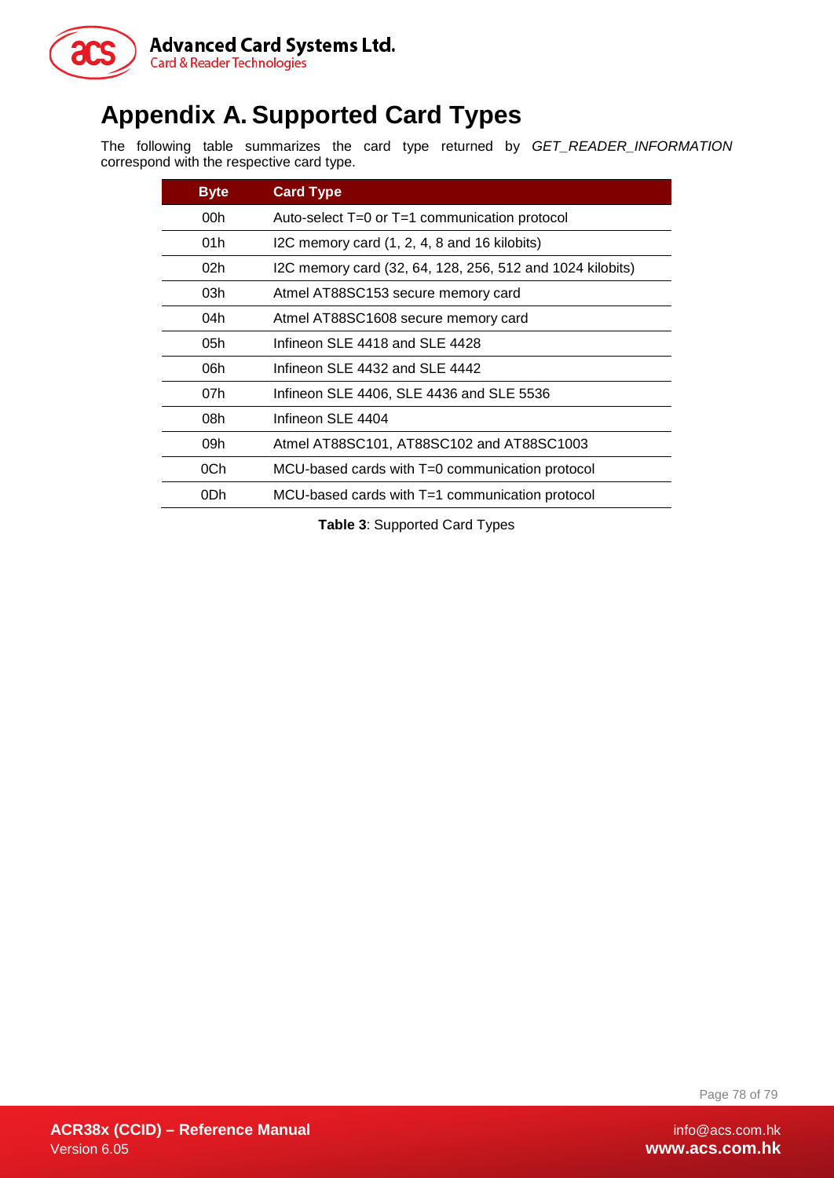# Appendix A. Supported Card Types

The following table summarizes the card type returned by *GET_READER_INFORMATION* correspond with the respective card type.

| Byte | Card Type |
|---|---|
| 00h | Auto-select T=0 or T=1 communication protocol |
| 01h | I2C memory card (1, 2, 4, 8 and 16 kilobits) |
| 02h | I2C memory card (32, 64, 128, 256, 512 and 1024 kilobits) |
| 03h | Atmel AT88SC153 secure memory card |
| 04h | Atmel AT88SC1608 secure memory card |
| 05h | Infineon SLE 4418 and SLE 4428 |
| 06h | Infineon SLE 4432 and SLE 4442 |
| 07h | Infineon SLE 4406, SLE 4436 and SLE 5536 |
| 08h | Infineon SLE 4404 |
| 09h | Atmel AT88SC101, AT88SC102 and AT88SC1003 |
| 0Ch | MCU-based cards with T=0 communication protocol |
| 0Dh | MCU-based cards with T=1 communication protocol |

**Table 3**: Supported Card Types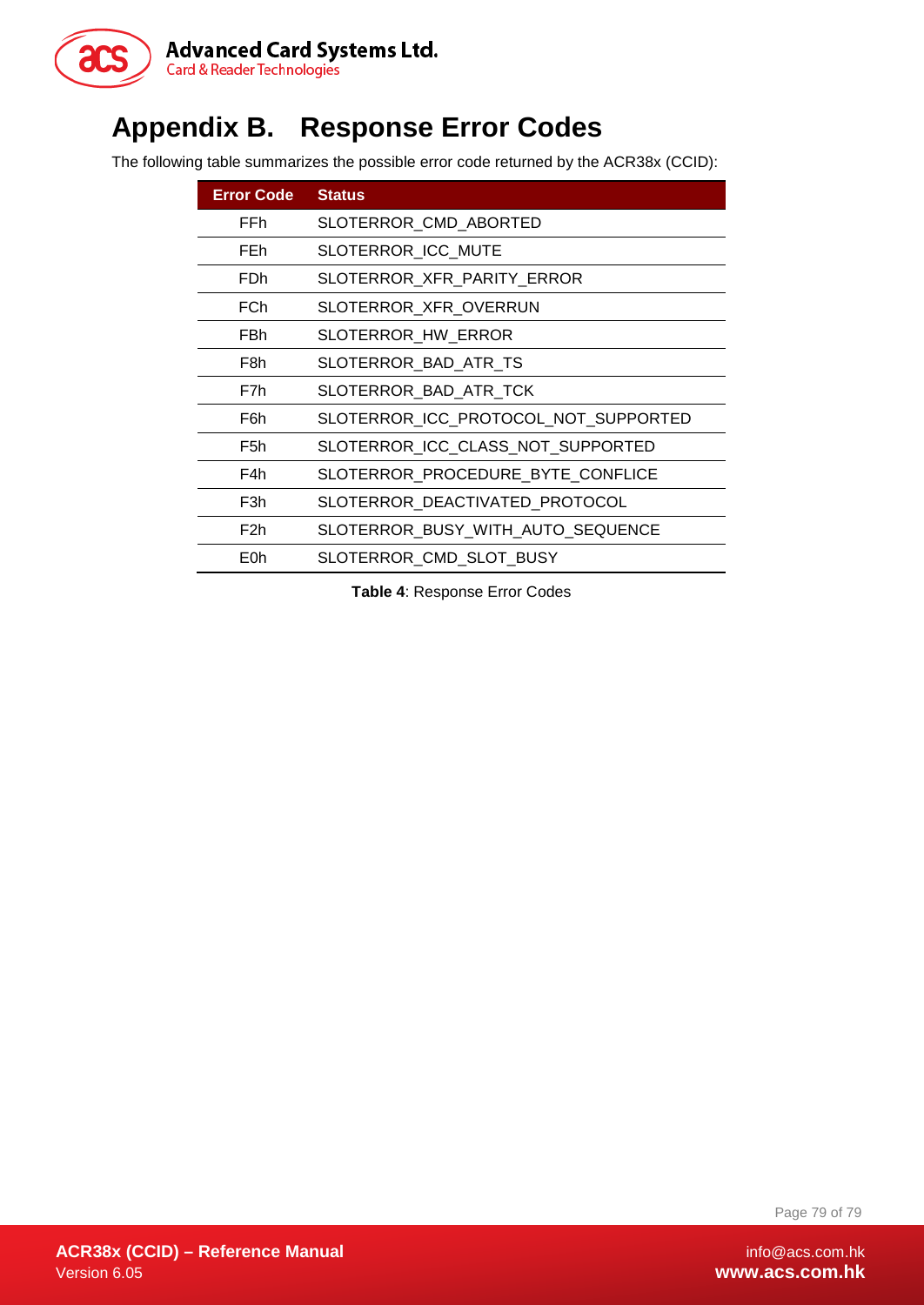# Appendix B. Response Error Codes

The following table summarizes the possible error code returned by the ACR38x (CCID):

| Error Code | Status |
|---|---|
| FFh | SLOTERROR_CMD_ABORTED |
| FEh | SLOTERROR_ICC_MUTE |
| FDh | SLOTERROR_XFR_PARITY_ERROR |
| FCh | SLOTERROR_XFR_OVERRUN |
| FBh | SLOTERROR_HW_ERROR |
| F8h | SLOTERROR_BAD_ATR_TS |
| F7h | SLOTERROR_BAD_ATR_TCK |
| F6h | SLOTERROR_ICC_PROTOCOL_NOT_SUPPORTED |
| F5h | SLOTERROR_ICC_CLASS_NOT_SUPPORTED |
| F4h | SLOTERROR_PROCEDURE_BYTE_CONFLICE |
| F3h | SLOTERROR_DEACTIVATED_PROTOCOL |
| F2h | SLOTERROR_BUSY_WITH_AUTO_SEQUENCE |
| E0h | SLOTERROR_CMD_SLOT_BUSY |

**Table 4**: Response Error Codes